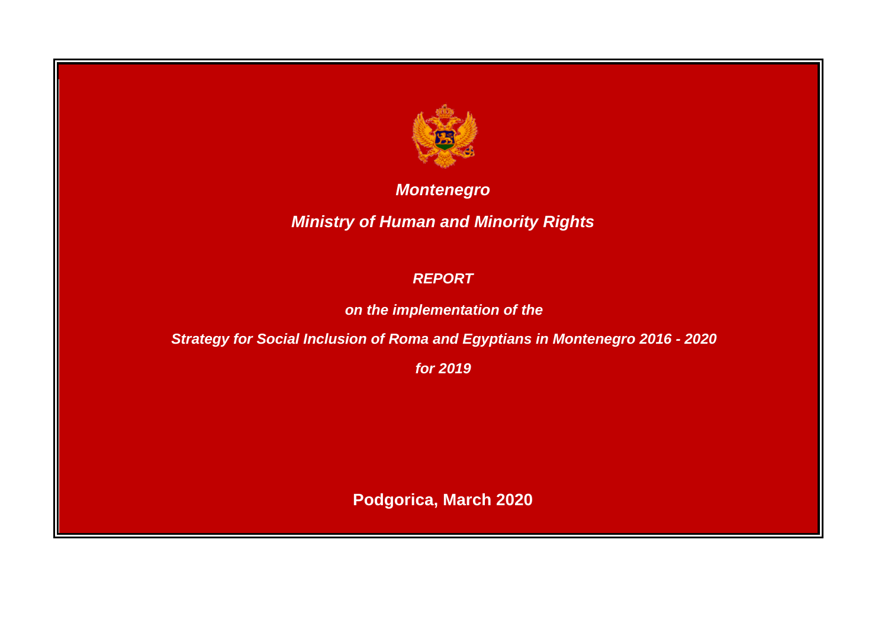***Montenegro***

***Ministry of Human and Minority Rights***

# ***REPORT***

***on the implementation of the***

***Strategy for Social Inclusion of Roma and Egyptians in Montenegro 2016 - 2020***

***for 2019***

**Podgorica, March 2020**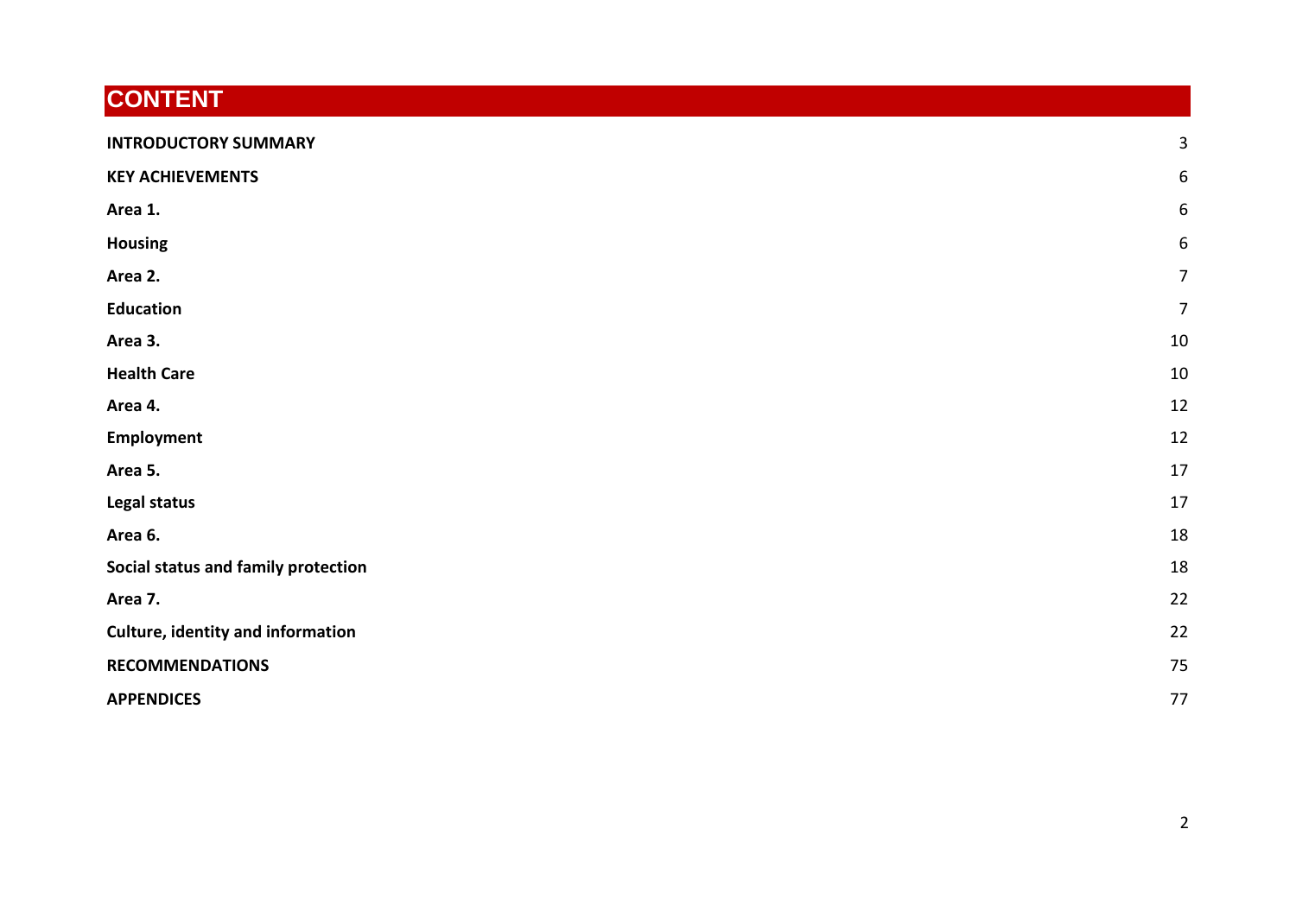# CONTENT

| | |
|---|---|
| **INTRODUCTORY SUMMARY** | 3 |
| **KEY ACHIEVEMENTS** | 6 |
| **Area 1.** | 6 |
| **Housing** | 6 |
| **Area 2.** | 7 |
| **Education** | 7 |
| **Area 3.** | 10 |
| **Health Care** | 10 |
| **Area 4.** | 12 |
| **Employment** | 12 |
| **Area 5.** | 17 |
| **Legal status** | 17 |
| **Area 6.** | 18 |
| **Social status and family protection** | 18 |
| **Area 7.** | 22 |
| **Culture, identity and information** | 22 |
| **RECOMMENDATIONS** | 75 |
| **APPENDICES** | 77 |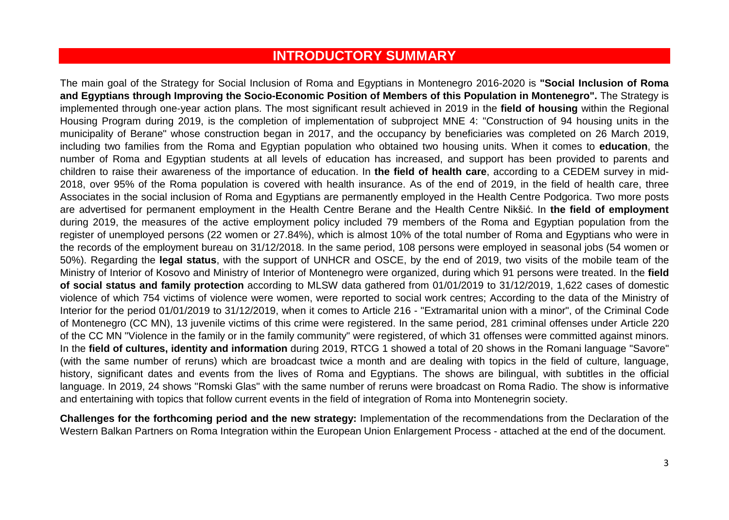# INTRODUCTORY SUMMARY

The main goal of the Strategy for Social Inclusion of Roma and Egyptians in Montenegro 2016-2020 is **"Social Inclusion of Roma and Egyptians through Improving the Socio-Economic Position of Members of this Population in Montenegro".** The Strategy is implemented through one-year action plans. The most significant result achieved in 2019 in the **field of housing** within the Regional Housing Program during 2019, is the completion of implementation of subproject MNE 4: "Construction of 94 housing units in the municipality of Berane" whose construction began in 2017, and the occupancy by beneficiaries was completed on 26 March 2019, including two families from the Roma and Egyptian population who obtained two housing units. When it comes to **education**, the number of Roma and Egyptian students at all levels of education has increased, and support has been provided to parents and children to raise their awareness of the importance of education. In **the field of health care**, according to a CEDEM survey in mid-2018, over 95% of the Roma population is covered with health insurance. As of the end of 2019, in the field of health care, three Associates in the social inclusion of Roma and Egyptians are permanently employed in the Health Centre Podgorica. Two more posts are advertised for permanent employment in the Health Centre Berane and the Health Centre Nikšić. In **the field of employment** during 2019, the measures of the active employment policy included 79 members of the Roma and Egyptian population from the register of unemployed persons (22 women or 27.84%), which is almost 10% of the total number of Roma and Egyptians who were in the records of the employment bureau on 31/12/2018. In the same period, 108 persons were employed in seasonal jobs (54 women or 50%). Regarding the **legal status**, with the support of UNHCR and OSCE, by the end of 2019, two visits of the mobile team of the Ministry of Interior of Kosovo and Ministry of Interior of Montenegro were organized, during which 91 persons were treated. In the **field of social status and family protection** according to MLSW data gathered from 01/01/2019 to 31/12/2019, 1,622 cases of domestic violence of which 754 victims of violence were women, were reported to social work centres; According to the data of the Ministry of Interior for the period 01/01/2019 to 31/12/2019, when it comes to Article 216 - "Extramarital union with a minor", of the Criminal Code of Montenegro (CC MN), 13 juvenile victims of this crime were registered. In the same period, 281 criminal offenses under Article 220 of the CC MN "Violence in the family or in the family community" were registered, of which 31 offenses were committed against minors. In the **field of cultures, identity and information** during 2019, RTCG 1 showed a total of 20 shows in the Romani language "Savore" (with the same number of reruns) which are broadcast twice a month and are dealing with topics in the field of culture, language, history, significant dates and events from the lives of Roma and Egyptians. The shows are bilingual, with subtitles in the official language. In 2019, 24 shows "Romski Glas" with the same number of reruns were broadcast on Roma Radio. The show is informative and entertaining with topics that follow current events in the field of integration of Roma into Montenegrin society.

**Challenges for the forthcoming period and the new strategy:** Implementation of the recommendations from the Declaration of the Western Balkan Partners on Roma Integration within the European Union Enlargement Process - attached at the end of the document.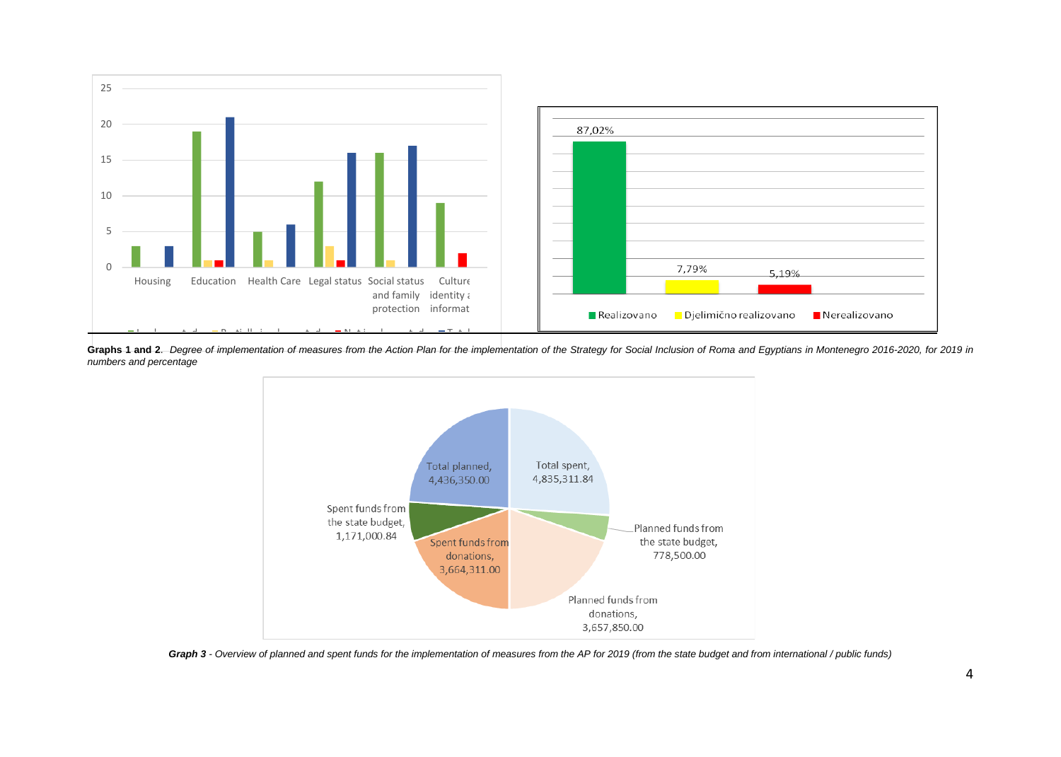**Graphs 1 and 2**. *Degree of implementation of measures from the Action Plan for the implementation of the Strategy for Social Inclusion of Roma and Egyptians in Montenegro 2016-2020, for 2019 in numbers and percentage*

***Graph 3*** *- Overview of planned and spent funds for the implementation of measures from the AP for 2019 (from the state budget and from international / public funds)*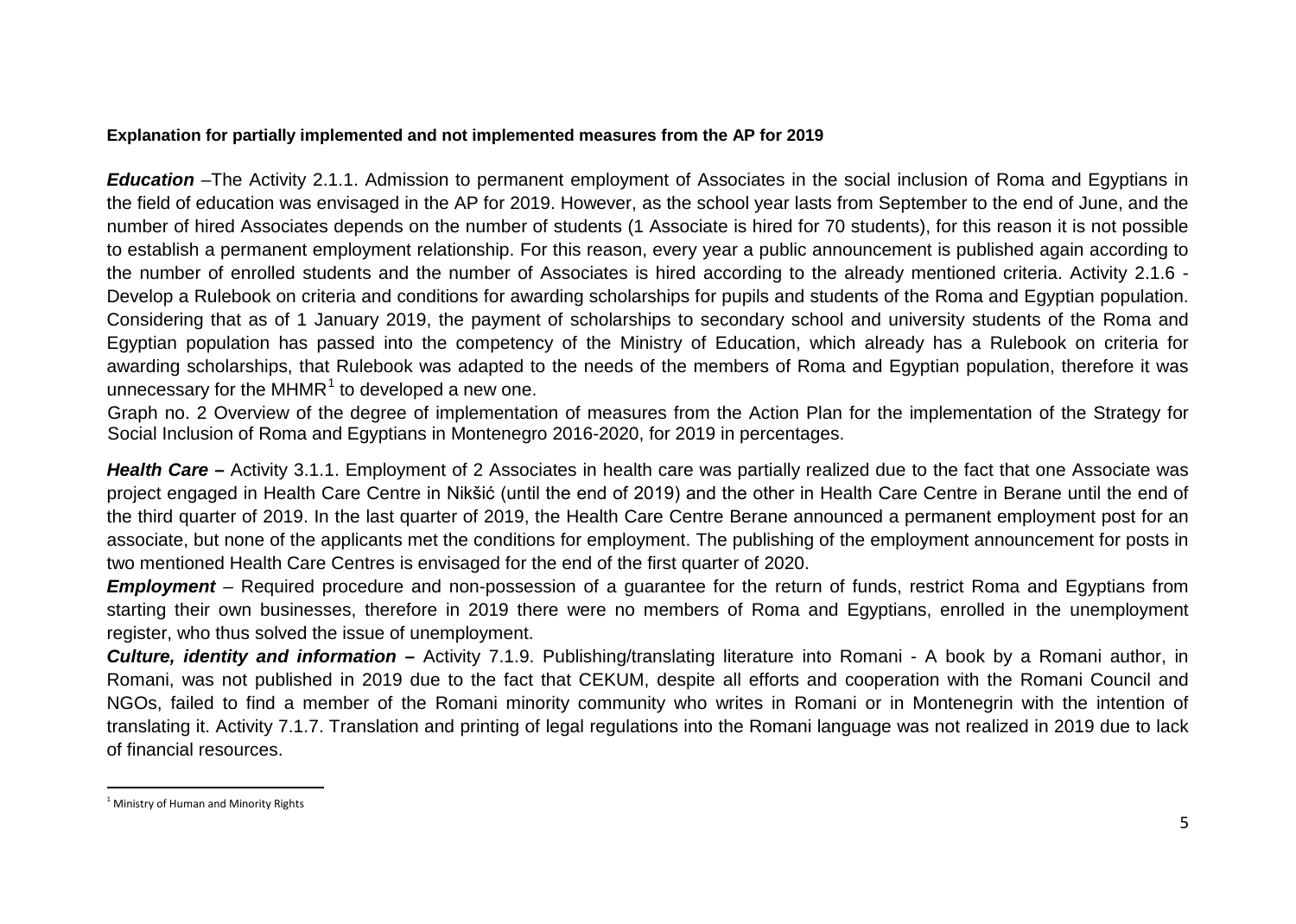**Explanation for partially implemented and not implemented measures from the AP for 2019**

***Education*** –The Activity 2.1.1. Admission to permanent employment of Associates in the social inclusion of Roma and Egyptians in the field of education was envisaged in the AP for 2019. However, as the school year lasts from September to the end of June, and the number of hired Associates depends on the number of students (1 Associate is hired for 70 students), for this reason it is not possible to establish a permanent employment relationship. For this reason, every year a public announcement is published again according to the number of enrolled students and the number of Associates is hired according to the already mentioned criteria. Activity 2.1.6 - Develop a Rulebook on criteria and conditions for awarding scholarships for pupils and students of the Roma and Egyptian population. Considering that as of 1 January 2019, the payment of scholarships to secondary school and university students of the Roma and Egyptian population has passed into the competency of the Ministry of Education, which already has a Rulebook on criteria for awarding scholarships, that Rulebook was adapted to the needs of the members of Roma and Egyptian population, therefore it was unnecessary for the MHMR[1] to developed a new one.

Graph no. 2 Overview of the degree of implementation of measures from the Action Plan for the implementation of the Strategy for Social Inclusion of Roma and Egyptians in Montenegro 2016-2020, for 2019 in percentages.

***Health Care*** **–** Activity 3.1.1. Employment of 2 Associates in health care was partially realized due to the fact that one Associate was project engaged in Health Care Centre in Nikšić (until the end of 2019) and the other in Health Care Centre in Berane until the end of the third quarter of 2019. In the last quarter of 2019, the Health Care Centre Berane announced a permanent employment post for an associate, but none of the applicants met the conditions for employment. The publishing of the employment announcement for posts in two mentioned Health Care Centres is envisaged for the end of the first quarter of 2020.

***Employment*** – Required procedure and non-possession of a guarantee for the return of funds, restrict Roma and Egyptians from starting their own businesses, therefore in 2019 there were no members of Roma and Egyptians, enrolled in the unemployment register, who thus solved the issue of unemployment.

***Culture, identity and information*** **–** Activity 7.1.9. Publishing/translating literature into Romani - A book by a Romani author, in Romani, was not published in 2019 due to the fact that CEKUM, despite all efforts and cooperation with the Romani Council and NGOs, failed to find a member of the Romani minority community who writes in Romani or in Montenegrin with the intention of translating it. Activity 7.1.7. Translation and printing of legal regulations into the Romani language was not realized in 2019 due to lack of financial resources.

[1] Ministry of Human and Minority Rights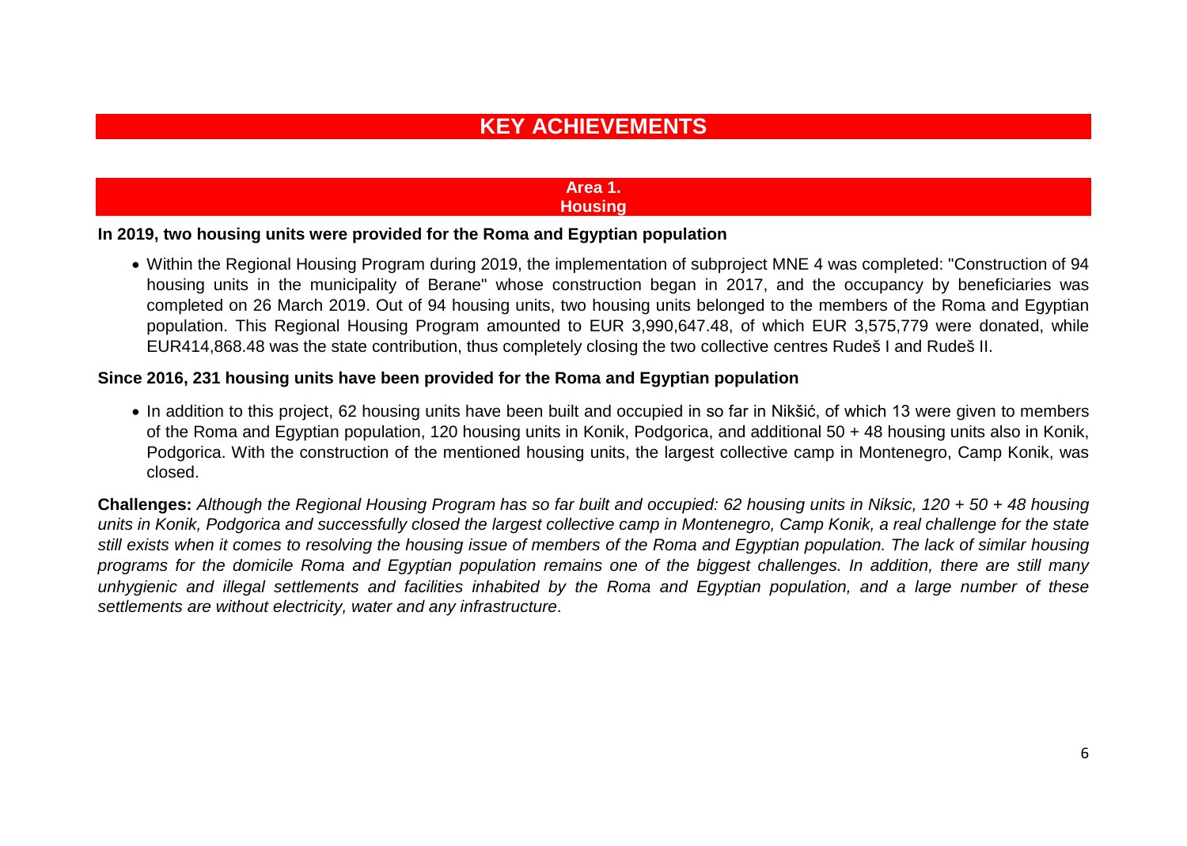# KEY ACHIEVEMENTS

## Area 1.
## Housing

**In 2019, two housing units were provided for the Roma and Egyptian population**

- Within the Regional Housing Program during 2019, the implementation of subproject MNE 4 was completed: "Construction of 94 housing units in the municipality of Berane" whose construction began in 2017, and the occupancy by beneficiaries was completed on 26 March 2019. Out of 94 housing units, two housing units belonged to the members of the Roma and Egyptian population. This Regional Housing Program amounted to EUR 3,990,647.48, of which EUR 3,575,779 were donated, while EUR414,868.48 was the state contribution, thus completely closing the two collective centres Rudeš I and Rudeš II.

**Since 2016, 231 housing units have been provided for the Roma and Egyptian population**

- In addition to this project, 62 housing units have been built and occupied in so far in Nikšić, of which 13 were given to members of the Roma and Egyptian population, 120 housing units in Konik, Podgorica, and additional 50 + 48 housing units also in Konik, Podgorica. With the construction of the mentioned housing units, the largest collective camp in Montenegro, Camp Konik, was closed.

**Challenges:** *Although the Regional Housing Program has so far built and occupied: 62 housing units in Niksic, 120 + 50 + 48 housing units in Konik, Podgorica and successfully closed the largest collective camp in Montenegro, Camp Konik, a real challenge for the state still exists when it comes to resolving the housing issue of members of the Roma and Egyptian population. The lack of similar housing programs for the domicile Roma and Egyptian population remains one of the biggest challenges. In addition, there are still many unhygienic and illegal settlements and facilities inhabited by the Roma and Egyptian population, and a large number of these settlements are without electricity, water and any infrastructure*.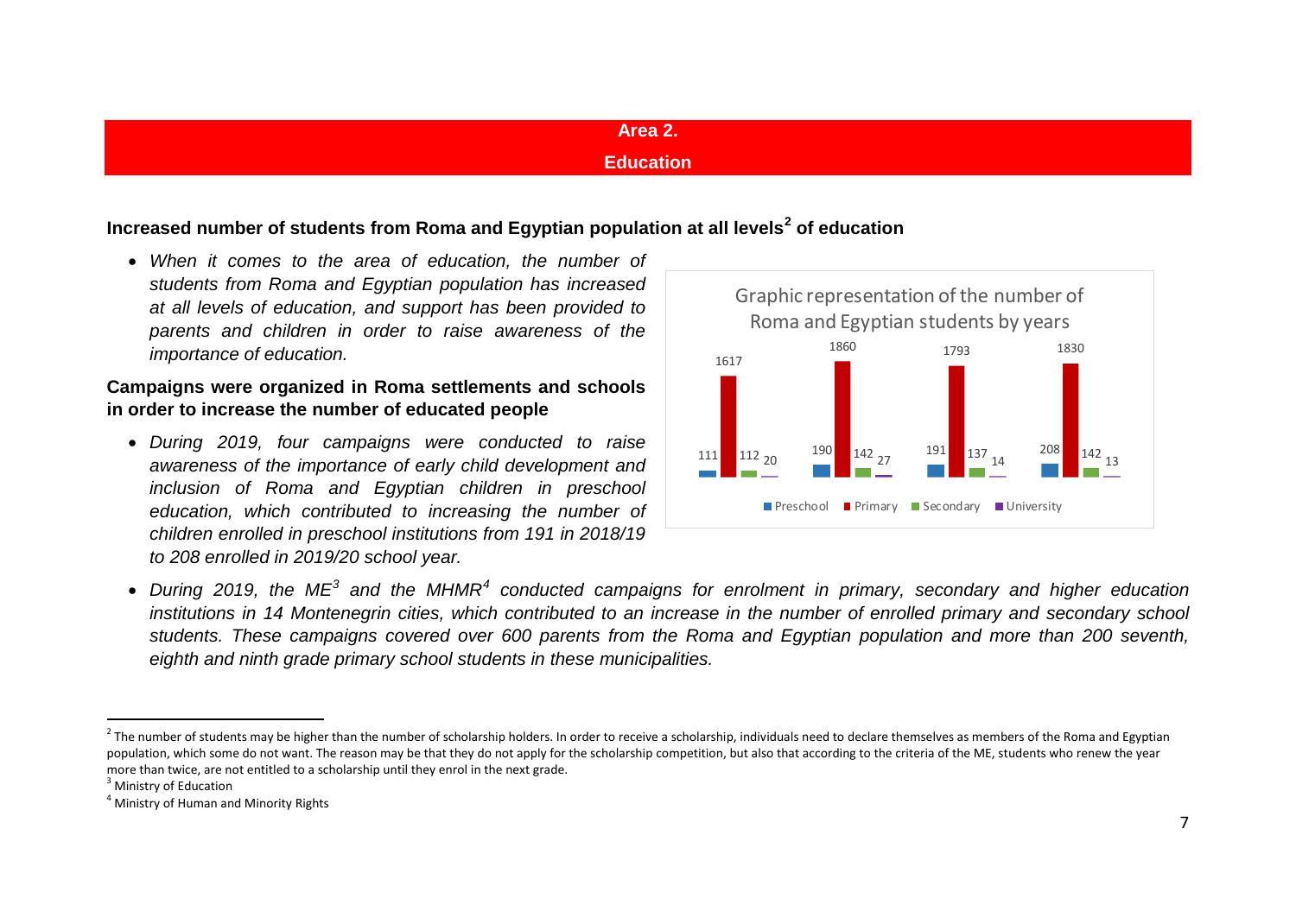# Area 2.

## Education

### Increased number of students from Roma and Egyptian population at all levels[2] of education

- *When it comes to the area of education, the number of students from Roma and Egyptian population has increased at all levels of education, and support has been provided to parents and children in order to raise awareness of the importance of education.*

**Campaigns were organized in Roma settlements and schools in order to increase the number of educated people**

- *During 2019, four campaigns were conducted to raise awareness of the importance of early child development and inclusion of Roma and Egyptian children in preschool education, which contributed to increasing the number of children enrolled in preschool institutions from 191 in 2018/19 to 208 enrolled in 2019/20 school year.*

Graphic representation of the number of Roma and Egyptian students by years

| Preschool | Primary | Secondary | University |
|---|---|---|---|
| 111 | 1617 | 112 | 20 |
| 190 | 1860 | 142 | 27 |
| 191 | 1793 | 137 | 14 |
| 208 | 1830 | 142 | 13 |

- *During 2019, the ME[3] and the MHMR[4] conducted campaigns for enrolment in primary, secondary and higher education institutions in 14 Montenegrin cities, which contributed to an increase in the number of enrolled primary and secondary school students. These campaigns covered over 600 parents from the Roma and Egyptian population and more than 200 seventh, eighth and ninth grade primary school students in these municipalities.*

---

[2] The number of students may be higher than the number of scholarship holders. In order to receive a scholarship, individuals need to declare themselves as members of the Roma and Egyptian population, which some do not want. The reason may be that they do not apply for the scholarship competition, but also that according to the criteria of the ME, students who renew the year more than twice, are not entitled to a scholarship until they enrol in the next grade.

[3] Ministry of Education

[4] Ministry of Human and Minority Rights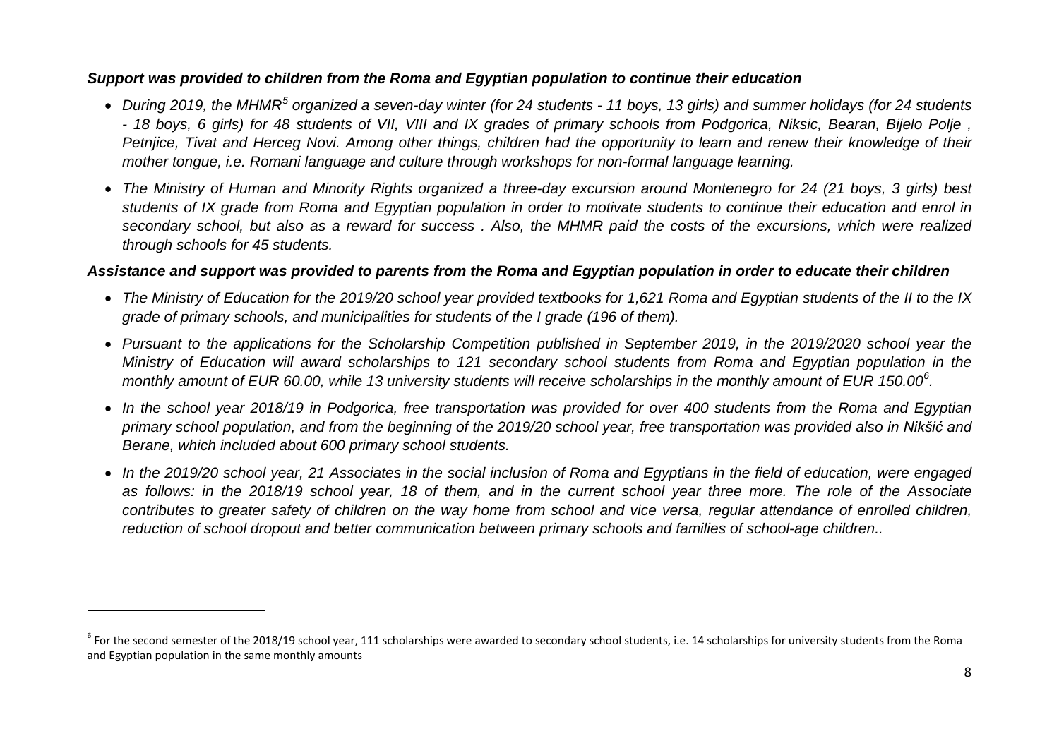***Support was provided to children from the Roma and Egyptian population to continue their education***

- *During 2019, the MHMR[5] organized a seven-day winter (for 24 students - 11 boys, 13 girls) and summer holidays (for 24 students - 18 boys, 6 girls) for 48 students of VII, VIII and IX grades of primary schools from Podgorica, Niksic, Bearan, Bijelo Polje , Petnjice, Tivat and Herceg Novi. Among other things, children had the opportunity to learn and renew their knowledge of their mother tongue, i.e. Romani language and culture through workshops for non-formal language learning.*
- *The Ministry of Human and Minority Rights organized a three-day excursion around Montenegro for 24 (21 boys, 3 girls) best students of IX grade from Roma and Egyptian population in order to motivate students to continue their education and enrol in secondary school, but also as a reward for success . Also, the MHMR paid the costs of the excursions, which were realized through schools for 45 students.*

***Assistance and support was provided to parents from the Roma and Egyptian population in order to educate their children***

- *The Ministry of Education for the 2019/20 school year provided textbooks for 1,621 Roma and Egyptian students of the II to the IX grade of primary schools, and municipalities for students of the I grade (196 of them).*
- *Pursuant to the applications for the Scholarship Competition published in September 2019, in the 2019/2020 school year the Ministry of Education will award scholarships to 121 secondary school students from Roma and Egyptian population in the monthly amount of EUR 60.00, while 13 university students will receive scholarships in the monthly amount of EUR 150.00[6].*
- *In the school year 2018/19 in Podgorica, free transportation was provided for over 400 students from the Roma and Egyptian primary school population, and from the beginning of the 2019/20 school year, free transportation was provided also in Nikšić and Berane, which included about 600 primary school students.*
- *In the 2019/20 school year, 21 Associates in the social inclusion of Roma and Egyptians in the field of education, were engaged as follows: in the 2018/19 school year, 18 of them, and in the current school year three more. The role of the Associate contributes to greater safety of children on the way home from school and vice versa, regular attendance of enrolled children, reduction of school dropout and better communication between primary schools and families of school-age children..*

---

[6] For the second semester of the 2018/19 school year, 111 scholarships were awarded to secondary school students, i.e. 14 scholarships for university students from the Roma and Egyptian population in the same monthly amounts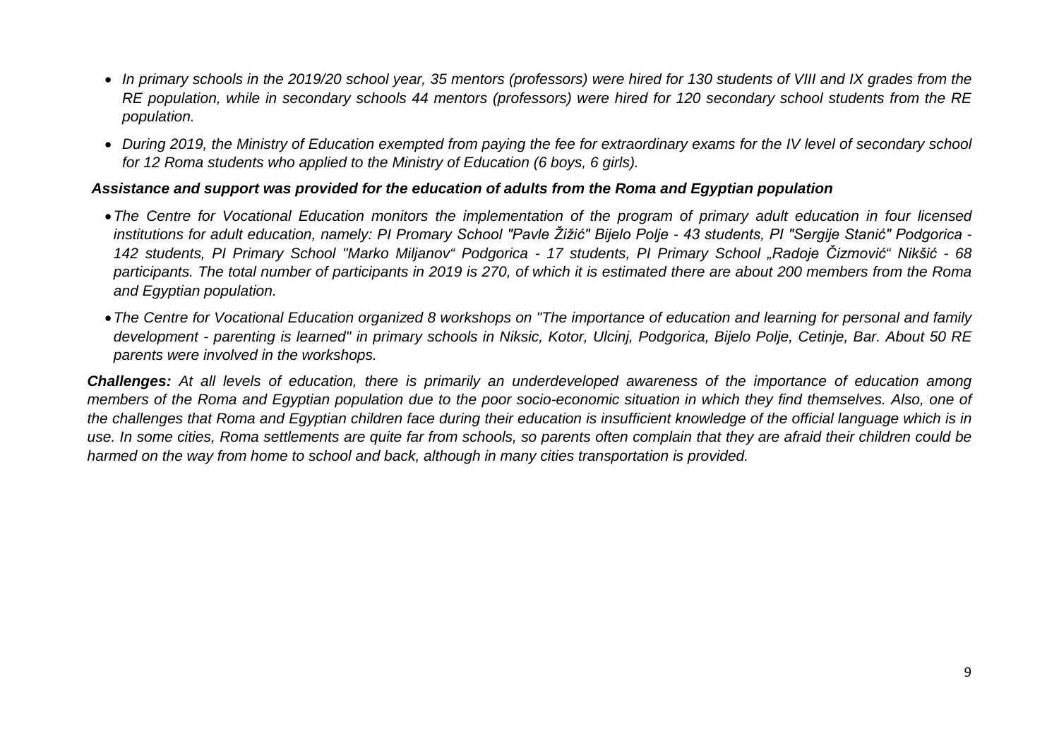- *In primary schools in the 2019/20 school year, 35 mentors (professors) were hired for 130 students of VIII and IX grades from the RE population, while in secondary schools 44 mentors (professors) were hired for 120 secondary school students from the RE population.*
- *During 2019, the Ministry of Education exempted from paying the fee for extraordinary exams for the IV level of secondary school for 12 Roma students who applied to the Ministry of Education (6 boys, 6 girls).*

***Assistance and support was provided for the education of adults from the Roma and Egyptian population***

- *The Centre for Vocational Education monitors the implementation of the program of primary adult education in four licensed institutions for adult education, namely: PI Promary School "Pavle Žižić" Bijelo Polje - 43 students, PI "Sergije Stanić" Podgorica - 142 students, PI Primary School "Marko Miljanov" Podgorica - 17 students, PI Primary School „Radoje Čizmović" Nikšić - 68 participants. The total number of participants in 2019 is 270, of which it is estimated there are about 200 members from the Roma and Egyptian population.*
- *The Centre for Vocational Education organized 8 workshops on "The importance of education and learning for personal and family development - parenting is learned" in primary schools in Niksic, Kotor, Ulcinj, Podgorica, Bijelo Polje, Cetinje, Bar. About 50 RE parents were involved in the workshops.*

***Challenges:*** *At all levels of education, there is primarily an underdeveloped awareness of the importance of education among members of the Roma and Egyptian population due to the poor socio-economic situation in which they find themselves. Also, one of the challenges that Roma and Egyptian children face during their education is insufficient knowledge of the official language which is in use. In some cities, Roma settlements are quite far from schools, so parents often complain that they are afraid their children could be harmed on the way from home to school and back, although in many cities transportation is provided.*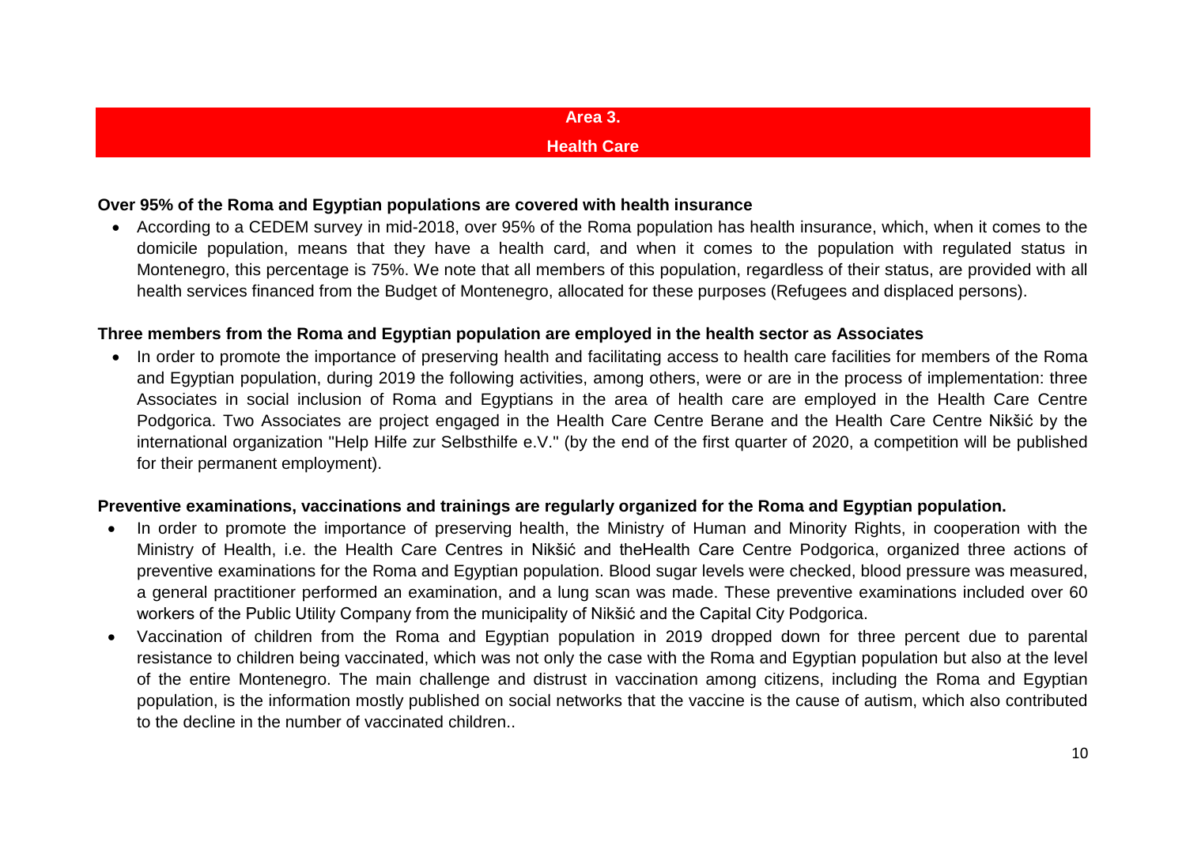## Area 3.

## Health Care

**Over 95% of the Roma and Egyptian populations are covered with health insurance**

- According to a CEDEM survey in mid-2018, over 95% of the Roma population has health insurance, which, when it comes to the domicile population, means that they have a health card, and when it comes to the population with regulated status in Montenegro, this percentage is 75%. We note that all members of this population, regardless of their status, are provided with all health services financed from the Budget of Montenegro, allocated for these purposes (Refugees and displaced persons).

**Three members from the Roma and Egyptian population are employed in the health sector as Associates**

- In order to promote the importance of preserving health and facilitating access to health care facilities for members of the Roma and Egyptian population, during 2019 the following activities, among others, were or are in the process of implementation: three Associates in social inclusion of Roma and Egyptians in the area of health care are employed in the Health Care Centre Podgorica. Two Associates are project engaged in the Health Care Centre Berane and the Health Care Centre Nikšić by the international organization "Help Hilfe zur Selbsthilfe e.V." (by the end of the first quarter of 2020, a competition will be published for their permanent employment).

**Preventive examinations, vaccinations and trainings are regularly organized for the Roma and Egyptian population.**

- In order to promote the importance of preserving health, the Ministry of Human and Minority Rights, in cooperation with the Ministry of Health, i.e. the Health Care Centres in Nikšić and theHealth Care Centre Podgorica, organized three actions of preventive examinations for the Roma and Egyptian population. Blood sugar levels were checked, blood pressure was measured, a general practitioner performed an examination, and a lung scan was made. These preventive examinations included over 60 workers of the Public Utility Company from the municipality of Nikšić and the Capital City Podgorica.
- Vaccination of children from the Roma and Egyptian population in 2019 dropped down for three percent due to parental resistance to children being vaccinated, which was not only the case with the Roma and Egyptian population but also at the level of the entire Montenegro. The main challenge and distrust in vaccination among citizens, including the Roma and Egyptian population, is the information mostly published on social networks that the vaccine is the cause of autism, which also contributed to the decline in the number of vaccinated children..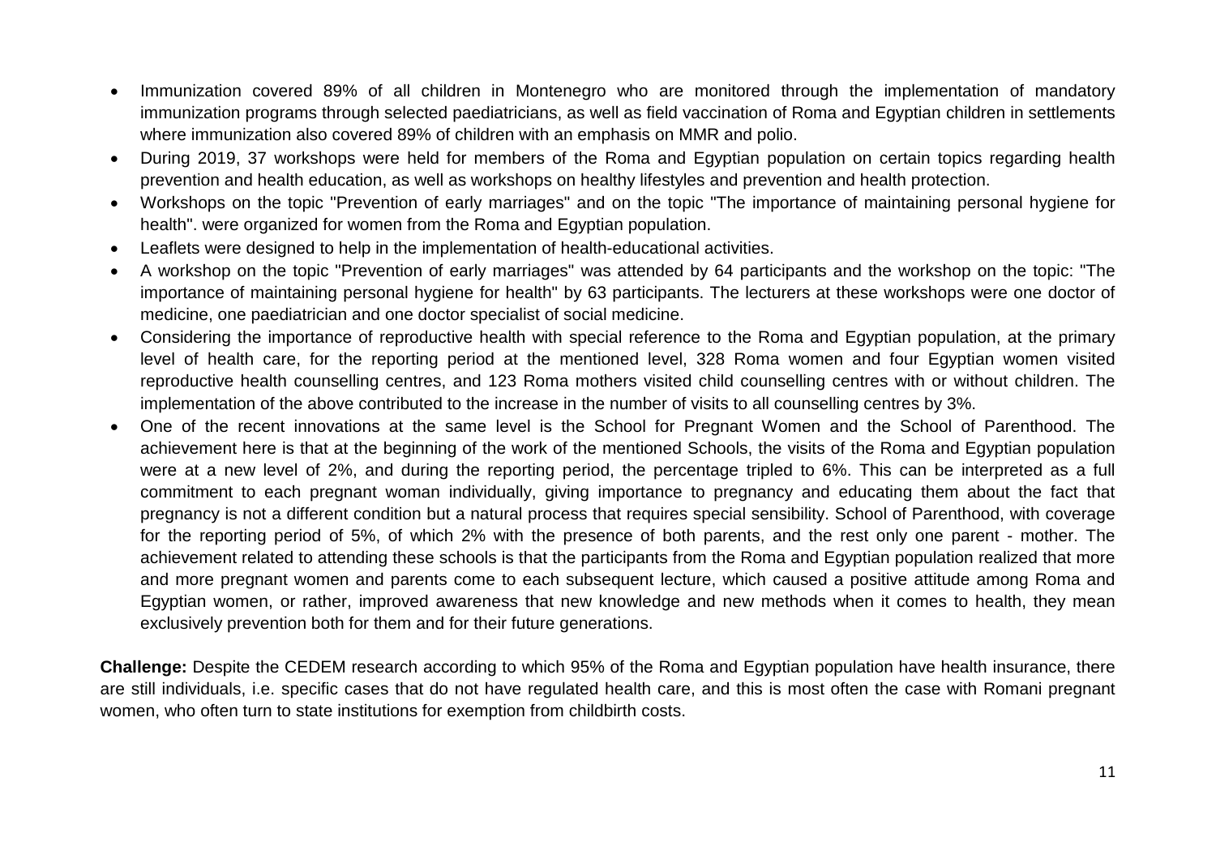- Immunization covered 89% of all children in Montenegro who are monitored through the implementation of mandatory immunization programs through selected paediatricians, as well as field vaccination of Roma and Egyptian children in settlements where immunization also covered 89% of children with an emphasis on MMR and polio.
- During 2019, 37 workshops were held for members of the Roma and Egyptian population on certain topics regarding health prevention and health education, as well as workshops on healthy lifestyles and prevention and health protection.
- Workshops on the topic "Prevention of early marriages" and on the topic "The importance of maintaining personal hygiene for health". were organized for women from the Roma and Egyptian population.
- Leaflets were designed to help in the implementation of health-educational activities.
- A workshop on the topic "Prevention of early marriages" was attended by 64 participants and the workshop on the topic: "The importance of maintaining personal hygiene for health" by 63 participants. The lecturers at these workshops were one doctor of medicine, one paediatrician and one doctor specialist of social medicine.
- Considering the importance of reproductive health with special reference to the Roma and Egyptian population, at the primary level of health care, for the reporting period at the mentioned level, 328 Roma women and four Egyptian women visited reproductive health counselling centres, and 123 Roma mothers visited child counselling centres with or without children. The implementation of the above contributed to the increase in the number of visits to all counselling centres by 3%.
- One of the recent innovations at the same level is the School for Pregnant Women and the School of Parenthood. The achievement here is that at the beginning of the work of the mentioned Schools, the visits of the Roma and Egyptian population were at a new level of 2%, and during the reporting period, the percentage tripled to 6%. This can be interpreted as a full commitment to each pregnant woman individually, giving importance to pregnancy and educating them about the fact that pregnancy is not a different condition but a natural process that requires special sensibility. School of Parenthood, with coverage for the reporting period of 5%, of which 2% with the presence of both parents, and the rest only one parent - mother. The achievement related to attending these schools is that the participants from the Roma and Egyptian population realized that more and more pregnant women and parents come to each subsequent lecture, which caused a positive attitude among Roma and Egyptian women, or rather, improved awareness that new knowledge and new methods when it comes to health, they mean exclusively prevention both for them and for their future generations.

**Challenge:** Despite the CEDEM research according to which 95% of the Roma and Egyptian population have health insurance, there are still individuals, i.e. specific cases that do not have regulated health care, and this is most often the case with Romani pregnant women, who often turn to state institutions for exemption from childbirth costs.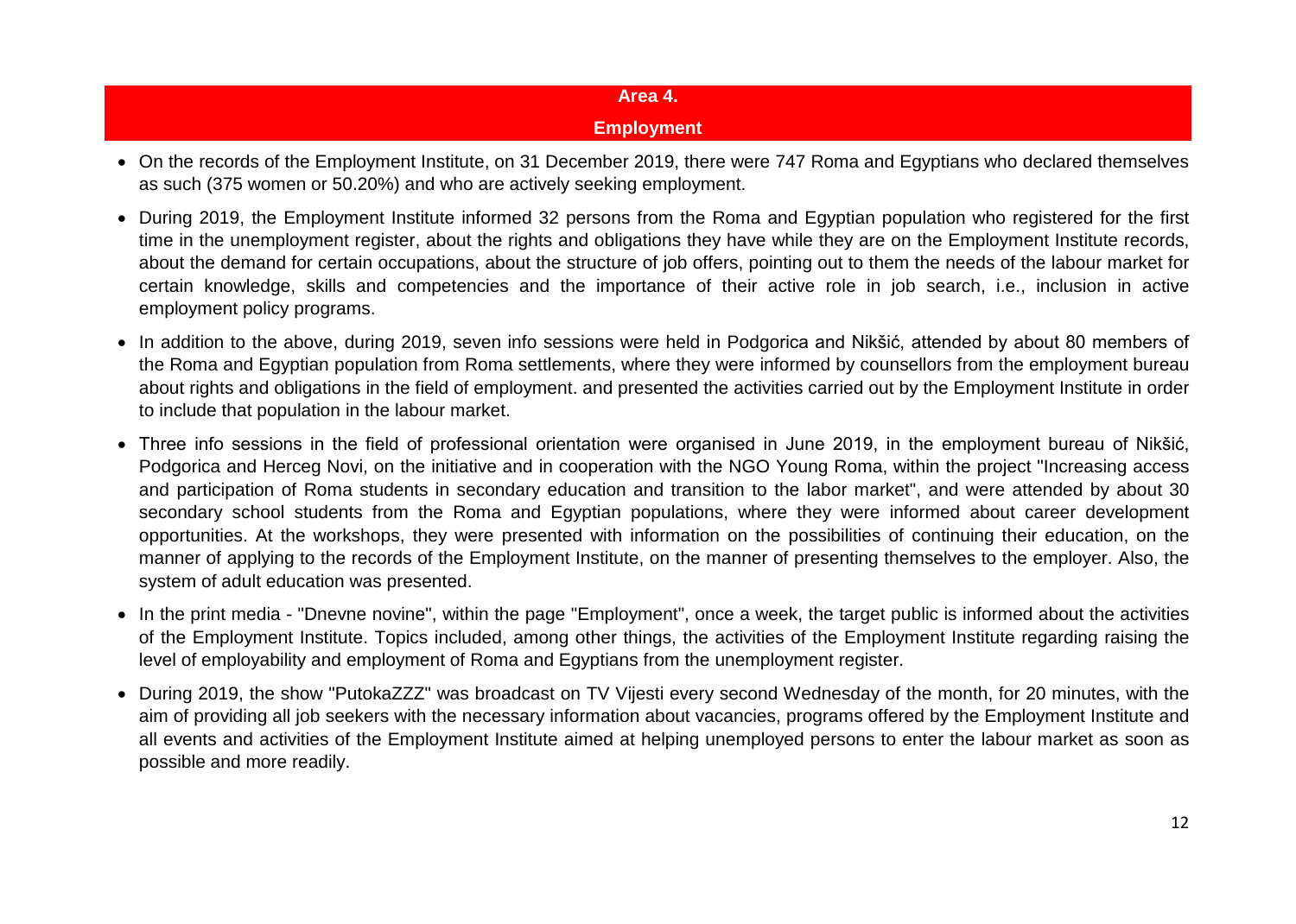## Area 4.
## Employment

- On the records of the Employment Institute, on 31 December 2019, there were 747 Roma and Egyptians who declared themselves as such (375 women or 50.20%) and who are actively seeking employment.
- During 2019, the Employment Institute informed 32 persons from the Roma and Egyptian population who registered for the first time in the unemployment register, about the rights and obligations they have while they are on the Employment Institute records, about the demand for certain occupations, about the structure of job offers, pointing out to them the needs of the labour market for certain knowledge, skills and competencies and the importance of their active role in job search, i.e., inclusion in active employment policy programs.
- In addition to the above, during 2019, seven info sessions were held in Podgorica and Nikšić, attended by about 80 members of the Roma and Egyptian population from Roma settlements, where they were informed by counsellors from the employment bureau about rights and obligations in the field of employment. and presented the activities carried out by the Employment Institute in order to include that population in the labour market.
- Three info sessions in the field of professional orientation were organised in June 2019, in the employment bureau of Nikšić, Podgorica and Herceg Novi, on the initiative and in cooperation with the NGO Young Roma, within the project "Increasing access and participation of Roma students in secondary education and transition to the labor market", and were attended by about 30 secondary school students from the Roma and Egyptian populations, where they were informed about career development opportunities. At the workshops, they were presented with information on the possibilities of continuing their education, on the manner of applying to the records of the Employment Institute, on the manner of presenting themselves to the employer. Also, the system of adult education was presented.
- In the print media - "Dnevne novine", within the page "Employment", once a week, the target public is informed about the activities of the Employment Institute. Topics included, among other things, the activities of the Employment Institute regarding raising the level of employability and employment of Roma and Egyptians from the unemployment register.
- During 2019, the show "PutokaZZZ" was broadcast on TV Vijesti every second Wednesday of the month, for 20 minutes, with the aim of providing all job seekers with the necessary information about vacancies, programs offered by the Employment Institute and all events and activities of the Employment Institute aimed at helping unemployed persons to enter the labour market as soon as possible and more readily.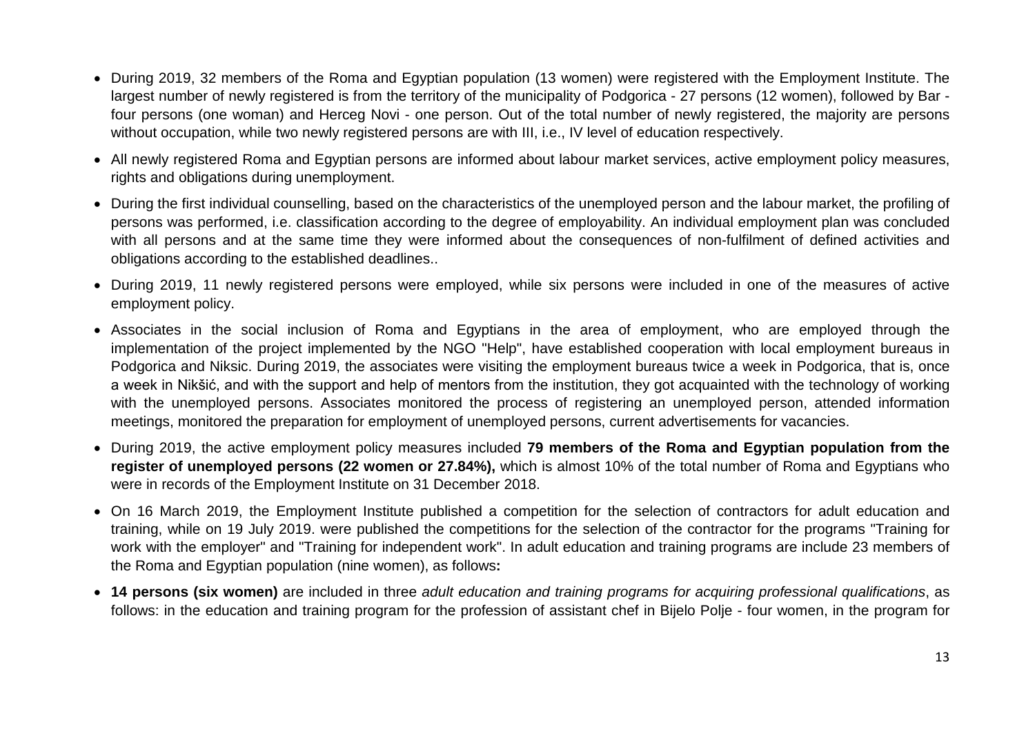- During 2019, 32 members of the Roma and Egyptian population (13 women) were registered with the Employment Institute. The largest number of newly registered is from the territory of the municipality of Podgorica - 27 persons (12 women), followed by Bar - four persons (one woman) and Herceg Novi - one person. Out of the total number of newly registered, the majority are persons without occupation, while two newly registered persons are with III, i.e., IV level of education respectively.
- All newly registered Roma and Egyptian persons are informed about labour market services, active employment policy measures, rights and obligations during unemployment.
- During the first individual counselling, based on the characteristics of the unemployed person and the labour market, the profiling of persons was performed, i.e. classification according to the degree of employability. An individual employment plan was concluded with all persons and at the same time they were informed about the consequences of non-fulfilment of defined activities and obligations according to the established deadlines..
- During 2019, 11 newly registered persons were employed, while six persons were included in one of the measures of active employment policy.
- Associates in the social inclusion of Roma and Egyptians in the area of employment, who are employed through the implementation of the project implemented by the NGO "Help", have established cooperation with local employment bureaus in Podgorica and Niksic. During 2019, the associates were visiting the employment bureaus twice a week in Podgorica, that is, once a week in Nikšić, and with the support and help of mentors from the institution, they got acquainted with the technology of working with the unemployed persons. Associates monitored the process of registering an unemployed person, attended information meetings, monitored the preparation for employment of unemployed persons, current advertisements for vacancies.
- During 2019, the active employment policy measures included **79 members of the Roma and Egyptian population from the register of unemployed persons (22 women or 27.84%),** which is almost 10% of the total number of Roma and Egyptians who were in records of the Employment Institute on 31 December 2018.
- On 16 March 2019, the Employment Institute published a competition for the selection of contractors for adult education and training, while on 19 July 2019. were published the competitions for the selection of the contractor for the programs "Training for work with the employer" and "Training for independent work". In adult education and training programs are include 23 members of the Roma and Egyptian population (nine women), as follows**:**
- **14 persons (six women)** are included in three *adult education and training programs for acquiring professional qualifications*, as follows: in the education and training program for the profession of assistant chef in Bijelo Polje - four women, in the program for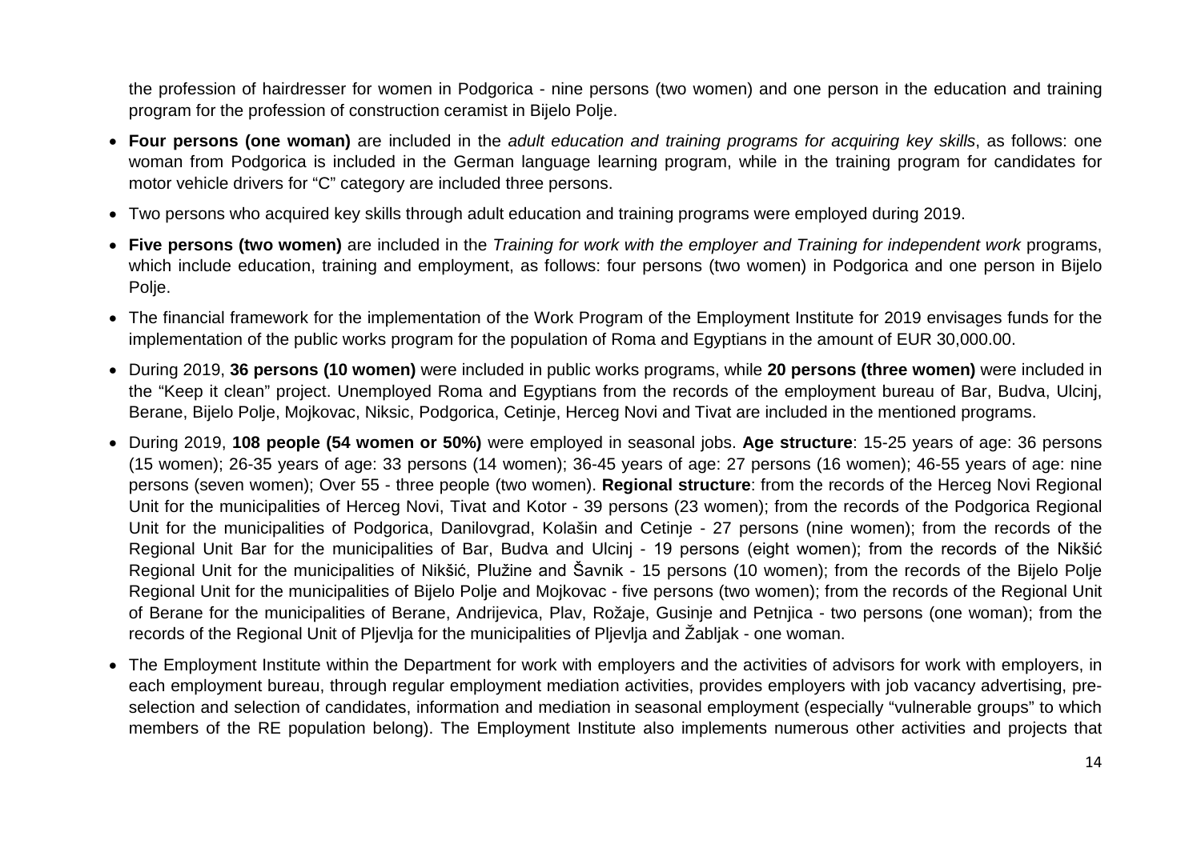the profession of hairdresser for women in Podgorica - nine persons (two women) and one person in the education and training program for the profession of construction ceramist in Bijelo Polje.

- **Four persons (one woman)** are included in the *adult education and training programs for acquiring key skills*, as follows: one woman from Podgorica is included in the German language learning program, while in the training program for candidates for motor vehicle drivers for "C" category are included three persons.
- Two persons who acquired key skills through adult education and training programs were employed during 2019.
- **Five persons (two women)** are included in the *Training for work with the employer and Training for independent work* programs, which include education, training and employment, as follows: four persons (two women) in Podgorica and one person in Bijelo Polje.
- The financial framework for the implementation of the Work Program of the Employment Institute for 2019 envisages funds for the implementation of the public works program for the population of Roma and Egyptians in the amount of EUR 30,000.00.
- During 2019, **36 persons (10 women)** were included in public works programs, while **20 persons (three women)** were included in the "Keep it clean" project. Unemployed Roma and Egyptians from the records of the employment bureau of Bar, Budva, Ulcinj, Berane, Bijelo Polje, Mojkovac, Niksic, Podgorica, Cetinje, Herceg Novi and Tivat are included in the mentioned programs.
- During 2019, **108 people (54 women or 50%)** were employed in seasonal jobs. **Age structure**: 15-25 years of age: 36 persons (15 women); 26-35 years of age: 33 persons (14 women); 36-45 years of age: 27 persons (16 women); 46-55 years of age: nine persons (seven women); Over 55 - three people (two women). **Regional structure**: from the records of the Herceg Novi Regional Unit for the municipalities of Herceg Novi, Tivat and Kotor - 39 persons (23 women); from the records of the Podgorica Regional Unit for the municipalities of Podgorica, Danilovgrad, Kolašin and Cetinje - 27 persons (nine women); from the records of the Regional Unit Bar for the municipalities of Bar, Budva and Ulcinj - 19 persons (eight women); from the records of the Nikšić Regional Unit for the municipalities of Nikšić, Plužine and Šavnik - 15 persons (10 women); from the records of the Bijelo Polje Regional Unit for the municipalities of Bijelo Polje and Mojkovac - five persons (two women); from the records of the Regional Unit of Berane for the municipalities of Berane, Andrijevica, Plav, Rožaje, Gusinje and Petnjica - two persons (one woman); from the records of the Regional Unit of Pljevlja for the municipalities of Pljevlja and Žabljak - one woman.
- The Employment Institute within the Department for work with employers and the activities of advisors for work with employers, in each employment bureau, through regular employment mediation activities, provides employers with job vacancy advertising, pre-selection and selection of candidates, information and mediation in seasonal employment (especially "vulnerable groups" to which members of the RE population belong). The Employment Institute also implements numerous other activities and projects that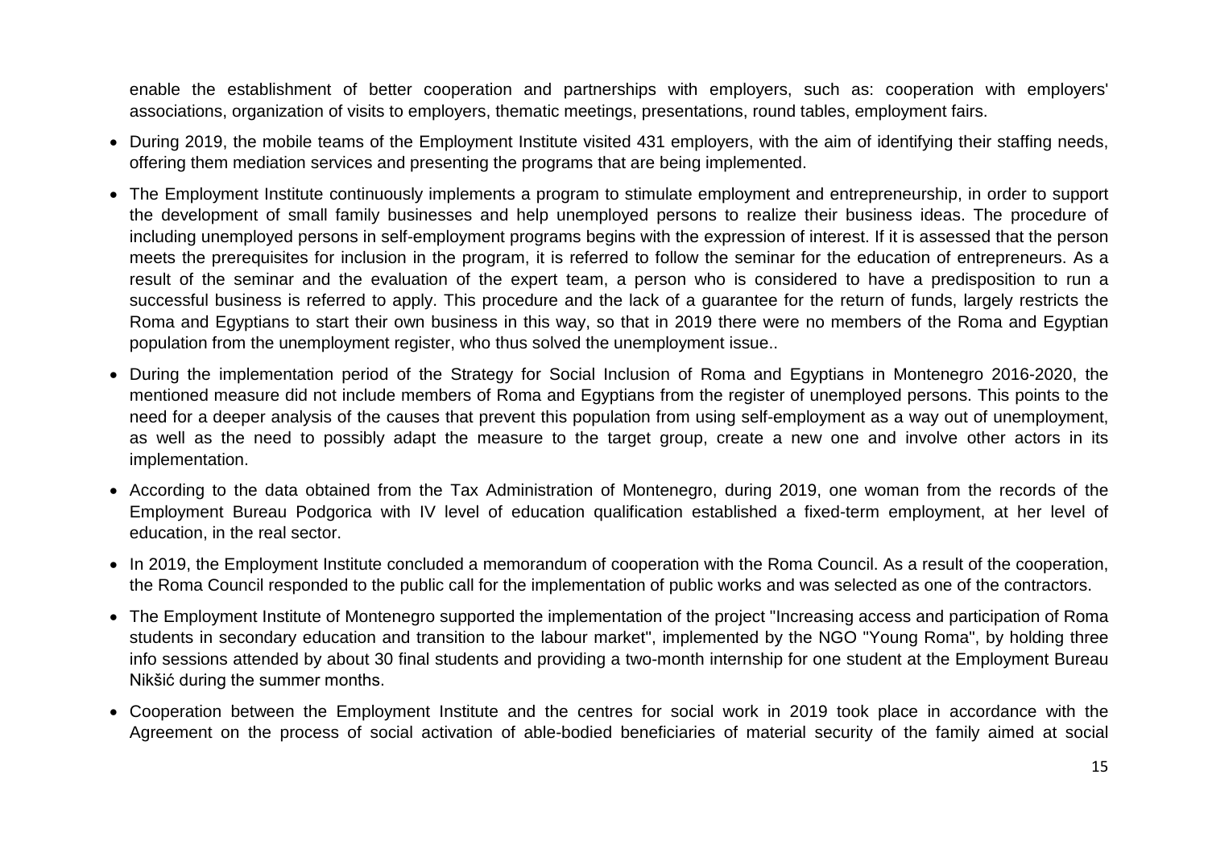enable the establishment of better cooperation and partnerships with employers, such as: cooperation with employers' associations, organization of visits to employers, thematic meetings, presentations, round tables, employment fairs.

- During 2019, the mobile teams of the Employment Institute visited 431 employers, with the aim of identifying their staffing needs, offering them mediation services and presenting the programs that are being implemented.
- The Employment Institute continuously implements a program to stimulate employment and entrepreneurship, in order to support the development of small family businesses and help unemployed persons to realize their business ideas. The procedure of including unemployed persons in self-employment programs begins with the expression of interest. If it is assessed that the person meets the prerequisites for inclusion in the program, it is referred to follow the seminar for the education of entrepreneurs. As a result of the seminar and the evaluation of the expert team, a person who is considered to have a predisposition to run a successful business is referred to apply. This procedure and the lack of a guarantee for the return of funds, largely restricts the Roma and Egyptians to start their own business in this way, so that in 2019 there were no members of the Roma and Egyptian population from the unemployment register, who thus solved the unemployment issue..
- During the implementation period of the Strategy for Social Inclusion of Roma and Egyptians in Montenegro 2016-2020, the mentioned measure did not include members of Roma and Egyptians from the register of unemployed persons. This points to the need for a deeper analysis of the causes that prevent this population from using self-employment as a way out of unemployment, as well as the need to possibly adapt the measure to the target group, create a new one and involve other actors in its implementation.
- According to the data obtained from the Tax Administration of Montenegro, during 2019, one woman from the records of the Employment Bureau Podgorica with IV level of education qualification established a fixed-term employment, at her level of education, in the real sector.
- In 2019, the Employment Institute concluded a memorandum of cooperation with the Roma Council. As a result of the cooperation, the Roma Council responded to the public call for the implementation of public works and was selected as one of the contractors.
- The Employment Institute of Montenegro supported the implementation of the project "Increasing access and participation of Roma students in secondary education and transition to the labour market", implemented by the NGO "Young Roma", by holding three info sessions attended by about 30 final students and providing a two-month internship for one student at the Employment Bureau Nikšić during the summer months.
- Cooperation between the Employment Institute and the centres for social work in 2019 took place in accordance with the Agreement on the process of social activation of able-bodied beneficiaries of material security of the family aimed at social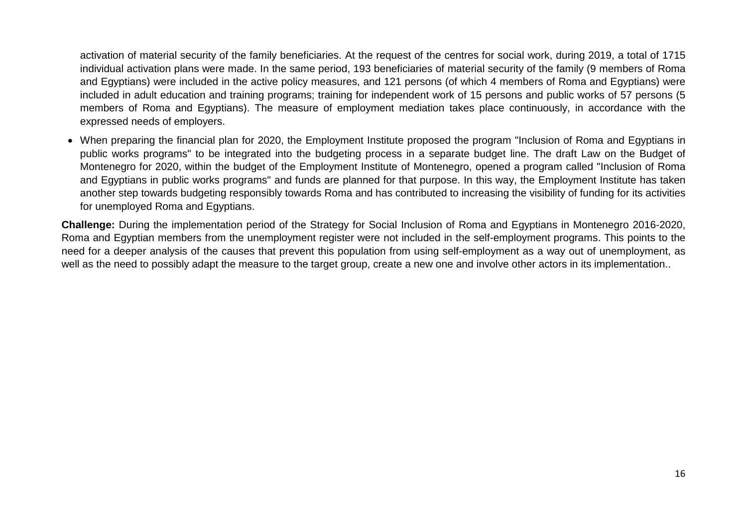activation of material security of the family beneficiaries. At the request of the centres for social work, during 2019, a total of 1715 individual activation plans were made. In the same period, 193 beneficiaries of material security of the family (9 members of Roma and Egyptians) were included in the active policy measures, and 121 persons (of which 4 members of Roma and Egyptians) were included in adult education and training programs; training for independent work of 15 persons and public works of 57 persons (5 members of Roma and Egyptians). The measure of employment mediation takes place continuously, in accordance with the expressed needs of employers.

- When preparing the financial plan for 2020, the Employment Institute proposed the program "Inclusion of Roma and Egyptians in public works programs" to be integrated into the budgeting process in a separate budget line. The draft Law on the Budget of Montenegro for 2020, within the budget of the Employment Institute of Montenegro, opened a program called "Inclusion of Roma and Egyptians in public works programs" and funds are planned for that purpose. In this way, the Employment Institute has taken another step towards budgeting responsibly towards Roma and has contributed to increasing the visibility of funding for its activities for unemployed Roma and Egyptians.

**Challenge:** During the implementation period of the Strategy for Social Inclusion of Roma and Egyptians in Montenegro 2016-2020, Roma and Egyptian members from the unemployment register were not included in the self-employment programs. This points to the need for a deeper analysis of the causes that prevent this population from using self-employment as a way out of unemployment, as well as the need to possibly adapt the measure to the target group, create a new one and involve other actors in its implementation..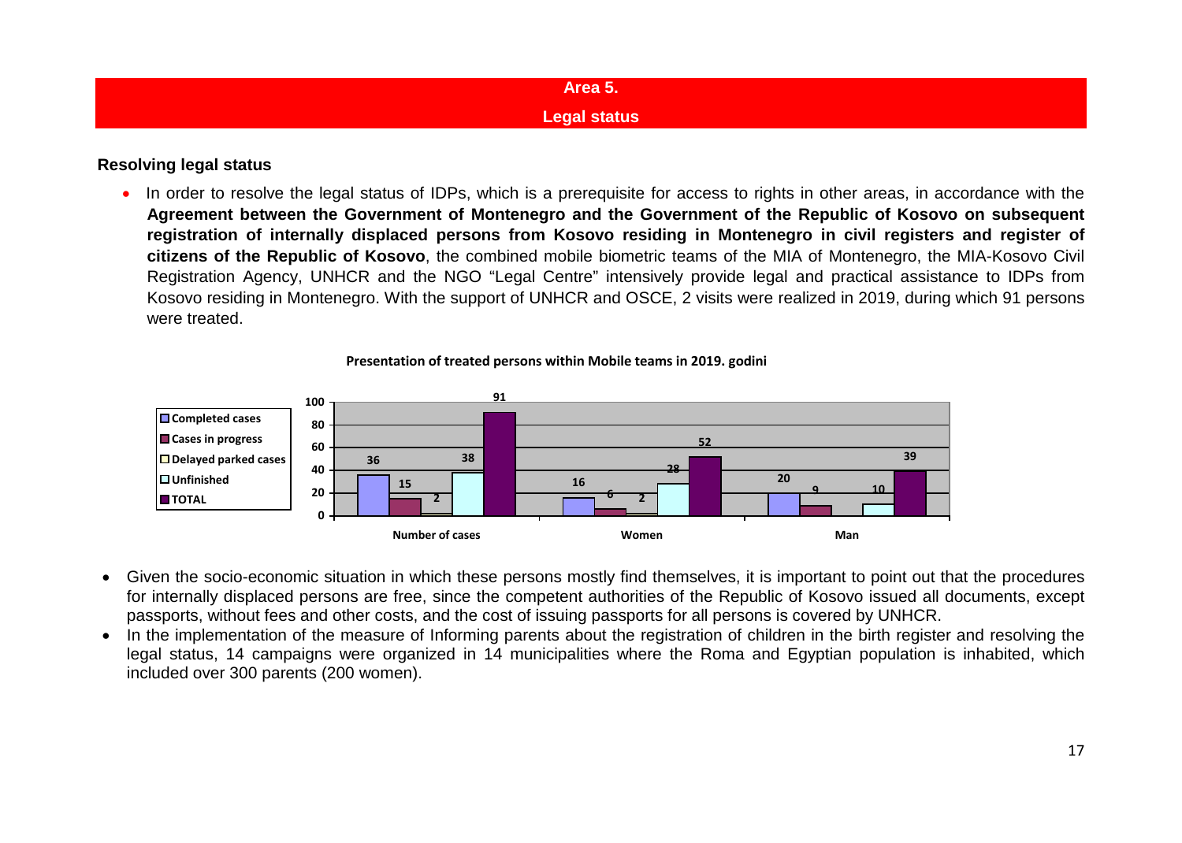## Area 5.
## Legal status

### Resolving legal status

- In order to resolve the legal status of IDPs, which is a prerequisite for access to rights in other areas, in accordance with the **Agreement between the Government of Montenegro and the Government of the Republic of Kosovo on subsequent registration of internally displaced persons from Kosovo residing in Montenegro in civil registers and register of citizens of the Republic of Kosovo**, the combined mobile biometric teams of the MIA of Montenegro, the MIA-Kosovo Civil Registration Agency, UNHCR and the NGO "Legal Centre" intensively provide legal and practical assistance to IDPs from Kosovo residing in Montenegro. With the support of UNHCR and OSCE, 2 visits were realized in 2019, during which 91 persons were treated.

**Presentation of treated persons within Mobile teams in 2019. godini**

| | Completed cases | Cases in progress | Delayed parked cases | Unfinished | TOTAL |
|---|---|---|---|---|---|
| Number of cases | 36 | 15 | 2 | 38 | 91 |
| Women | 16 | 6 | 2 | 28 | 52 |
| Man | 20 | 9 | | 10 | 39 |

- Given the socio-economic situation in which these persons mostly find themselves, it is important to point out that the procedures for internally displaced persons are free, since the competent authorities of the Republic of Kosovo issued all documents, except passports, without fees and other costs, and the cost of issuing passports for all persons is covered by UNHCR.
- In the implementation of the measure of Informing parents about the registration of children in the birth register and resolving the legal status, 14 campaigns were organized in 14 municipalities where the Roma and Egyptian population is inhabited, which included over 300 parents (200 women).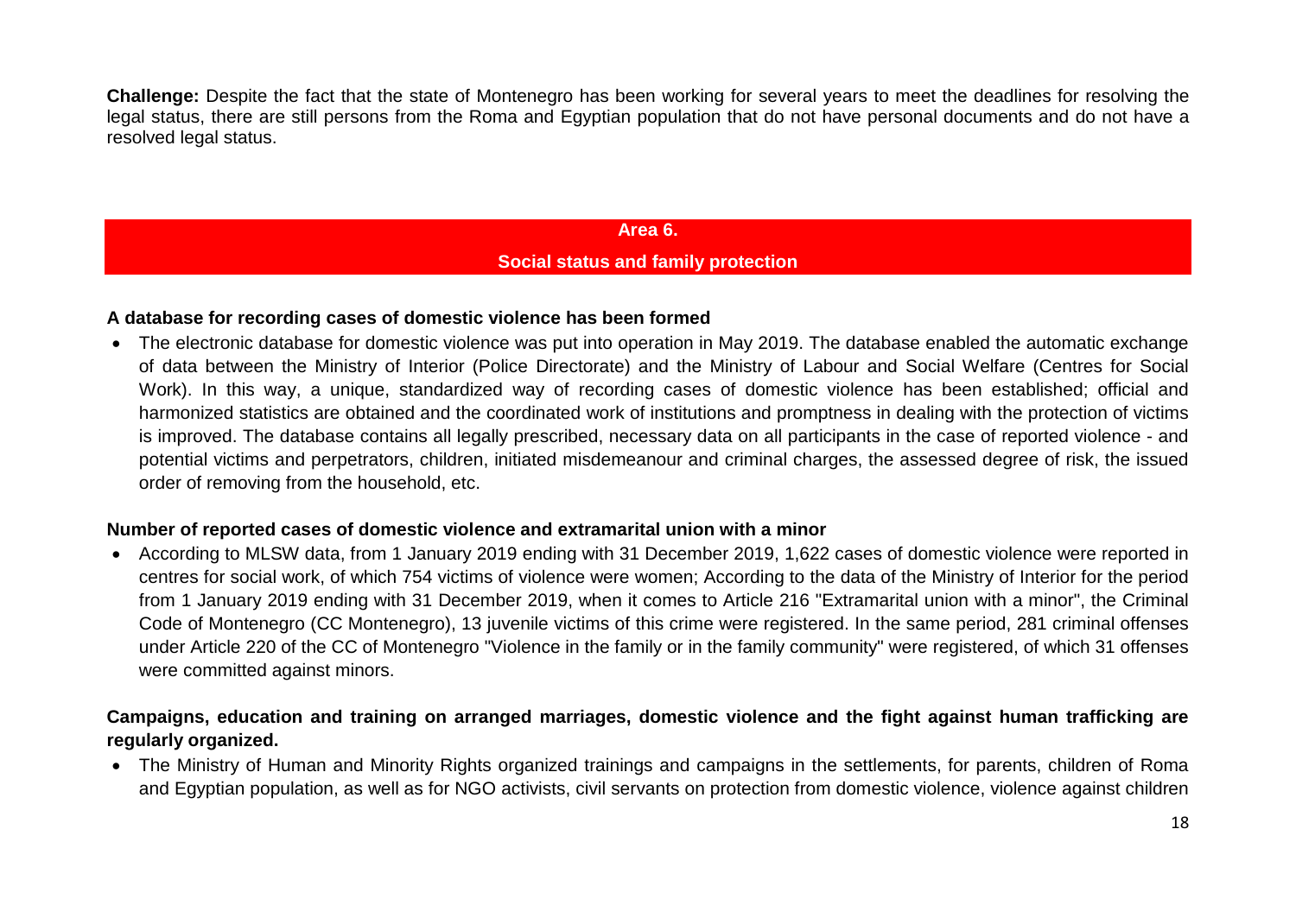**Challenge:** Despite the fact that the state of Montenegro has been working for several years to meet the deadlines for resolving the legal status, there are still persons from the Roma and Egyptian population that do not have personal documents and do not have a resolved legal status.

## Area 6.
## Social status and family protection

**A database for recording cases of domestic violence has been formed**

- The electronic database for domestic violence was put into operation in May 2019. The database enabled the automatic exchange of data between the Ministry of Interior (Police Directorate) and the Ministry of Labour and Social Welfare (Centres for Social Work). In this way, a unique, standardized way of recording cases of domestic violence has been established; official and harmonized statistics are obtained and the coordinated work of institutions and promptness in dealing with the protection of victims is improved. The database contains all legally prescribed, necessary data on all participants in the case of reported violence - and potential victims and perpetrators, children, initiated misdemeanour and criminal charges, the assessed degree of risk, the issued order of removing from the household, etc.

**Number of reported cases of domestic violence and extramarital union with a minor**

- According to MLSW data, from 1 January 2019 ending with 31 December 2019, 1,622 cases of domestic violence were reported in centres for social work, of which 754 victims of violence were women; According to the data of the Ministry of Interior for the period from 1 January 2019 ending with 31 December 2019, when it comes to Article 216 "Extramarital union with a minor", the Criminal Code of Montenegro (CC Montenegro), 13 juvenile victims of this crime were registered. In the same period, 281 criminal offenses under Article 220 of the CC of Montenegro "Violence in the family or in the family community" were registered, of which 31 offenses were committed against minors.

**Campaigns, education and training on arranged marriages, domestic violence and the fight against human trafficking are regularly organized.**

- The Ministry of Human and Minority Rights organized trainings and campaigns in the settlements, for parents, children of Roma and Egyptian population, as well as for NGO activists, civil servants on protection from domestic violence, violence against children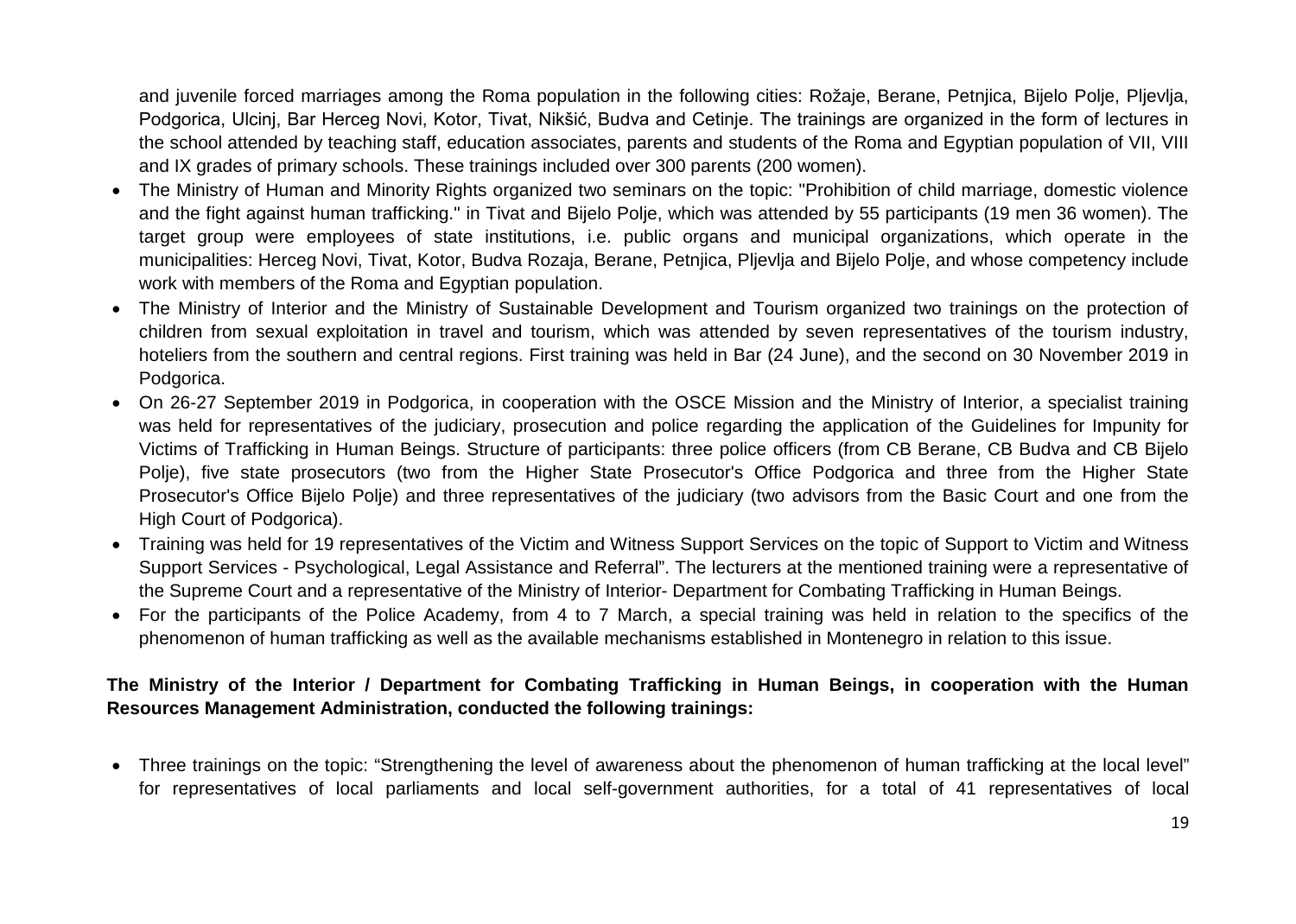and juvenile forced marriages among the Roma population in the following cities: Rožaje, Berane, Petnjica, Bijelo Polje, Pljevlja, Podgorica, Ulcinj, Bar Herceg Novi, Kotor, Tivat, Nikšić, Budva and Cetinje. The trainings are organized in the form of lectures in the school attended by teaching staff, education associates, parents and students of the Roma and Egyptian population of VII, VIII and IX grades of primary schools. These trainings included over 300 parents (200 women).

- The Ministry of Human and Minority Rights organized two seminars on the topic: "Prohibition of child marriage, domestic violence and the fight against human trafficking." in Tivat and Bijelo Polje, which was attended by 55 participants (19 men 36 women). The target group were employees of state institutions, i.e. public organs and municipal organizations, which operate in the municipalities: Herceg Novi, Tivat, Kotor, Budva Rozaja, Berane, Petnjica, Pljevlja and Bijelo Polje, and whose competency include work with members of the Roma and Egyptian population.
- The Ministry of Interior and the Ministry of Sustainable Development and Tourism organized two trainings on the protection of children from sexual exploitation in travel and tourism, which was attended by seven representatives of the tourism industry, hoteliers from the southern and central regions. First training was held in Bar (24 June), and the second on 30 November 2019 in Podgorica.
- On 26-27 September 2019 in Podgorica, in cooperation with the OSCE Mission and the Ministry of Interior, a specialist training was held for representatives of the judiciary, prosecution and police regarding the application of the Guidelines for Impunity for Victims of Trafficking in Human Beings. Structure of participants: three police officers (from CB Berane, CB Budva and CB Bijelo Polje), five state prosecutors (two from the Higher State Prosecutor's Office Podgorica and three from the Higher State Prosecutor's Office Bijelo Polje) and three representatives of the judiciary (two advisors from the Basic Court and one from the High Court of Podgorica).
- Training was held for 19 representatives of the Victim and Witness Support Services on the topic of Support to Victim and Witness Support Services - Psychological, Legal Assistance and Referral". The lecturers at the mentioned training were a representative of the Supreme Court and a representative of the Ministry of Interior- Department for Combating Trafficking in Human Beings.
- For the participants of the Police Academy, from 4 to 7 March, a special training was held in relation to the specifics of the phenomenon of human trafficking as well as the available mechanisms established in Montenegro in relation to this issue.

**The Ministry of the Interior / Department for Combating Trafficking in Human Beings, in cooperation with the Human Resources Management Administration, conducted the following trainings:**

- Three trainings on the topic: "Strengthening the level of awareness about the phenomenon of human trafficking at the local level" for representatives of local parliaments and local self-government authorities, for a total of 41 representatives of local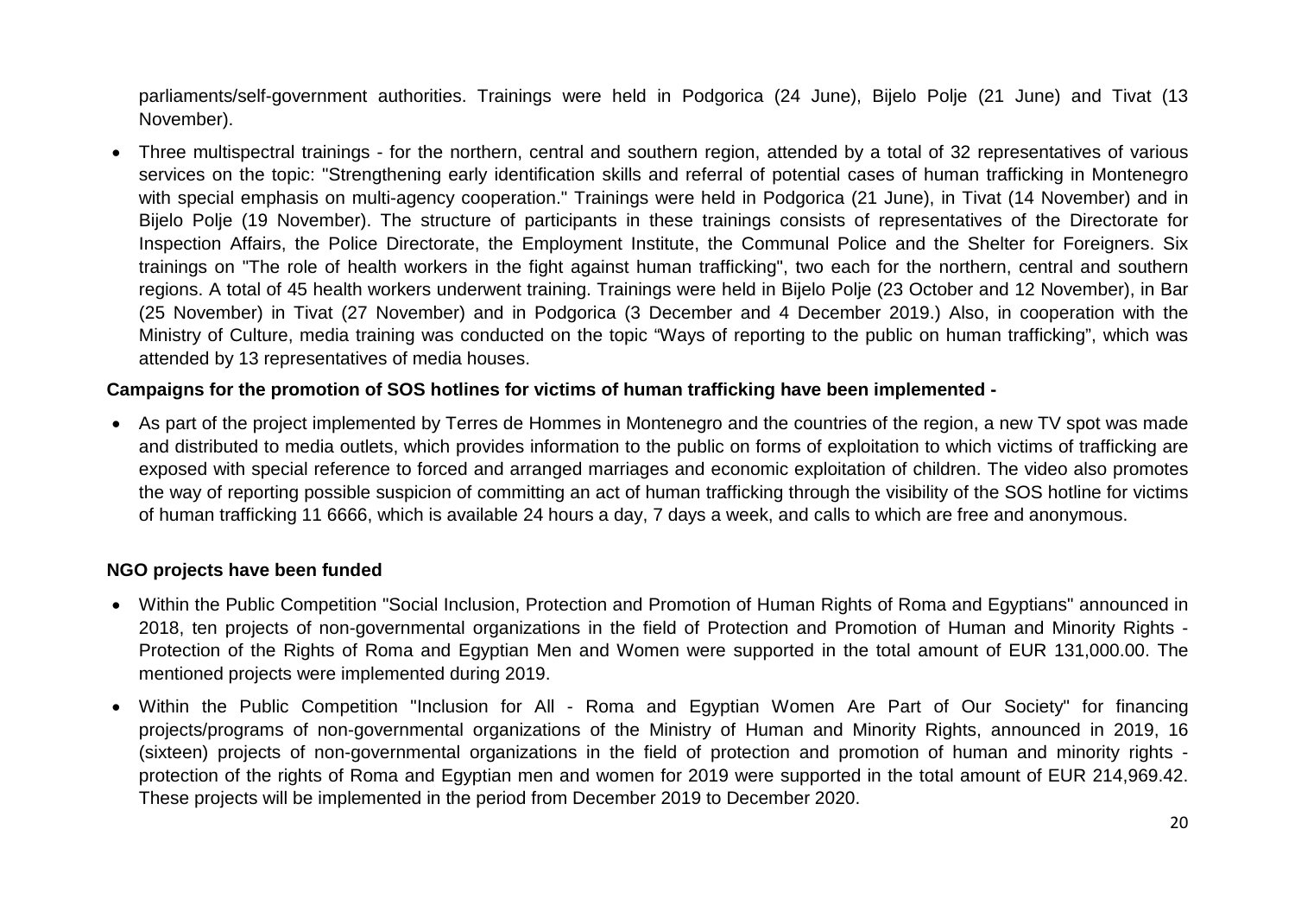parliaments/self-government authorities. Trainings were held in Podgorica (24 June), Bijelo Polje (21 June) and Tivat (13 November).

- Three multispectral trainings - for the northern, central and southern region, attended by a total of 32 representatives of various services on the topic: "Strengthening early identification skills and referral of potential cases of human trafficking in Montenegro with special emphasis on multi-agency cooperation." Trainings were held in Podgorica (21 June), in Tivat (14 November) and in Bijelo Polje (19 November). The structure of participants in these trainings consists of representatives of the Directorate for Inspection Affairs, the Police Directorate, the Employment Institute, the Communal Police and the Shelter for Foreigners. Six trainings on "The role of health workers in the fight against human trafficking", two each for the northern, central and southern regions. A total of 45 health workers underwent training. Trainings were held in Bijelo Polje (23 October and 12 November), in Bar (25 November) in Tivat (27 November) and in Podgorica (3 December and 4 December 2019.) Also, in cooperation with the Ministry of Culture, media training was conducted on the topic "Ways of reporting to the public on human trafficking", which was attended by 13 representatives of media houses.

**Campaigns for the promotion of SOS hotlines for victims of human trafficking have been implemented -**

- As part of the project implemented by Terres de Hommes in Montenegro and the countries of the region, a new TV spot was made and distributed to media outlets, which provides information to the public on forms of exploitation to which victims of trafficking are exposed with special reference to forced and arranged marriages and economic exploitation of children. The video also promotes the way of reporting possible suspicion of committing an act of human trafficking through the visibility of the SOS hotline for victims of human trafficking 11 6666, which is available 24 hours a day, 7 days a week, and calls to which are free and anonymous.

**NGO projects have been funded**

- Within the Public Competition "Social Inclusion, Protection and Promotion of Human Rights of Roma and Egyptians" announced in 2018, ten projects of non-governmental organizations in the field of Protection and Promotion of Human and Minority Rights - Protection of the Rights of Roma and Egyptian Men and Women were supported in the total amount of EUR 131,000.00. The mentioned projects were implemented during 2019.
- Within the Public Competition "Inclusion for All - Roma and Egyptian Women Are Part of Our Society" for financing projects/programs of non-governmental organizations of the Ministry of Human and Minority Rights, announced in 2019, 16 (sixteen) projects of non-governmental organizations in the field of protection and promotion of human and minority rights - protection of the rights of Roma and Egyptian men and women for 2019 were supported in the total amount of EUR 214,969.42. These projects will be implemented in the period from December 2019 to December 2020.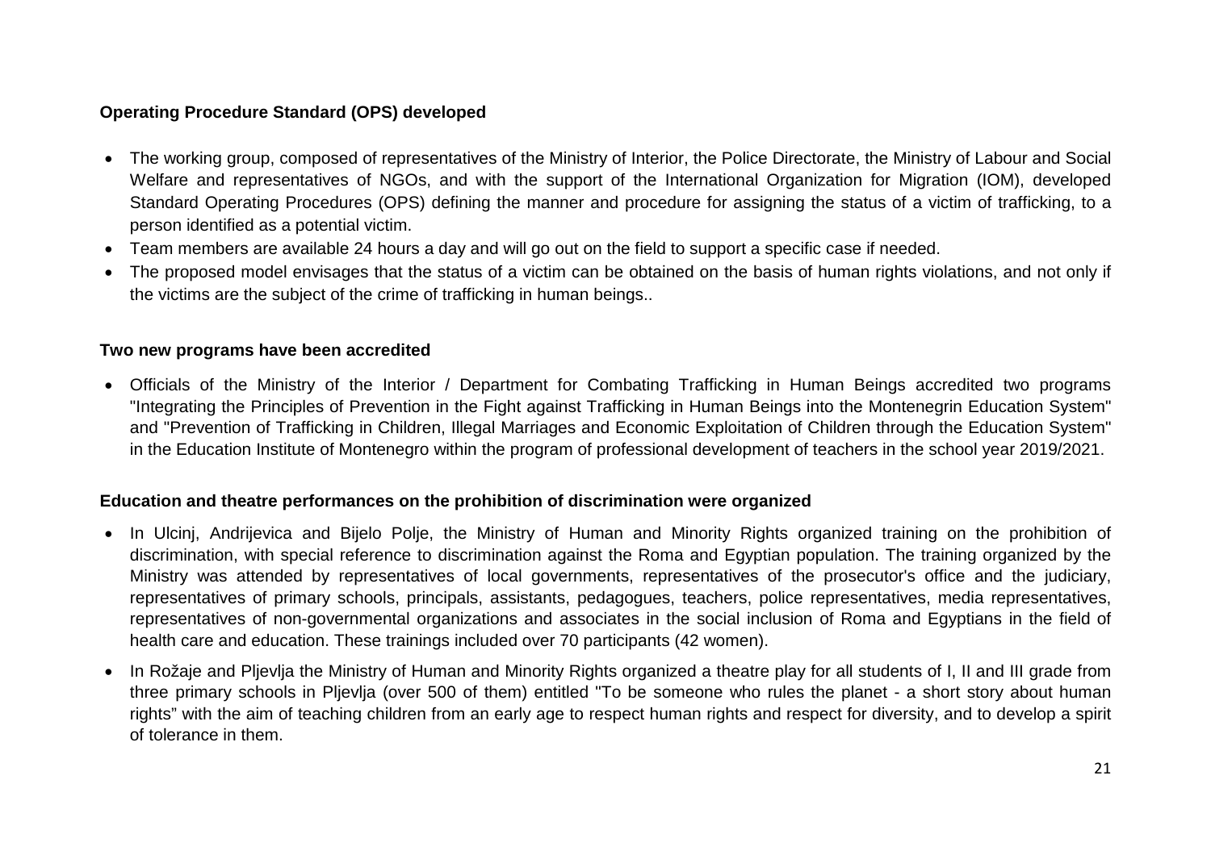**Operating Procedure Standard (OPS) developed**

- The working group, composed of representatives of the Ministry of Interior, the Police Directorate, the Ministry of Labour and Social Welfare and representatives of NGOs, and with the support of the International Organization for Migration (IOM), developed Standard Operating Procedures (OPS) defining the manner and procedure for assigning the status of a victim of trafficking, to a person identified as a potential victim.
- Team members are available 24 hours a day and will go out on the field to support a specific case if needed.
- The proposed model envisages that the status of a victim can be obtained on the basis of human rights violations, and not only if the victims are the subject of the crime of trafficking in human beings..

**Two new programs have been accredited**

- Officials of the Ministry of the Interior / Department for Combating Trafficking in Human Beings accredited two programs "Integrating the Principles of Prevention in the Fight against Trafficking in Human Beings into the Montenegrin Education System" and "Prevention of Trafficking in Children, Illegal Marriages and Economic Exploitation of Children through the Education System" in the Education Institute of Montenegro within the program of professional development of teachers in the school year 2019/2021.

**Education and theatre performances on the prohibition of discrimination were organized**

- In Ulcinj, Andrijevica and Bijelo Polje, the Ministry of Human and Minority Rights organized training on the prohibition of discrimination, with special reference to discrimination against the Roma and Egyptian population. The training organized by the Ministry was attended by representatives of local governments, representatives of the prosecutor's office and the judiciary, representatives of primary schools, principals, assistants, pedagogues, teachers, police representatives, media representatives, representatives of non-governmental organizations and associates in the social inclusion of Roma and Egyptians in the field of health care and education. These trainings included over 70 participants (42 women).
- In Rožaje and Pljevlja the Ministry of Human and Minority Rights organized a theatre play for all students of I, II and III grade from three primary schools in Pljevlja (over 500 of them) entitled "To be someone who rules the planet - a short story about human rights" with the aim of teaching children from an early age to respect human rights and respect for diversity, and to develop a spirit of tolerance in them.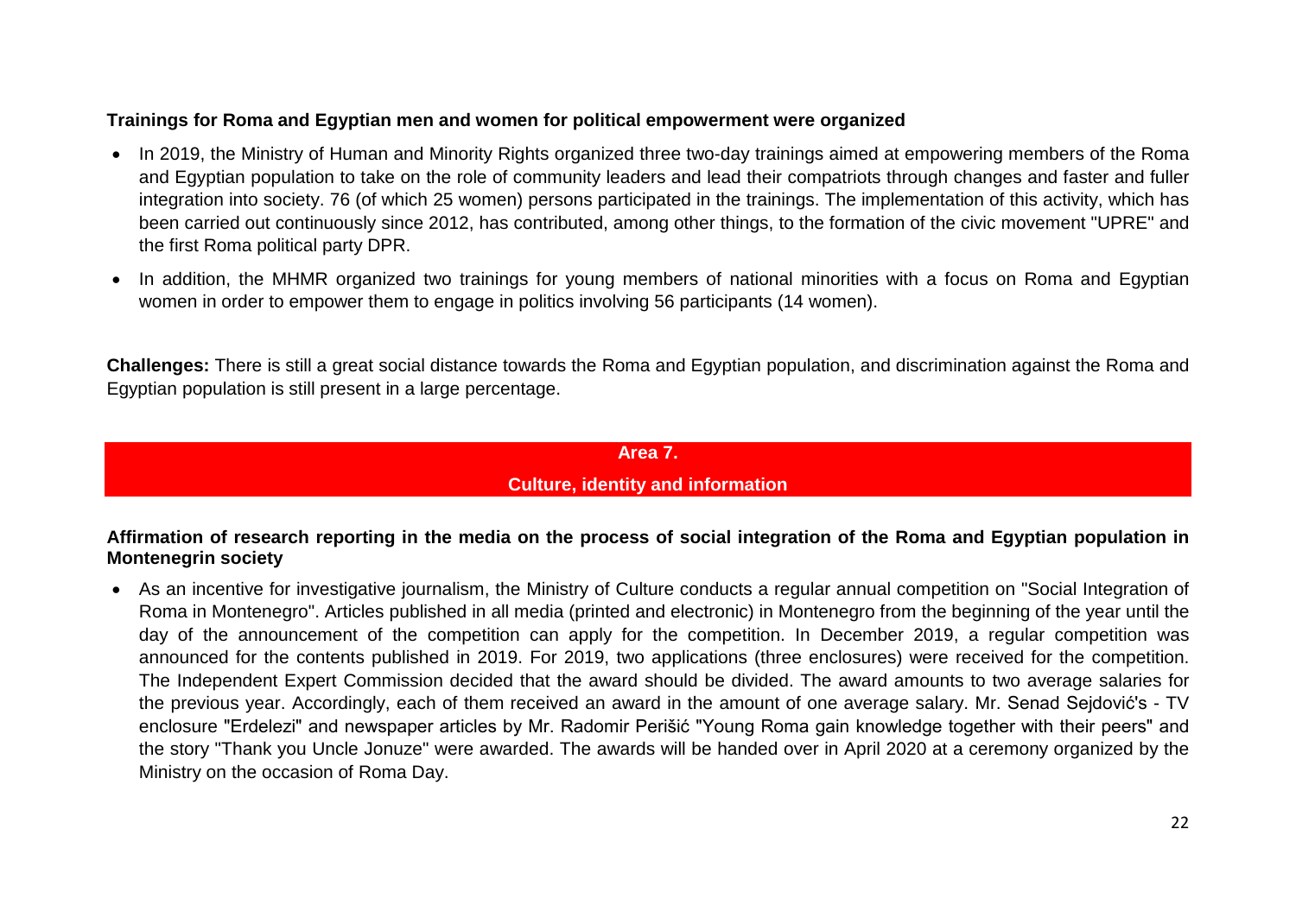**Trainings for Roma and Egyptian men and women for political empowerment were organized**

- In 2019, the Ministry of Human and Minority Rights organized three two-day trainings aimed at empowering members of the Roma and Egyptian population to take on the role of community leaders and lead their compatriots through changes and faster and fuller integration into society. 76 (of which 25 women) persons participated in the trainings. The implementation of this activity, which has been carried out continuously since 2012, has contributed, among other things, to the formation of the civic movement "UPRE" and the first Roma political party DPR.
- In addition, the MHMR organized two trainings for young members of national minorities with a focus on Roma and Egyptian women in order to empower them to engage in politics involving 56 participants (14 women).

**Challenges:** There is still a great social distance towards the Roma and Egyptian population, and discrimination against the Roma and Egyptian population is still present in a large percentage.

## Area 7.
## Culture, identity and information

**Affirmation of research reporting in the media on the process of social integration of the Roma and Egyptian population in Montenegrin society**

- As an incentive for investigative journalism, the Ministry of Culture conducts a regular annual competition on "Social Integration of Roma in Montenegro". Articles published in all media (printed and electronic) in Montenegro from the beginning of the year until the day of the announcement of the competition can apply for the competition. In December 2019, a regular competition was announced for the contents published in 2019. For 2019, two applications (three enclosures) were received for the competition. The Independent Expert Commission decided that the award should be divided. The award amounts to two average salaries for the previous year. Accordingly, each of them received an award in the amount of one average salary. Mr. Senad Sejdović's - TV enclosure "Erdelezi" and newspaper articles by Mr. Radomir Perišić "Young Roma gain knowledge together with their peers" and the story "Thank you Uncle Jonuze" were awarded. The awards will be handed over in April 2020 at a ceremony organized by the Ministry on the occasion of Roma Day.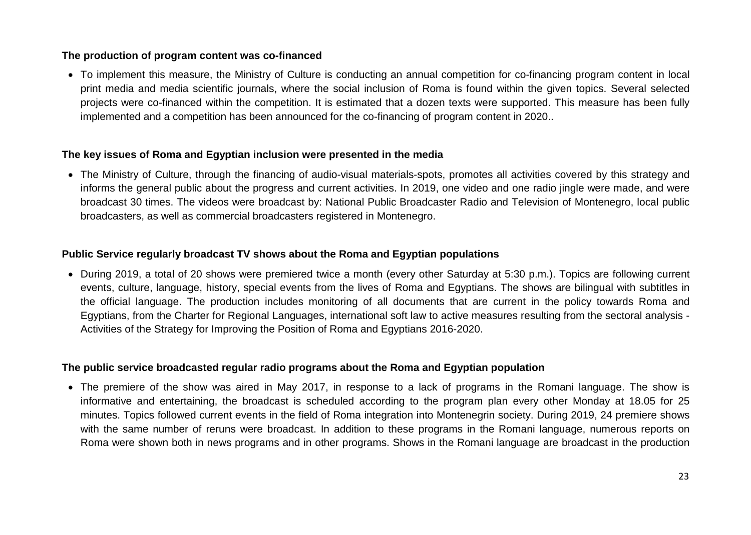**The production of program content was co-financed**

- To implement this measure, the Ministry of Culture is conducting an annual competition for co-financing program content in local print media and media scientific journals, where the social inclusion of Roma is found within the given topics. Several selected projects were co-financed within the competition. It is estimated that a dozen texts were supported. This measure has been fully implemented and a competition has been announced for the co-financing of program content in 2020..

**The key issues of Roma and Egyptian inclusion were presented in the media**

- The Ministry of Culture, through the financing of audio-visual materials-spots, promotes all activities covered by this strategy and informs the general public about the progress and current activities. In 2019, one video and one radio jingle were made, and were broadcast 30 times. The videos were broadcast by: National Public Broadcaster Radio and Television of Montenegro, local public broadcasters, as well as commercial broadcasters registered in Montenegro.

**Public Service regularly broadcast TV shows about the Roma and Egyptian populations**

- During 2019, a total of 20 shows were premiered twice a month (every other Saturday at 5:30 p.m.). Topics are following current events, culture, language, history, special events from the lives of Roma and Egyptians. The shows are bilingual with subtitles in the official language. The production includes monitoring of all documents that are current in the policy towards Roma and Egyptians, from the Charter for Regional Languages, international soft law to active measures resulting from the sectoral analysis - Activities of the Strategy for Improving the Position of Roma and Egyptians 2016-2020.

**The public service broadcasted regular radio programs about the Roma and Egyptian population**

- The premiere of the show was aired in May 2017, in response to a lack of programs in the Romani language. The show is informative and entertaining, the broadcast is scheduled according to the program plan every other Monday at 18.05 for 25 minutes. Topics followed current events in the field of Roma integration into Montenegrin society. During 2019, 24 premiere shows with the same number of reruns were broadcast. In addition to these programs in the Romani language, numerous reports on Roma were shown both in news programs and in other programs. Shows in the Romani language are broadcast in the production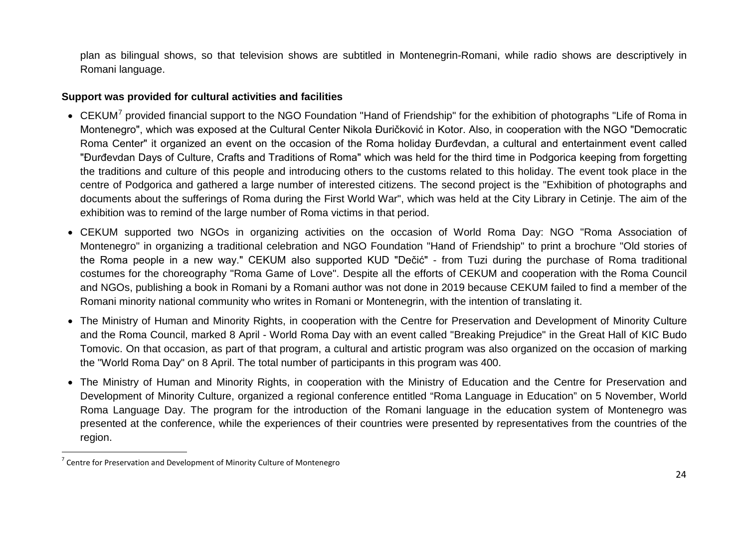plan as bilingual shows, so that television shows are subtitled in Montenegrin-Romani, while radio shows are descriptively in Romani language.

**Support was provided for cultural activities and facilities**

- CEKUM[7] provided financial support to the NGO Foundation "Hand of Friendship" for the exhibition of photographs "Life of Roma in Montenegro", which was exposed at the Cultural Center Nikola Đuričković in Kotor. Also, in cooperation with the NGO "Democratic Roma Center" it organized an event on the occasion of the Roma holiday Đurđevdan, a cultural and entertainment event called "Đurđevdan Days of Culture, Crafts and Traditions of Roma" which was held for the third time in Podgorica keeping from forgetting the traditions and culture of this people and introducing others to the customs related to this holiday. The event took place in the centre of Podgorica and gathered a large number of interested citizens. The second project is the "Exhibition of photographs and documents about the sufferings of Roma during the First World War", which was held at the City Library in Cetinje. The aim of the exhibition was to remind of the large number of Roma victims in that period.
- CEKUM supported two NGOs in organizing activities on the occasion of World Roma Day: NGO "Roma Association of Montenegro" in organizing a traditional celebration and NGO Foundation "Hand of Friendship" to print a brochure "Old stories of the Roma people in a new way." CEKUM also supported KUD "Dečić" - from Tuzi during the purchase of Roma traditional costumes for the choreography "Roma Game of Love". Despite all the efforts of CEKUM and cooperation with the Roma Council and NGOs, publishing a book in Romani by a Romani author was not done in 2019 because CEKUM failed to find a member of the Romani minority national community who writes in Romani or Montenegrin, with the intention of translating it.
- The Ministry of Human and Minority Rights, in cooperation with the Centre for Preservation and Development of Minority Culture and the Roma Council, marked 8 April - World Roma Day with an event called "Breaking Prejudice" in the Great Hall of KIC Budo Tomovic. On that occasion, as part of that program, a cultural and artistic program was also organized on the occasion of marking the "World Roma Day" on 8 April. The total number of participants in this program was 400.
- The Ministry of Human and Minority Rights, in cooperation with the Ministry of Education and the Centre for Preservation and Development of Minority Culture, organized a regional conference entitled "Roma Language in Education" on 5 November, World Roma Language Day. The program for the introduction of the Romani language in the education system of Montenegro was presented at the conference, while the experiences of their countries were presented by representatives from the countries of the region.

[7] Centre for Preservation and Development of Minority Culture of Montenegro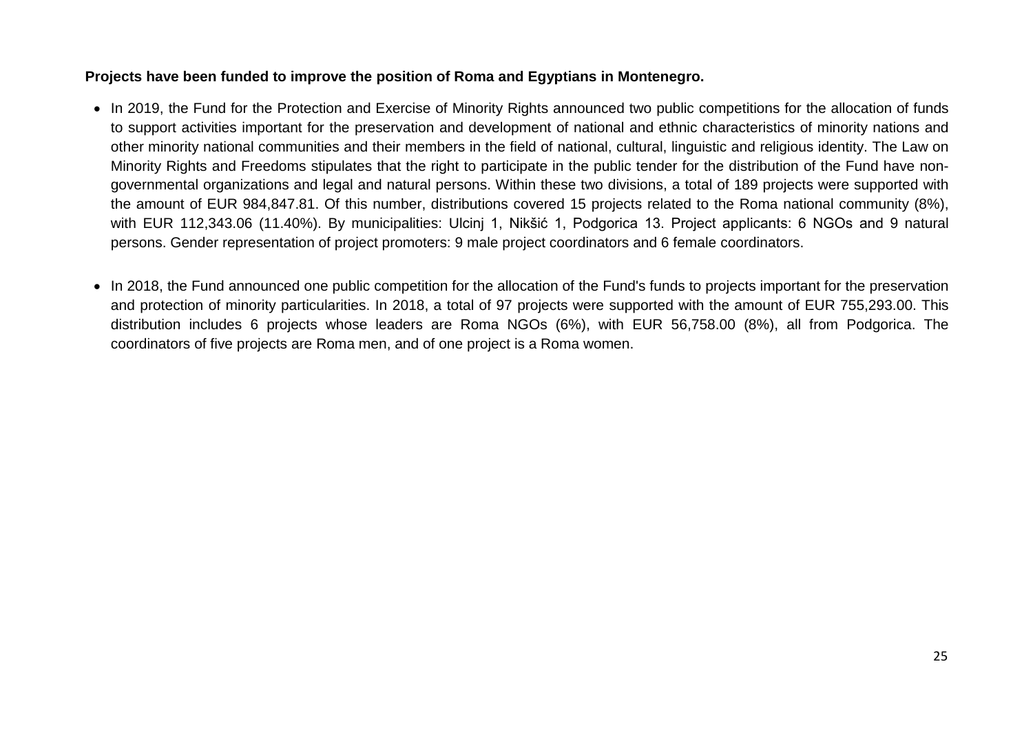**Projects have been funded to improve the position of Roma and Egyptians in Montenegro.**

- In 2019, the Fund for the Protection and Exercise of Minority Rights announced two public competitions for the allocation of funds to support activities important for the preservation and development of national and ethnic characteristics of minority nations and other minority national communities and their members in the field of national, cultural, linguistic and religious identity. The Law on Minority Rights and Freedoms stipulates that the right to participate in the public tender for the distribution of the Fund have non-governmental organizations and legal and natural persons. Within these two divisions, a total of 189 projects were supported with the amount of EUR 984,847.81. Of this number, distributions covered 15 projects related to the Roma national community (8%), with EUR 112,343.06 (11.40%). By municipalities: Ulcinj 1, Nikšić 1, Podgorica 13. Project applicants: 6 NGOs and 9 natural persons. Gender representation of project promoters: 9 male project coordinators and 6 female coordinators.

- In 2018, the Fund announced one public competition for the allocation of the Fund's funds to projects important for the preservation and protection of minority particularities. In 2018, a total of 97 projects were supported with the amount of EUR 755,293.00. This distribution includes 6 projects whose leaders are Roma NGOs (6%), with EUR 56,758.00 (8%), all from Podgorica. The coordinators of five projects are Roma men, and of one project is a Roma women.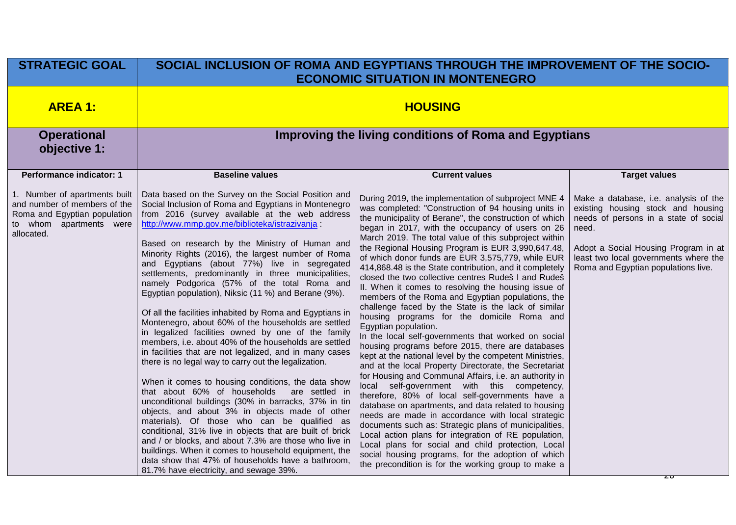| STRATEGIC GOAL | SOCIAL INCLUSION OF ROMA AND EGYPTIANS THROUGH THE IMPROVEMENT OF THE SOCIO-ECONOMIC SITUATION IN MONTENEGRO | | |
|---|---|---|---|
| **AREA 1:** | **HOUSING** | | |
| **Operational objective 1:** | **Improving the living conditions of Roma and Egyptians** | | |
| **Performance indicator: 1** | **Baseline values** | **Current values** | **Target values** |
| 1. Number of apartments built and number of members of the Roma and Egyptian population to whom apartments were allocated. | Data based on the Survey on the Social Position and Social Inclusion of Roma and Egyptians in Montenegro from 2016 (survey available at the web address http://www.mmp.gov.me/biblioteka/istrazivanja :<br><br>Based on research by the Ministry of Human and Minority Rights (2016), the largest number of Roma and Egyptians (about 77%) live in segregated settlements, predominantly in three municipalities, namely Podgorica (57% of the total Roma and Egyptian population), Niksic (11 %) and Berane (9%).<br><br>Of all the facilities inhabited by Roma and Egyptians in Montenegro, about 60% of the households are settled in legalized facilities owned by one of the family members, i.e. about 40% of the households are settled in facilities that are not legalized, and in many cases there is no legal way to carry out the legalization.<br><br>When it comes to housing conditions, the data show that about 60% of households are settled in unconditional buildings (30% in barracks, 37% in tin objects, and about 3% in objects made of other materials). Of those who can be qualified as conditional, 31% live in objects that are built of brick and / or blocks, and about 7.3% are those who live in buildings. When it comes to household equipment, the data show that 47% of households have a bathroom, 81.7% have electricity, and sewage 39%. | During 2019, the implementation of subproject MNE 4 was completed: "Construction of 94 housing units in the municipality of Berane", the construction of which began in 2017, with the occupancy of users on 26 March 2019. The total value of this subproject within the Regional Housing Program is EUR 3,990,647.48, of which donor funds are EUR 3,575,779, while EUR 414,868.48 is the State contribution, and it completely closed the two collective centres Rudeš I and Rudeš II. When it comes to resolving the housing issue of members of the Roma and Egyptian populations, the challenge faced by the State is the lack of similar housing programs for the domicile Roma and Egyptian population.<br>In the local self-governments that worked on social housing programs before 2015, there are databases kept at the national level by the competent Ministries, and at the local Property Directorate, the Secretariat for Housing and Communal Affairs, i.e. an authority in local self-government with this competency, therefore, 80% of local self-governments have a database on apartments, and data related to housing needs are made in accordance with local strategic documents such as: Strategic plans of municipalities, Local action plans for integration of RE population, Local plans for social and child protection, Local social housing programs, for the adoption of which the precondition is for the working group to make a | Make a database, i.e. analysis of the existing housing stock and housing needs of persons in a state of social need.<br><br>Adopt a Social Housing Program in at least two local governments where the Roma and Egyptian populations live. |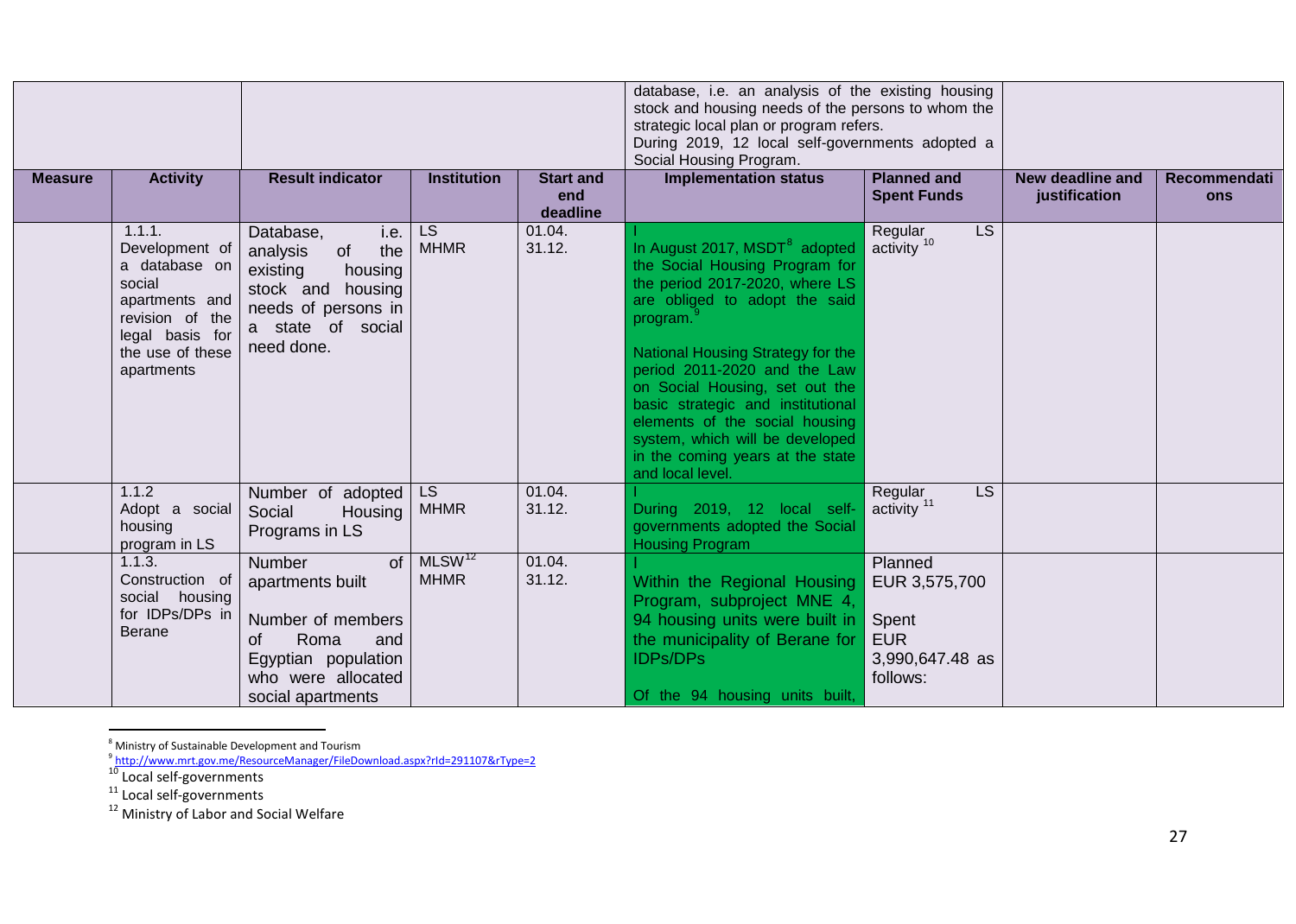| | | | | | database, i.e. an analysis of the existing housing stock and housing needs of the persons to whom the strategic local plan or program refers. During 2019, 12 local self-governments adopted a Social Housing Program. | | | |
|---|---|---|---|---|---|---|---|---|
| **Measure** | **Activity** | **Result indicator** | **Institution** | **Start and end deadline** | **Implementation status** | **Planned and Spent Funds** | **New deadline and justification** | **Recommendations** |
| | 1.1.1. Development of a database on social apartments and revision of the legal basis for the use of these apartments | Database, i.e. analysis of the existing housing stock and housing needs of persons in a state of social need done. | LS MHMR | 01.04. 31.12. | I In August 2017, MSDT[8] adopted the Social Housing Program for the period 2017-2020, where LS are obliged to adopt the said program.[9] National Housing Strategy for the period 2011-2020 and the Law on Social Housing, set out the basic strategic and institutional elements of the social housing system, which will be developed in the coming years at the state and local level. | Regular LS activity [10] | | |
| | 1.1.2 Adopt a social housing program in LS | Number of adopted Social Housing Programs in LS | LS MHMR | 01.04. 31.12. | I During 2019, 12 local self-governments adopted the Social Housing Program | Regular LS activity [11] | | |
| | 1.1.3. Construction of social housing for IDPs/DPs in Berane | Number of apartments built Number of members of Roma and Egyptian population who were allocated social apartments | MLSW[12] MHMR | 01.04. 31.12. | I Within the Regional Housing Program, subproject MNE 4, 94 housing units were built in the municipality of Berane for IDPs/DPs Of the 94 housing units built, | Planned EUR 3,575,700 Spent EUR 3,990,647.48 as follows: | | |

[8] Ministry of Sustainable Development and Tourism

[9] http://www.mrt.gov.me/ResourceManager/FileDownload.aspx?rId=291107&rType=2

[10] Local self-governments

[11] Local self-governments

[12] Ministry of Labor and Social Welfare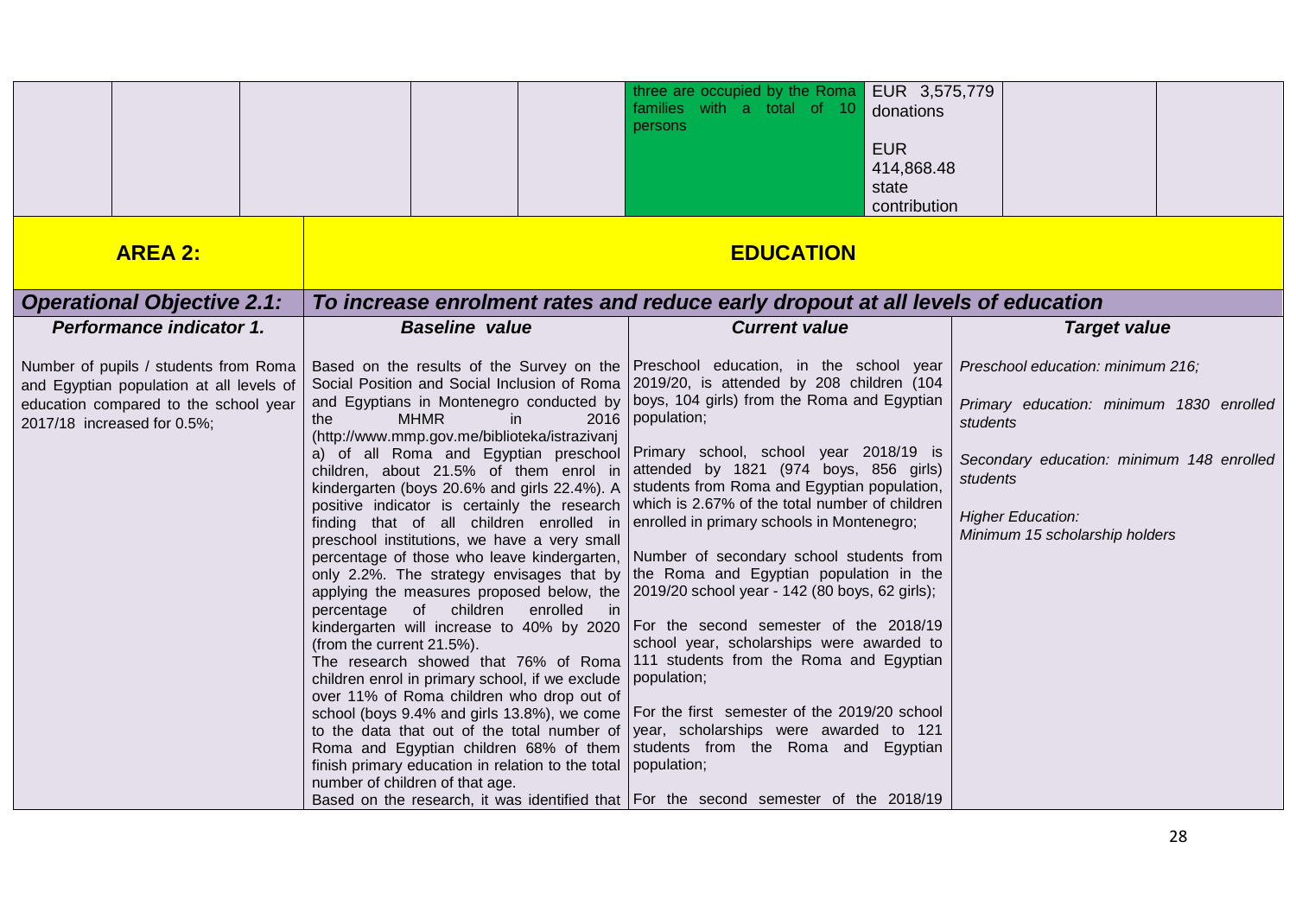| | | | | | three are occupied by the Roma families with a total of 10 persons | EUR 3,575,779 donations<br><br>EUR 414,868.48 state contribution | | |
|---|---|---|---|---|---|---|---|---|

| **AREA 2:** | **EDUCATION** | | |
|---|---|---|---|
| ***Operational Objective 2.1:*** | ***To increase enrolment rates and reduce early dropout at all levels of education*** | | |
| ***Performance indicator 1.*** | ***Baseline value*** | ***Current value*** | ***Target value*** |
| Number of pupils / students from Roma and Egyptian population at all levels of education compared to the school year 2017/18 increased for 0.5%; | Based on the results of the Survey on the Social Position and Social Inclusion of Roma and Egyptians in Montenegro conducted by the MHMR in 2016 (http://www.mmp.gov.me/biblioteka/istrazivanj a) of all Roma and Egyptian preschool children, about 21.5% of them enrol in kindergarten (boys 20.6% and girls 22.4%). A positive indicator is certainly the research finding that of all children enrolled in preschool institutions, we have a very small percentage of those who leave kindergarten, only 2.2%. The strategy envisages that by applying the measures proposed below, the percentage of children enrolled in kindergarten will increase to 40% by 2020 (from the current 21.5%).<br>The research showed that 76% of Roma children enrol in primary school, if we exclude over 11% of Roma children who drop out of school (boys 9.4% and girls 13.8%), we come to the data that out of the total number of Roma and Egyptian children 68% of them finish primary education in relation to the total number of children of that age.<br>Based on the research, it was identified that | Preschool education, in the school year 2019/20, is attended by 208 children (104 boys, 104 girls) from the Roma and Egyptian population;<br><br>Primary school, school year 2018/19 is attended by 1821 (974 boys, 856 girls) students from Roma and Egyptian population, which is 2.67% of the total number of children enrolled in primary schools in Montenegro;<br><br>Number of secondary school students from the Roma and Egyptian population in the 2019/20 school year - 142 (80 boys, 62 girls);<br><br>For the second semester of the 2018/19 school year, scholarships were awarded to 111 students from the Roma and Egyptian population;<br><br>For the first semester of the 2019/20 school year, scholarships were awarded to 121 students from the Roma and Egyptian population;<br><br>For the second semester of the 2018/19 | *Preschool education: minimum 216;*<br><br>*Primary education: minimum 1830 enrolled students*<br><br>*Secondary education: minimum 148 enrolled students*<br><br>*Higher Education: Minimum 15 scholarship holders* |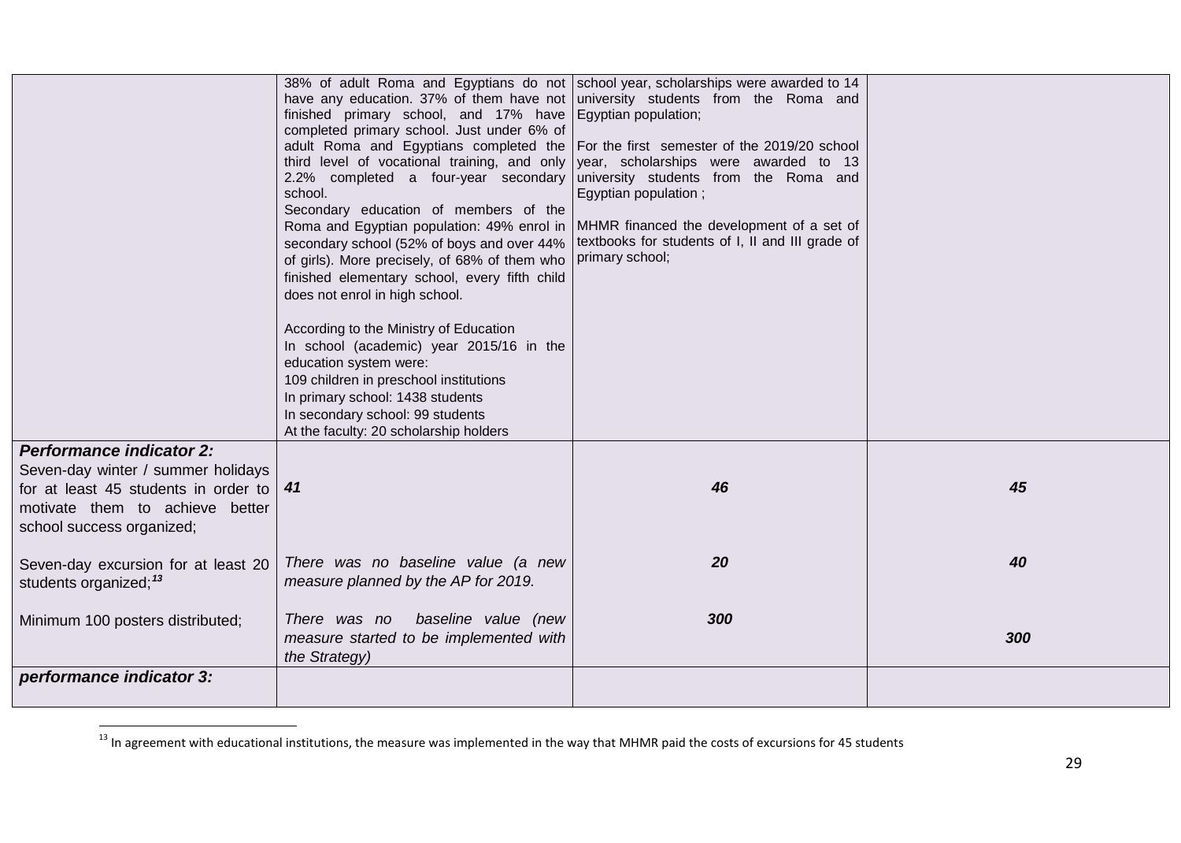| | | | |
|---|---|---|---|
| | 38% of adult Roma and Egyptians do not have any education. 37% of them have not finished primary school, and 17% have completed primary school. Just under 6% of adult Roma and Egyptians completed the third level of vocational training, and only 2.2% completed a four-year secondary school.<br>Secondary education of members of the Roma and Egyptian population: 49% enrol in secondary school (52% of boys and over 44% of girls). More precisely, of 68% of them who finished elementary school, every fifth child does not enrol in high school.<br><br>According to the Ministry of Education<br>In school (academic) year 2015/16 in the education system were:<br>109 children in preschool institutions<br>In primary school: 1438 students<br>In secondary school: 99 students<br>At the faculty: 20 scholarship holders | school year, scholarships were awarded to 14 university students from the Roma and Egyptian population;<br><br>For the first semester of the 2019/20 school year, scholarships were awarded to 13 university students from the Roma and Egyptian population ;<br><br>MHMR financed the development of a set of textbooks for students of I, II and III grade of primary school; | |
| ***Performance indicator 2:***<br>Seven-day winter / summer holidays for at least 45 students in order to motivate them to achieve better school success organized; | ***41*** | ***46*** | ***45*** |
| Seven-day excursion for at least 20 students organized;[13] | *There was no baseline value (a new measure planned by the AP for 2019.* | ***20*** | ***40*** |
| Minimum 100 posters distributed; | *There was no baseline value (new measure started to be implemented with the Strategy)* | ***300*** | ***300*** |
| ***performance indicator 3:*** | | | |

[13] In agreement with educational institutions, the measure was implemented in the way that MHMR paid the costs of excursions for 45 students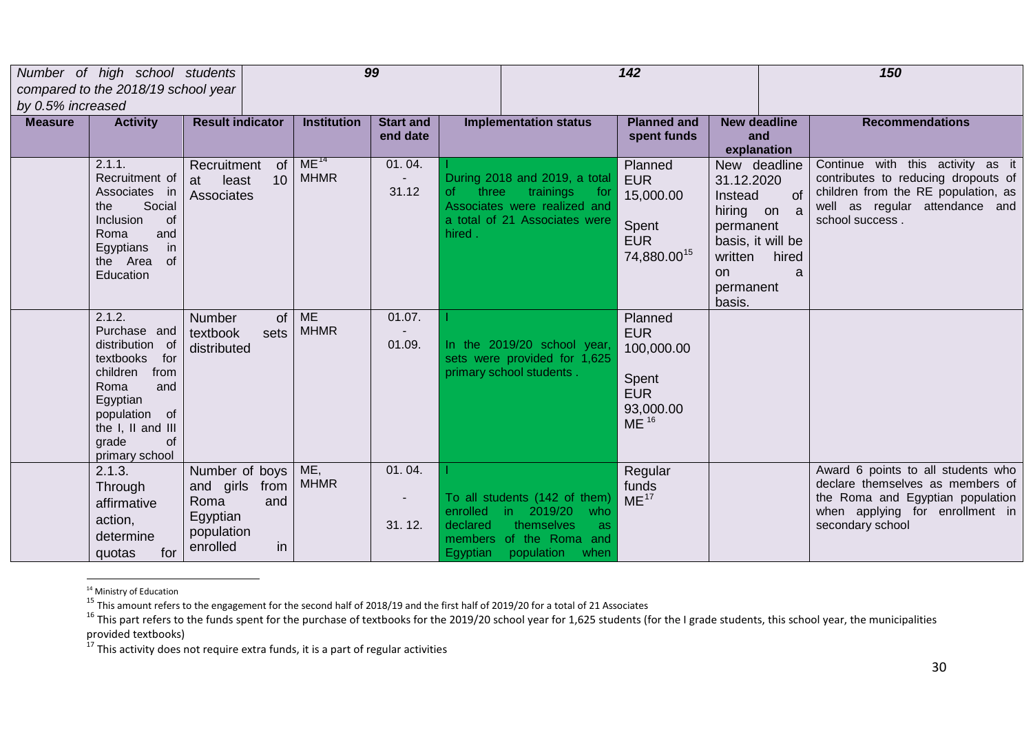| *Number of high school students compared to the 2018/19 school year by 0.5% increased* | | | *99* | | | *142* | | *150* |
|---|---|---|---|---|---|---|---|---|
| **Measure** | **Activity** | **Result indicator** | **Institution** | **Start and end date** | **Implementation status** | **Planned and spent funds** | **New deadline and explanation** | **Recommendations** |
| | 2.1.1. Recruitment of Associates in the Social Inclusion of Roma and Egyptians in the Area of Education | Recruitment of at least 10 Associates | ME[14] MHMR | 01. 04. - 31.12 | I During 2018 and 2019, a total of three trainings for Associates were realized and a total of 21 Associates were hired . | Planned EUR 15,000.00 Spent EUR 74,880.00[15] | New deadline 31.12.2020 Instead of hiring on a permanent basis, it will be written hired on a permanent basis. | Continue with this activity as it contributes to reducing dropouts of children from the RE population, as well as regular attendance and school success . |
| | 2.1.2. Purchase and distribution of textbooks for children from Roma and Egyptian population of the I, II and III grade of primary school | Number of textbook sets distributed | ME MHMR | 01.07. - 01.09. | I In the 2019/20 school year, sets were provided for 1,625 primary school students . | Planned EUR 100,000.00 Spent EUR 93,000.00 ME [16] | | |
| | 2.1.3. Through affirmative action, determine quotas for | Number of boys and girls from Roma and Egyptian population enrolled in | ME, MHMR | 01. 04. - 31. 12. | I To all students (142 of them) enrolled in 2019/20 who declared themselves as members of the Roma and Egyptian population when | Regular funds ME[17] | | Award 6 points to all students who declare themselves as members of the Roma and Egyptian population when applying for enrollment in secondary school |

[14] Ministry of Education

[15] This amount refers to the engagement for the second half of 2018/19 and the first half of 2019/20 for a total of 21 Associates

[16] This part refers to the funds spent for the purchase of textbooks for the 2019/20 school year for 1,625 students (for the I grade students, this school year, the municipalities provided textbooks)

[17] This activity does not require extra funds, it is a part of regular activities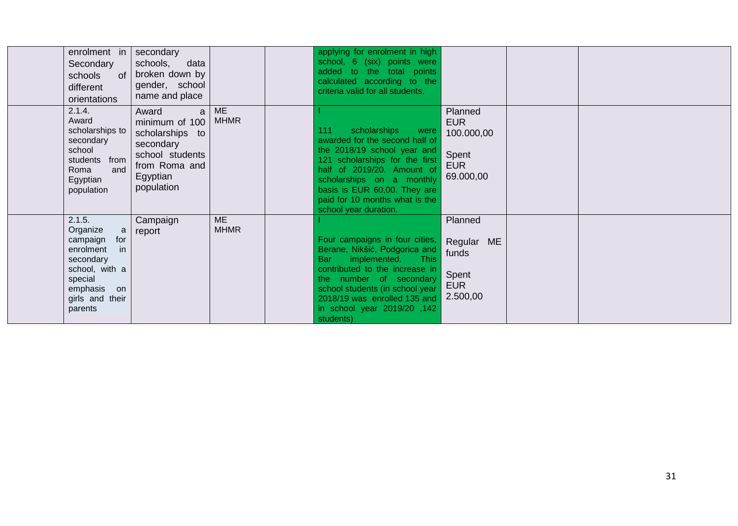| | | | | | | | | |
|---|---|---|---|---|---|---|---|---|
| | enrolment in Secondary schools of different orientations | secondary schools, data broken down by gender, school name and place | | | applying for enrolment in high school, 6 (six) points were added to the total points calculated according to the criteria valid for all students. | | | |
| | 2.1.4. Award scholarships to secondary school students from Roma and Egyptian population | Award a minimum of 100 scholarships to secondary school students from Roma and Egyptian population | ME MHMR | | I<br>111 scholarships were awarded for the second half of the 2018/19 school year and 121 scholarships for the first half of 2019/20. Amount of scholarships on a monthly basis is EUR 60,00. They are paid for 10 months what is the school year duration. | Planned EUR 100.000,00<br><br>Spent EUR 69.000,00 | | |
| | 2.1.5. Organize a campaign for enrolment in secondary school, with a special emphasis on girls and their parents | Campaign report | ME MHMR | | I<br>Four campaigns in four cities, Berane, Nikšić, Podgorica and Bar implemented. This contributed to the increase in the number of secondary school students (in school year 2018/19 was enrolled 135 and in school year 2019/20 ,142 students) | Planned<br><br>Regular ME funds<br><br>Spent EUR 2.500,00 | | |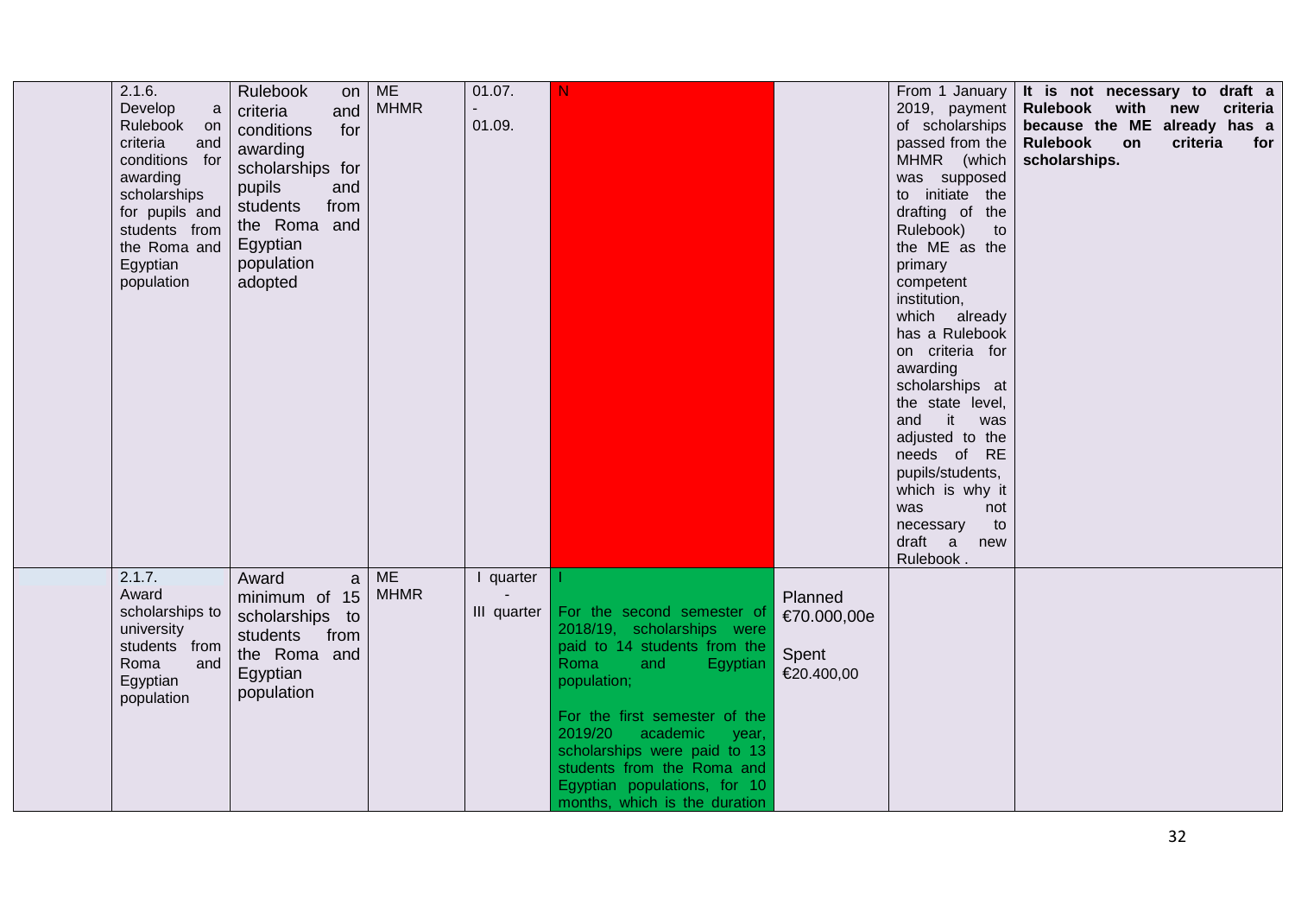| | | | | | | | | |
|---|---|---|---|---|---|---|---|---|
| | 2.1.6. Develop a Rulebook on criteria and conditions for awarding scholarships for pupils and students from the Roma and Egyptian population | Rulebook on criteria and conditions for awarding scholarships for pupils and students from the Roma and Egyptian population adopted | ME MHMR | 01.07. - 01.09. | N | | From 1 January 2019, payment of scholarships passed from the MHMR (which was supposed to initiate the drafting of the Rulebook) to the ME as the primary competent institution, which already has a Rulebook on criteria for awarding scholarships at the state level, and it was adjusted to the needs of RE pupils/students, which is why it was not necessary to draft a new Rulebook . | **It is not necessary to draft a Rulebook with new criteria because the ME already has a Rulebook on criteria for scholarships.** |
| | 2.1.7. Award scholarships to university students from Roma and Egyptian population | Award a minimum of 15 scholarships to students from the Roma and Egyptian population | ME MHMR | I quarter - III quarter | I<br><br>For the second semester of 2018/19, scholarships were paid to 14 students from the Roma and Egyptian population;<br><br>For the first semester of the 2019/20 academic year, scholarships were paid to 13 students from the Roma and Egyptian populations, for 10 months, which is the duration | Planned €70.000,00e<br><br>Spent €20.400,00 | | |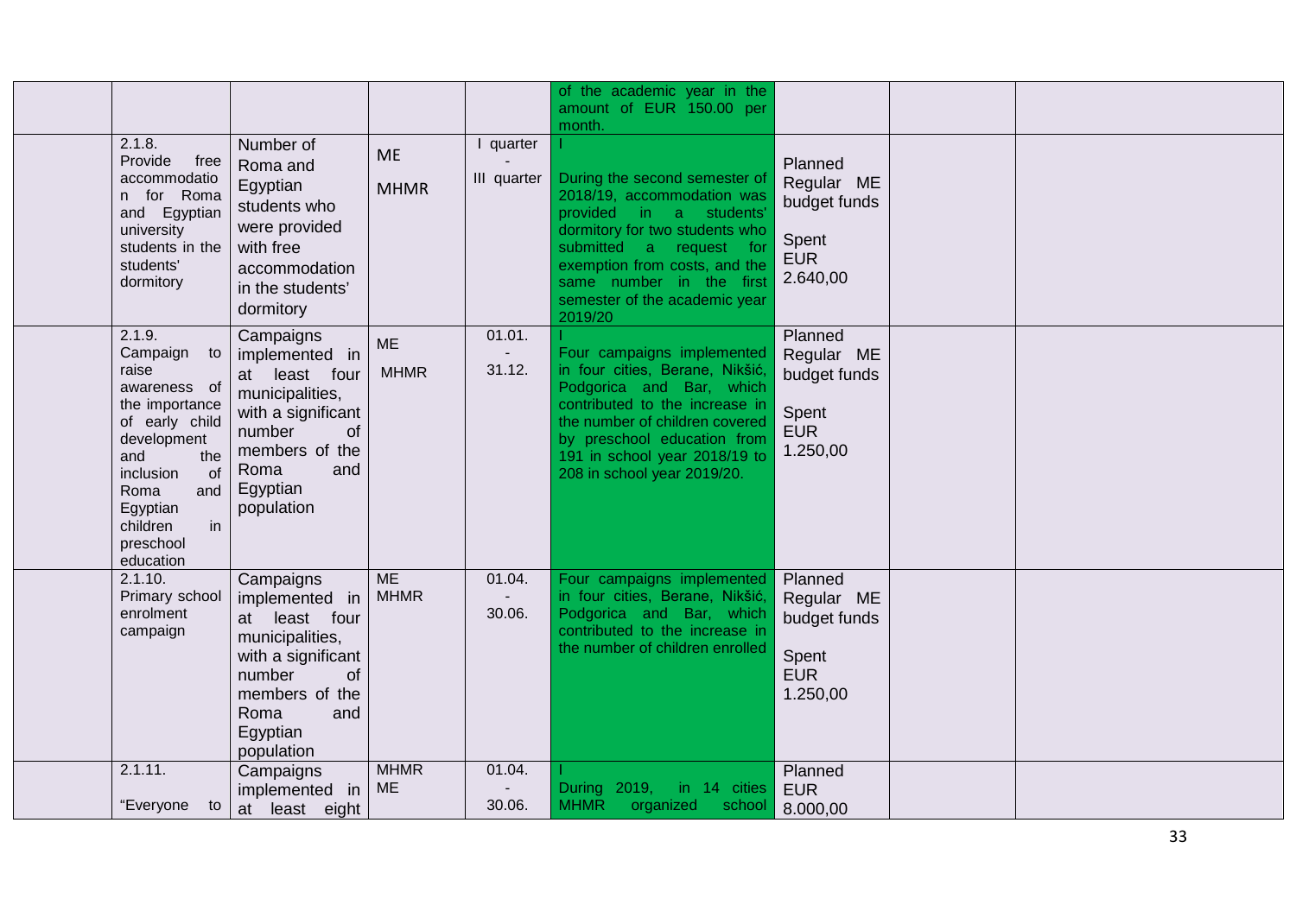| | | | | | | | |
|---|---|---|---|---|---|---|---|
| | | | | of the academic year in the amount of EUR 150.00 per month. | | | |
| | 2.1.8. Provide free accommodation for Roma and Egyptian university students in the students' dormitory | Number of Roma and Egyptian students who were provided with free accommodation in the students' dormitory | ME MHMR | I quarter - III quarter | I During the second semester of 2018/19, accommodation was provided in a students' dormitory for two students who submitted a request for exemption from costs, and the same number in the first semester of the academic year 2019/20 | Planned Regular ME budget funds Spent EUR 2.640,00 | | |
| | 2.1.9. Campaign to raise awareness of the importance of early child development and the inclusion of Roma and Egyptian children in preschool education | Campaigns implemented in at least four municipalities, with a significant number of members of the Roma and Egyptian population | ME MHMR | 01.01. - 31.12. | I Four campaigns implemented in four cities, Berane, Nikšić, Podgorica and Bar, which contributed to the increase in the number of children covered by preschool education from 191 in school year 2018/19 to 208 in school year 2019/20. | Planned Regular ME budget funds Spent EUR 1.250,00 | | |
| | 2.1.10. Primary school enrolment campaign | Campaigns implemented in at least four municipalities, with a significant number of members of the Roma and Egyptian population | ME MHMR | 01.04. - 30.06. | Four campaigns implemented in four cities, Berane, Nikšić, Podgorica and Bar, which contributed to the increase in the number of children enrolled | Planned Regular ME budget funds Spent EUR 1.250,00 | | |
| | 2.1.11. "Everyone to | Campaigns implemented in at least eight | MHMR ME | 01.04. - 30.06. | I During 2019, in 14 cities MHMR organized school | Planned EUR 8.000,00 | | |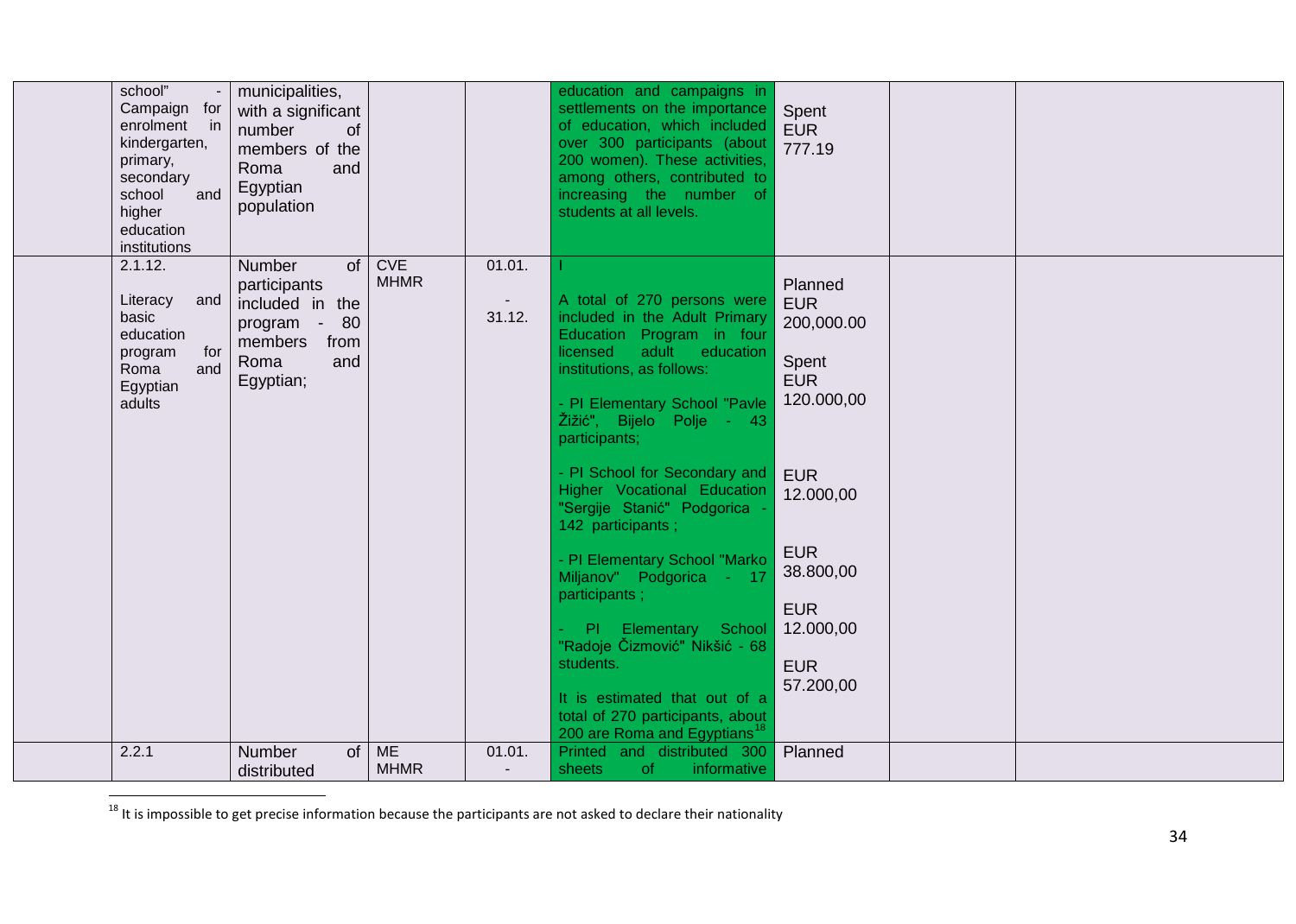| | | | | | | | | |
|---|---|---|---|---|---|---|---|---|
| | school" - Campaign for enrolment in kindergarten, primary, secondary school and higher education institutions | municipalities, with a significant number of members of the Roma and Egyptian population | | | education and campaigns in settlements on the importance of education, which included over 300 participants (about 200 women). These activities, among others, contributed to increasing the number of students at all levels. | Spent EUR 777.19 | | |
| | 2.1.12. Literacy and basic education program for Roma and Egyptian adults | Number of participants included in the program - 80 members from Roma and Egyptian; | CVE MHMR | 01.01. - 31.12. | I<br><br>A total of 270 persons were included in the Adult Primary Education Program in four licensed adult education institutions, as follows:<br><br>- PI Elementary School "Pavle Žižić", Bijelo Polje - 43 participants;<br><br>- PI School for Secondary and Higher Vocational Education "Sergije Stanić" Podgorica - 142 participants ;<br><br>- PI Elementary School "Marko Miljanov" Podgorica - 17 participants ;<br><br>- PI Elementary School "Radoje Čizmović" Nikšić - 68 students.<br><br>It is estimated that out of a total of 270 participants, about 200 are Roma and Egyptians[18] | Planned EUR 200,000.00<br><br>Spent EUR 120.000,00<br><br>EUR 12.000,00<br><br>EUR 38.800,00<br><br>EUR 12.000,00<br><br>EUR 57.200,00 | | |
| | 2.2.1 | Number of distributed | ME MHMR | 01.01. - | Printed and distributed 300 sheets of informative | Planned | | |

[18] It is impossible to get precise information because the participants are not asked to declare their nationality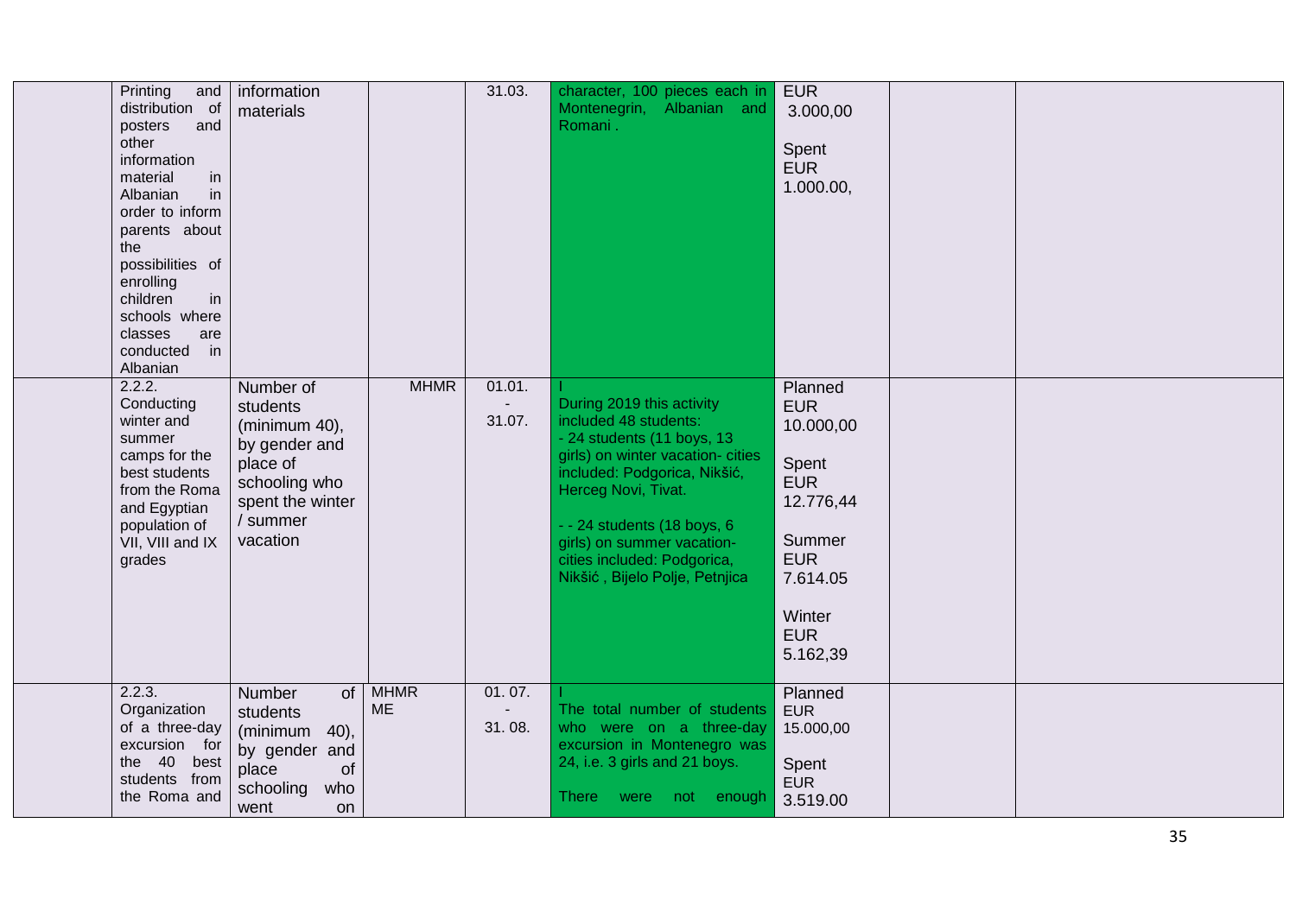| | | | | | | | | |
|---|---|---|---|---|---|---|---|---|
| | Printing and distribution of posters and other information material in Albanian in order to inform parents about the possibilities of enrolling children in schools where classes are conducted in Albanian | information materials | | 31.03. | character, 100 pieces each in Montenegrin, Albanian and Romani . | EUR 3.000,00<br><br>Spent EUR 1.000.00, | | |
| | 2.2.2. Conducting winter and summer camps for the best students from the Roma and Egyptian population of VII, VIII and IX grades | Number of students (minimum 40), by gender and place of schooling who spent the winter / summer vacation | MHMR | 01.01. - 31.07. | I<br>During 2019 this activity included 48 students:<br>- 24 students (11 boys, 13 girls) on winter vacation- cities included: Podgorica, Nikšić, Herceg Novi, Tivat.<br><br>- - 24 students (18 boys, 6 girls) on summer vacation- cities included: Podgorica, Nikšić , Bijelo Polje, Petnjica | Planned EUR 10.000,00<br><br>Spent EUR 12.776,44<br><br>Summer EUR 7.614.05<br><br>Winter EUR 5.162,39 | | |
| | 2.2.3. Organization of a three-day excursion for the 40 best students from the Roma and | Number of students (minimum 40), by gender and place of schooling who went on | MHMR ME | 01. 07. - 31. 08. | I<br>The total number of students who were on a three-day excursion in Montenegro was 24, i.e. 3 girls and 21 boys.<br><br>There were not enough | Planned EUR 15.000,00<br><br>Spent EUR 3.519.00 | | |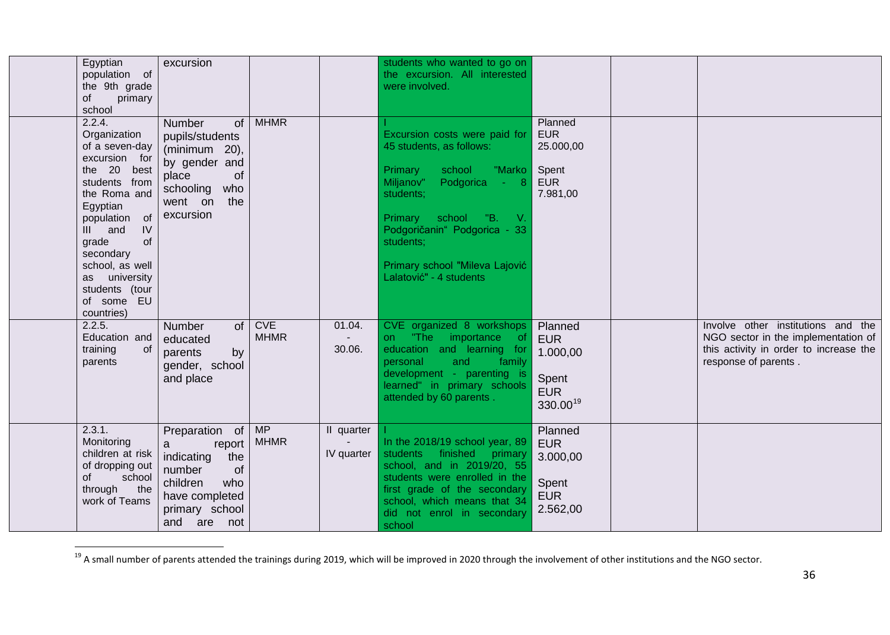| | | | | | | | | |
|---|---|---|---|---|---|---|---|---|
| | Egyptian population of the 9th grade of primary school | excursion | | | students who wanted to go on the excursion. All interested were involved. | | | |
| | 2.2.4. Organization of a seven-day excursion for the 20 best students from the Roma and Egyptian population of III and IV grade of secondary school, as well as university students (tour of some EU countries) | Number of pupils/students (minimum 20), by gender and place of schooling who went on the excursion | MHMR | | I<br>Excursion costs were paid for 45 students, as follows:<br><br>Primary school "Marko Miljanov" Podgorica - 8 students;<br><br>Primary school "B. V. Podgoričanin" Podgorica - 33 students;<br><br>Primary school "Mileva Lajović Lalatović" - 4 students | Planned EUR 25.000,00<br><br>Spent EUR 7.981,00 | | |
| | 2.2.5. Education and training of parents | Number of educated parents by gender, school and place | CVE<br>MHMR | 01.04. - 30.06. | CVE organized 8 workshops on "The importance of education and learning for personal and family development - parenting is learned" in primary schools attended by 60 parents . | Planned EUR 1.000,00<br><br>Spent EUR 330.00[19] | | Involve other institutions and the NGO sector in the implementation of this activity in order to increase the response of parents . |
| | 2.3.1. Monitoring children at risk of dropping out of school through the work of Teams | Preparation of a report indicating the number of children who have completed primary school and are not | MP<br>MHMR | II quarter - IV quarter | I<br>In the 2018/19 school year, 89 students finished primary school, and in 2019/20, 55 students were enrolled in the first grade of the secondary school, which means that 34 did not enrol in secondary school | Planned EUR 3.000,00<br><br>Spent EUR 2.562,00 | | |

[19] A small number of parents attended the trainings during 2019, which will be improved in 2020 through the involvement of other institutions and the NGO sector.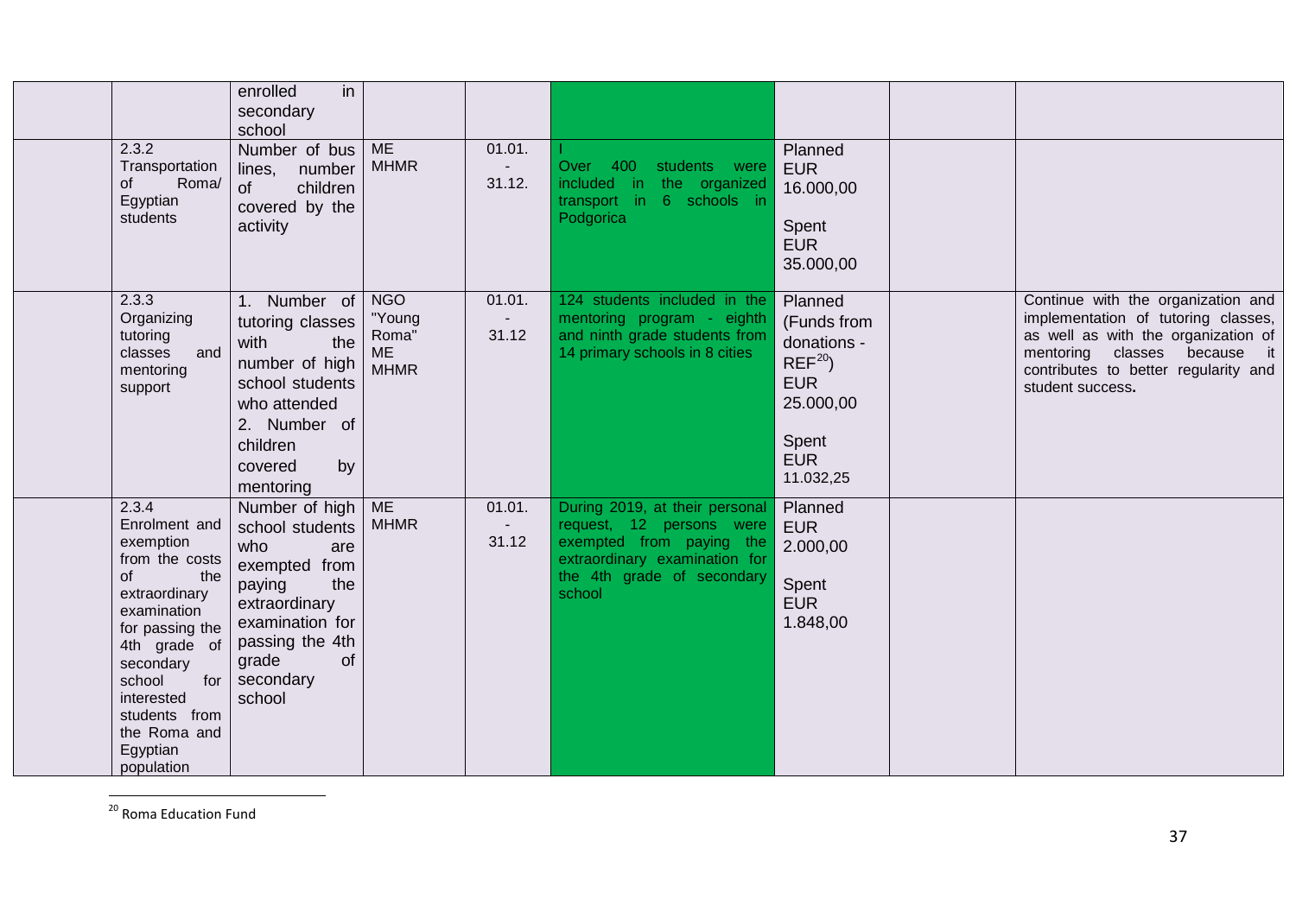| | | | | | | | | |
|---|---|---|---|---|---|---|---|---|
| | | enrolled in secondary school | | | | | | |
| | 2.3.2 Transportation of Roma/ Egyptian students | Number of bus lines, number of children covered by the activity | ME MHMR | 01.01. - 31.12. | I Over 400 students were included in the organized transport in 6 schools in Podgorica | Planned EUR 16.000,00<br><br>Spent EUR 35.000,00 | | |
| | 2.3.3 Organizing tutoring classes and mentoring support | 1. Number of tutoring classes with the number of high school students who attended<br>2. Number of children covered by mentoring | NGO "Young Roma" ME MHMR | 01.01. - 31.12 | 124 students included in the mentoring program - eighth and ninth grade students from 14 primary schools in 8 cities | Planned (Funds from donations - REF[20]) EUR 25.000,00<br><br>Spent EUR 11.032,25 | | Continue with the organization and implementation of tutoring classes, as well as with the organization of mentoring classes because it contributes to better regularity and student success. |
| | 2.3.4 Enrolment and exemption from the costs of the extraordinary examination for passing the 4th grade of secondary school for interested students from the Roma and Egyptian population | Number of high school students who are exempted from paying the extraordinary examination for passing the 4th grade of secondary school | ME MHMR | 01.01. - 31.12 | During 2019, at their personal request, 12 persons were exempted from paying the extraordinary examination for the 4th grade of secondary school | Planned EUR 2.000,00<br><br>Spent EUR 1.848,00 | | |

[20] Roma Education Fund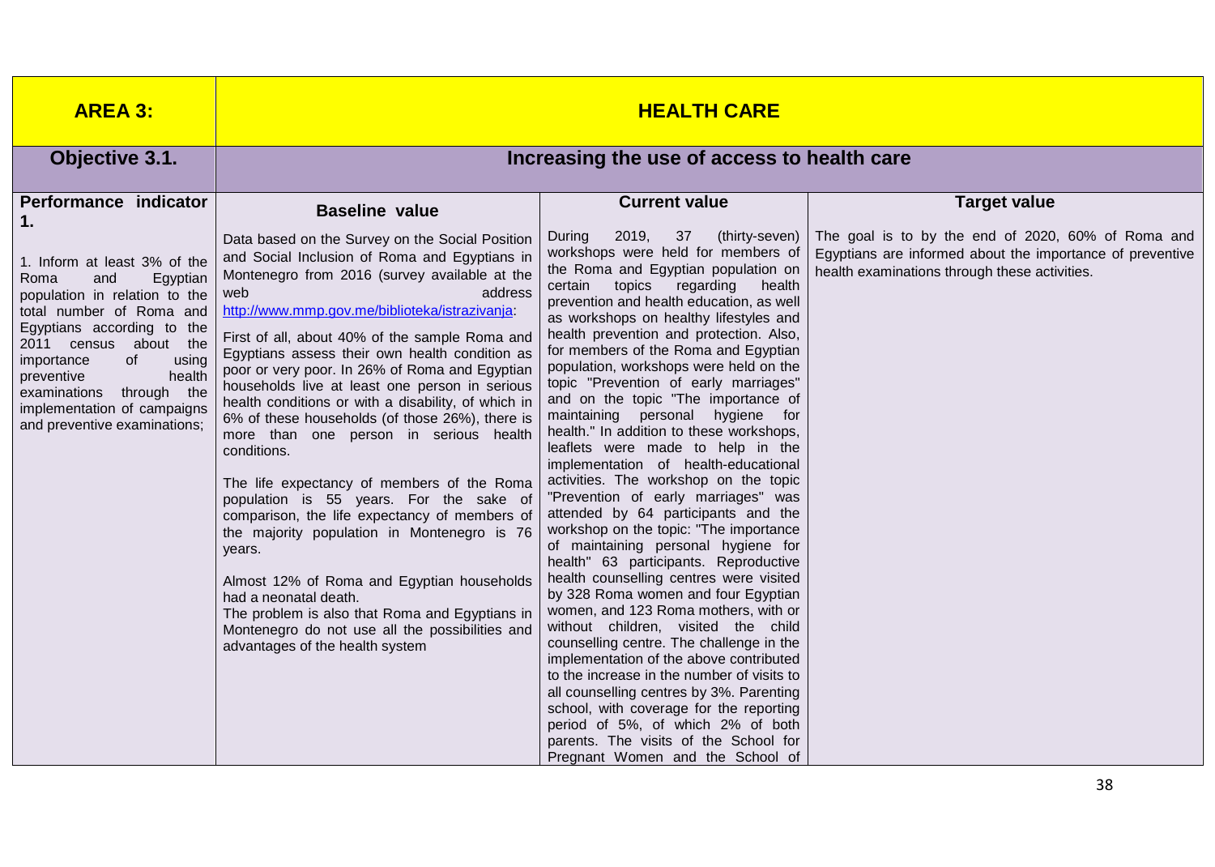| **AREA 3:** | **HEALTH CARE** | | |
|---|---|---|---|
| **Objective 3.1.** | **Increasing the use of access to health care** | | |
| **Performance indicator 1.** | **Baseline value** | **Current value** | **Target value** |
| 1. Inform at least 3% of the Roma and Egyptian population in relation to the total number of Roma and Egyptians according to the 2011 census about the importance of using preventive health examinations through the implementation of campaigns and preventive examinations; | Data based on the Survey on the Social Position and Social Inclusion of Roma and Egyptians in Montenegro from 2016 (survey available at the web address http://www.mmp.gov.me/biblioteka/istrazivanja:<br><br>First of all, about 40% of the sample Roma and Egyptians assess their own health condition as poor or very poor. In 26% of Roma and Egyptian households live at least one person in serious health conditions or with a disability, of which in 6% of these households (of those 26%), there is more than one person in serious health conditions.<br><br>The life expectancy of members of the Roma population is 55 years. For the sake of comparison, the life expectancy of members of the majority population in Montenegro is 76 years.<br><br>Almost 12% of Roma and Egyptian households had a neonatal death.<br>The problem is also that Roma and Egyptians in Montenegro do not use all the possibilities and advantages of the health system | During 2019, 37 (thirty-seven) workshops were held for members of the Roma and Egyptian population on certain topics regarding health prevention and health education, as well as workshops on healthy lifestyles and health prevention and protection. Also, for members of the Roma and Egyptian population, workshops were held on the topic "Prevention of early marriages" and on the topic "The importance of maintaining personal hygiene for health." In addition to these workshops, leaflets were made to help in the implementation of health-educational activities. The workshop on the topic "Prevention of early marriages" was attended by 64 participants and the workshop on the topic: "The importance of maintaining personal hygiene for health" 63 participants. Reproductive health counselling centres were visited by 328 Roma women and four Egyptian women, and 123 Roma mothers, with or without children, visited the child counselling centre. The challenge in the implementation of the above contributed to the increase in the number of visits to all counselling centres by 3%. Parenting school, with coverage for the reporting period of 5%, of which 2% of both parents. The visits of the School for Pregnant Women and the School of | The goal is to by the end of 2020, 60% of Roma and Egyptians are informed about the importance of preventive health examinations through these activities. |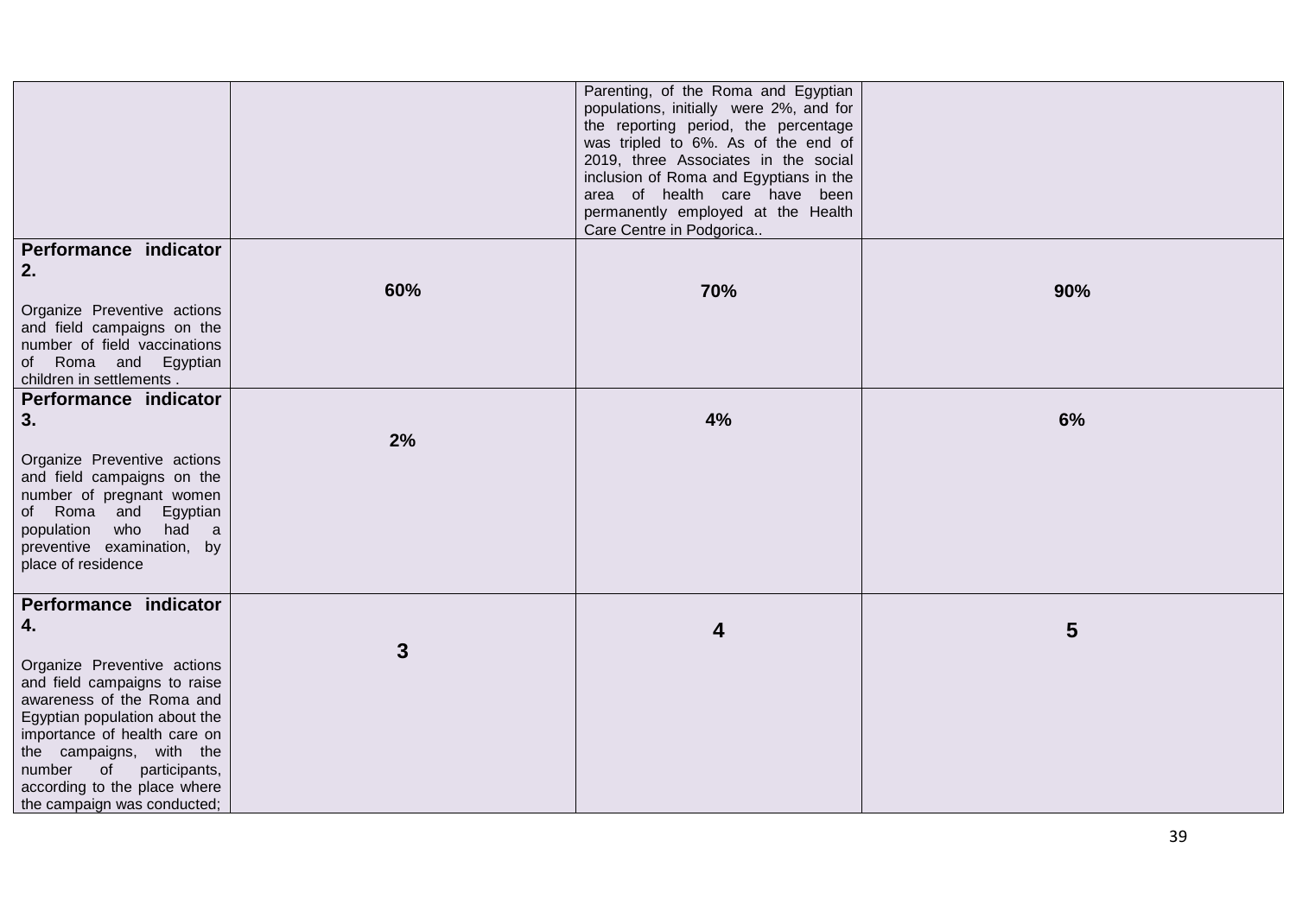| | | | |
|---|---|---|---|
| | | Parenting, of the Roma and Egyptian populations, initially were 2%, and for the reporting period, the percentage was tripled to 6%. As of the end of 2019, three Associates in the social inclusion of Roma and Egyptians in the area of health care have been permanently employed at the Health Care Centre in Podgorica.. | |
| **Performance indicator 2.**<br><br>Organize Preventive actions and field campaigns on the number of field vaccinations of Roma and Egyptian children in settlements . | **60%** | **70%** | **90%** |
| **Performance indicator 3.**<br><br>Organize Preventive actions and field campaigns on the number of pregnant women of Roma and Egyptian population who had a preventive examination, by place of residence | **2%** | **4%** | **6%** |
| **Performance indicator 4.**<br><br>Organize Preventive actions and field campaigns to raise awareness of the Roma and Egyptian population about the importance of health care on the campaigns, with the number of participants, according to the place where the campaign was conducted; | **3** | **4** | **5** |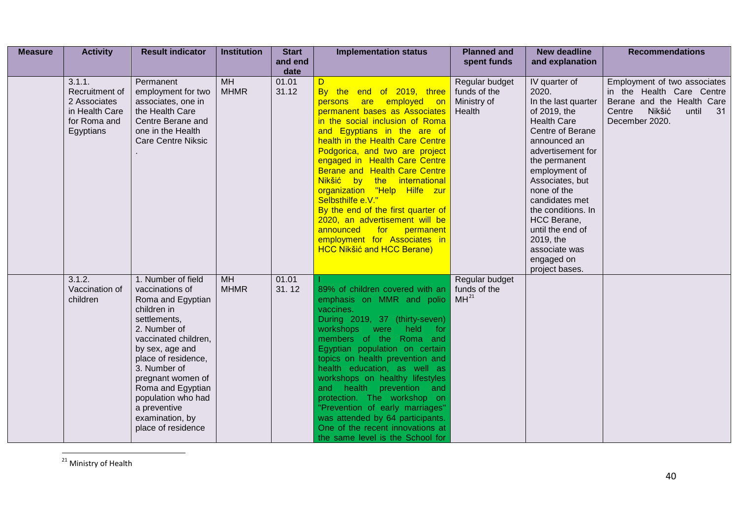| Measure | Activity | Result indicator | Institution | Start and end date | Implementation status | Planned and spent funds | New deadline and explanation | Recommendations |
|---|---|---|---|---|---|---|---|---|
| | 3.1.1. Recruitment of 2 Associates in Health Care for Roma and Egyptians | Permanent employment for two associates, one in the Health Care Centre Berane and one in the Health Care Centre Niksic . | MH MHMR | 01.01 31.12 | D By the end of 2019, three persons are employed on permanent bases as Associates in the social inclusion of Roma and Egyptians in the are of health in the Health Care Centre Podgorica, and two are project engaged in Health Care Centre Berane and Health Care Centre Nikšić by the international organization "Help Hilfe zur Selbsthilfe e.V." By the end of the first quarter of 2020, an advertisement will be announced for permanent employment for Associates in HCC Nikšić and HCC Berane) | Regular budget funds of the Ministry of Health | IV quarter of 2020. In the last quarter of 2019, the Health Care Centre of Berane announced an advertisement for the permanent employment of Associates, but none of the candidates met the conditions. In HCC Berane, until the end of 2019, the associate was engaged on project bases. | Employment of two associates in the Health Care Centre Berane and the Health Care Centre Nikšić until 31 December 2020. |
| | 3.1.2. Vaccination of children | 1. Number of field vaccinations of Roma and Egyptian children in settlements, 2. Number of vaccinated children, by sex, age and place of residence, 3. Number of pregnant women of Roma and Egyptian population who had a preventive examination, by place of residence | MH MHMR | 01.01 31. 12 | I 89% of children covered with an emphasis on MMR and polio vaccines. During 2019, 37 (thirty-seven) workshops were held for members of the Roma and Egyptian population on certain topics on health prevention and health education, as well as workshops on healthy lifestyles and health prevention and protection. The workshop on "Prevention of early marriages" was attended by 64 participants. One of the recent innovations at the same level is the School for | Regular budget funds of the MH[21] | | |

[21] Ministry of Health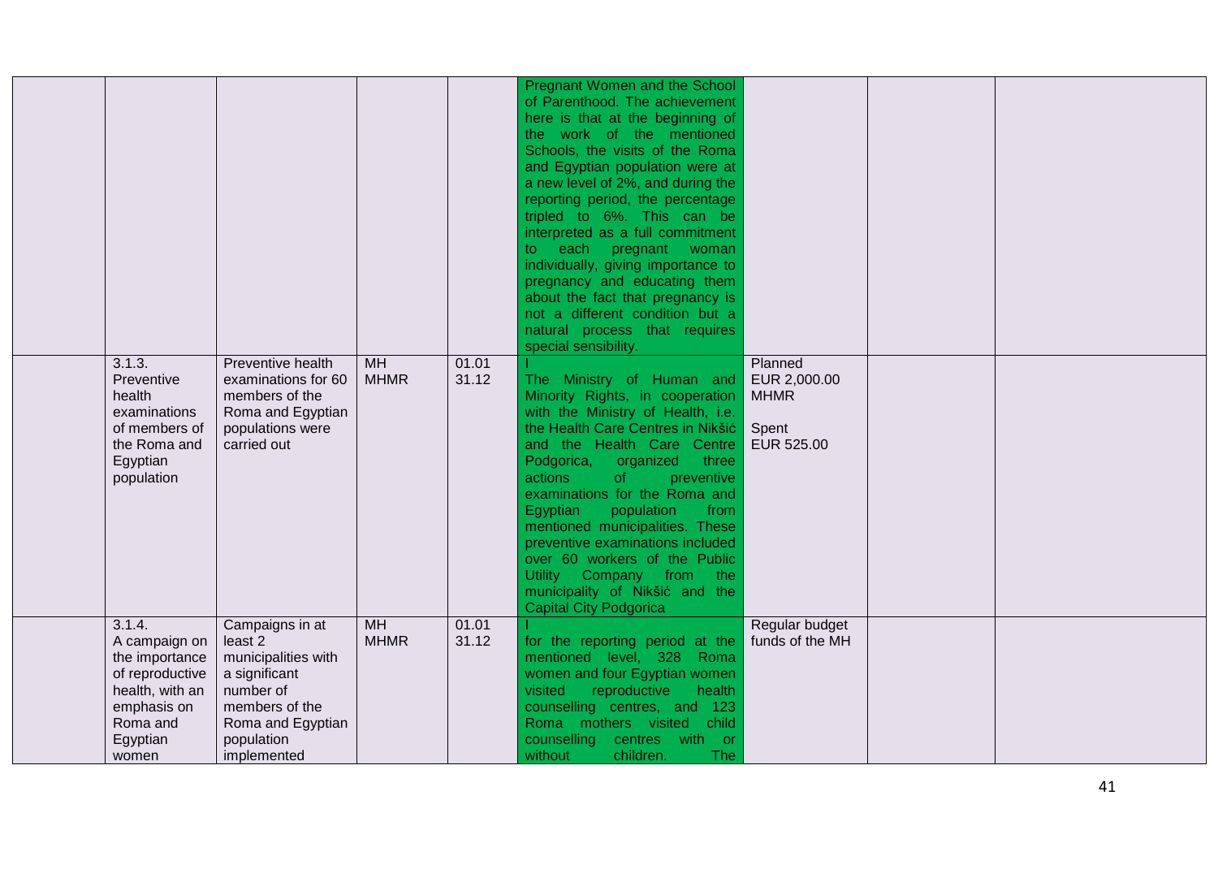| | | | | | | | | |
|---|---|---|---|---|---|---|---|---|
| | | | | | Pregnant Women and the School of Parenthood. The achievement here is that at the beginning of the work of the mentioned Schools, the visits of the Roma and Egyptian population were at a new level of 2%, and during the reporting period, the percentage tripled to 6%. This can be interpreted as a full commitment to each pregnant woman individually, giving importance to pregnancy and educating them about the fact that pregnancy is not a different condition but a natural process that requires special sensibility. | | | |
| | 3.1.3. Preventive health examinations of members of the Roma and Egyptian population | Preventive health examinations for 60 members of the Roma and Egyptian populations were carried out | MH MHMR | 01.01 31.12 | I The Ministry of Human and Minority Rights, in cooperation with the Ministry of Health, i.e. the Health Care Centres in Nikšić and the Health Care Centre Podgorica, organized three actions of preventive examinations for the Roma and Egyptian population from mentioned municipalities. These preventive examinations included over 60 workers of the Public Utility Company from the municipality of Nikšić and the Capital City Podgorica | Planned EUR 2,000.00 MHMR<br><br>Spent EUR 525.00 | | |
| | 3.1.4. A campaign on the importance of reproductive health, with an emphasis on Roma and Egyptian women | Campaigns in at least 2 municipalities with a significant number of members of the Roma and Egyptian population implemented | MH MHMR | 01.01 31.12 | I for the reporting period at the mentioned level, 328 Roma women and four Egyptian women visited reproductive health counselling centres, and 123 Roma mothers visited child counselling centres with or without children. The | Regular budget funds of the MH | | |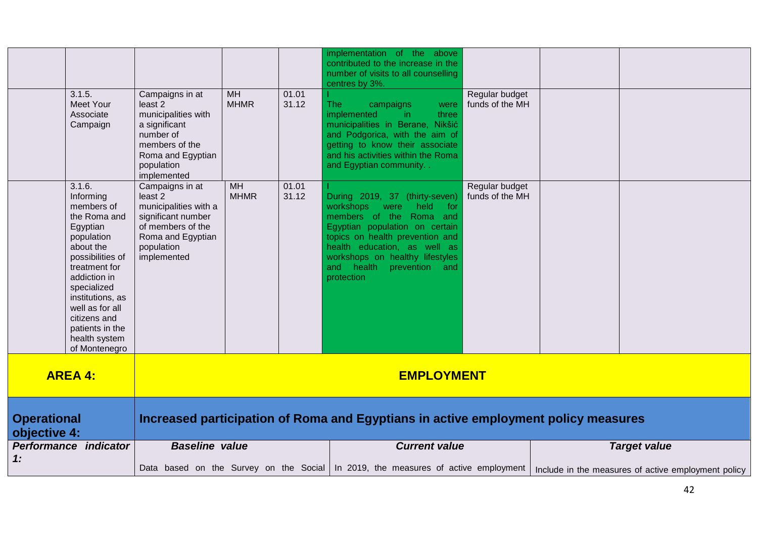| | | | | | | | | |
|---|---|---|---|---|---|---|---|---|
| | | | | | implementation of the above contributed to the increase in the number of visits to all counselling centres by 3%. | | | |
| | 3.1.5. Meet Your Associate Campaign | Campaigns in at least 2 municipalities with a significant number of members of the Roma and Egyptian population implemented | MH MHMR | 01.01 31.12 | I The campaigns were implemented in three municipalities in Berane, Nikšić and Podgorica, with the aim of getting to know their associate and his activities within the Roma and Egyptian community. . | Regular budget funds of the MH | | |
| | 3.1.6. Informing members of the Roma and Egyptian population about the possibilities of treatment for addiction in specialized institutions, as well as for all citizens and patients in the health system of Montenegro | Campaigns in at least 2 municipalities with a significant number of members of the Roma and Egyptian population implemented | MH MHMR | 01.01 31.12 | I During 2019, 37 (thirty-seven) workshops were held for members of the Roma and Egyptian population on certain topics on health prevention and health education, as well as workshops on healthy lifestyles and health prevention and protection | Regular budget funds of the MH | | |

| **AREA 4:** | **EMPLOYMENT** | | |
|---|---|---|---|
| **Operational objective 4:** | **Increased participation of Roma and Egyptians in active employment policy measures** | | |
| ***Performance indicator 1:*** | ***Baseline value*** | ***Current value*** | ***Target value*** |
| | Data based on the Survey on the Social | In 2019, the measures of active employment | Include in the measures of active employment policy |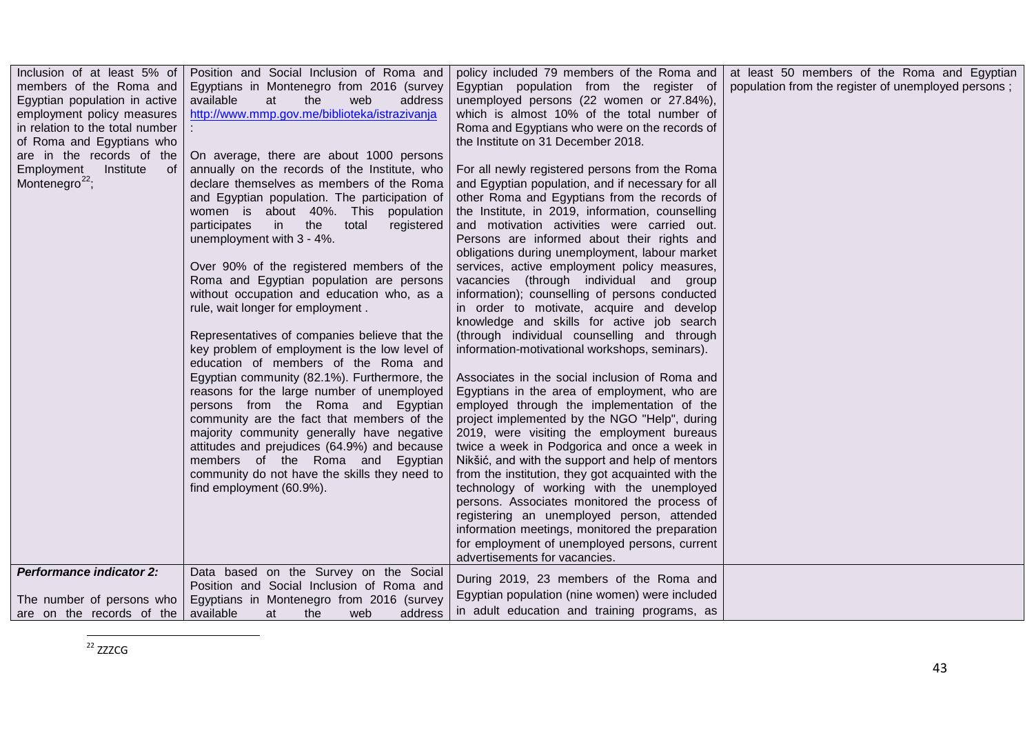| | | | |
|---|---|---|---|
| Inclusion of at least 5% of members of the Roma and Egyptian population in active employment policy measures in relation to the total number of Roma and Egyptians who are in the records of the Employment Institute of Montenegro[22]; | Position and Social Inclusion of Roma and Egyptians in Montenegro from 2016 (survey available at the web address http://www.mmp.gov.me/biblioteka/istrazivanja :<br><br>On average, there are about 1000 persons annually on the records of the Institute, who declare themselves as members of the Roma and Egyptian population. The participation of women is about 40%. This population participates in the total registered unemployment with 3 - 4%.<br><br>Over 90% of the registered members of the Roma and Egyptian population are persons without occupation and education who, as a rule, wait longer for employment .<br><br>Representatives of companies believe that the key problem of employment is the low level of education of members of the Roma and Egyptian community (82.1%). Furthermore, the reasons for the large number of unemployed persons from the Roma and Egyptian community are the fact that members of the majority community generally have negative attitudes and prejudices (64.9%) and because members of the Roma and Egyptian community do not have the skills they need to find employment (60.9%). | policy included 79 members of the Roma and Egyptian population from the register of unemployed persons (22 women or 27.84%), which is almost 10% of the total number of Roma and Egyptians who were on the records of the Institute on 31 December 2018.<br><br>For all newly registered persons from the Roma and Egyptian population, and if necessary for all other Roma and Egyptians from the records of the Institute, in 2019, information, counselling and motivation activities were carried out. Persons are informed about their rights and obligations during unemployment, labour market services, active employment policy measures, vacancies (through individual and group information); counselling of persons conducted in order to motivate, acquire and develop knowledge and skills for active job search (through individual counselling and through information-motivational workshops, seminars).<br><br>Associates in the social inclusion of Roma and Egyptians in the area of employment, who are employed through the implementation of the project implemented by the NGO "Help", during 2019, were visiting the employment bureaus twice a week in Podgorica and once a week in Nikšić, and with the support and help of mentors from the institution, they got acquainted with the technology of working with the unemployed persons. Associates monitored the process of registering an unemployed person, attended information meetings, monitored the preparation for employment of unemployed persons, current advertisements for vacancies. | at least 50 members of the Roma and Egyptian population from the register of unemployed persons ; |
| ***Performance indicator 2:***<br><br>The number of persons who are on the records of the | Data based on the Survey on the Social Position and Social Inclusion of Roma and Egyptians in Montenegro from 2016 (survey available at the web address | During 2019, 23 members of the Roma and Egyptian population (nine women) were included in adult education and training programs, as | |

[22] ZZZCG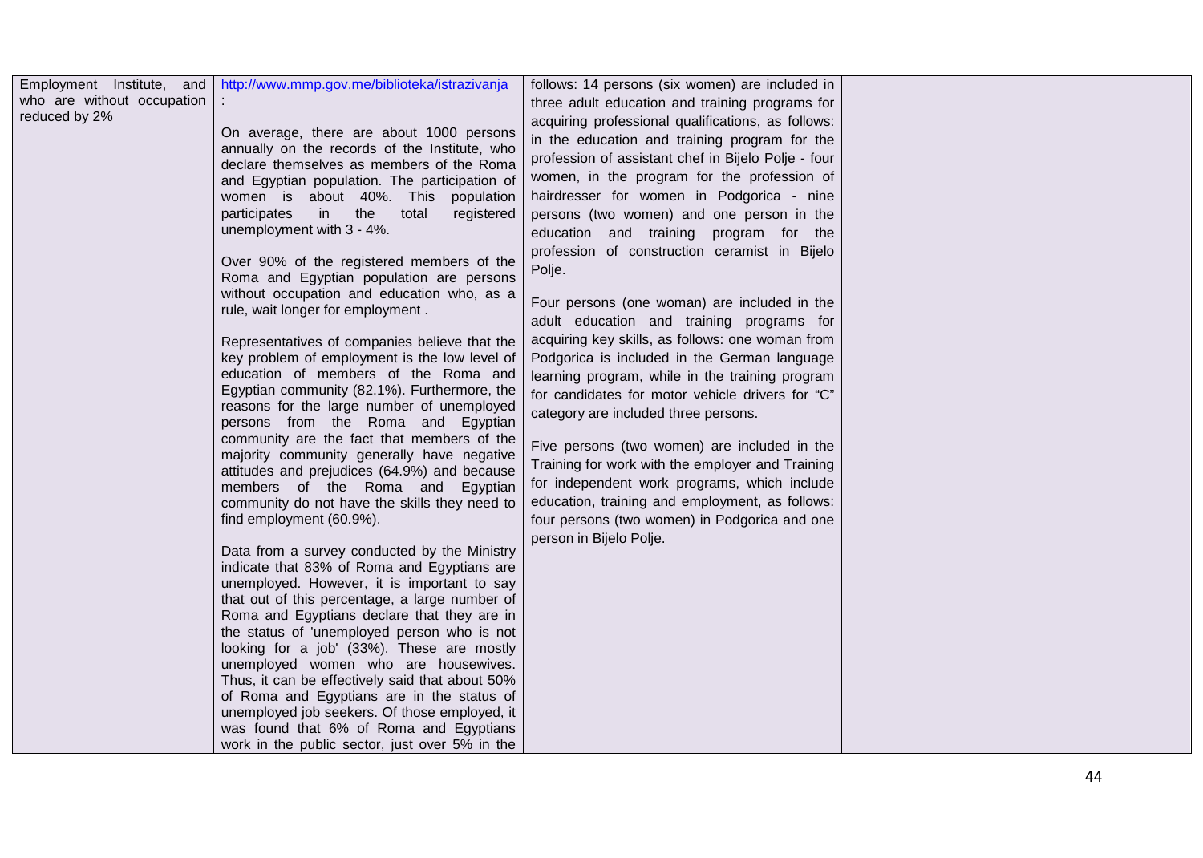| | | | |
|---|---|---|---|
| Employment Institute, and who are without occupation reduced by 2% | http://www.mmp.gov.me/biblioteka/istrazivanja :<br><br>On average, there are about 1000 persons annually on the records of the Institute, who declare themselves as members of the Roma and Egyptian population. The participation of women is about 40%. This population participates in the total registered unemployment with 3 - 4%.<br><br>Over 90% of the registered members of the Roma and Egyptian population are persons without occupation and education who, as a rule, wait longer for employment .<br><br>Representatives of companies believe that the key problem of employment is the low level of education of members of the Roma and Egyptian community (82.1%). Furthermore, the reasons for the large number of unemployed persons from the Roma and Egyptian community are the fact that members of the majority community generally have negative attitudes and prejudices (64.9%) and because members of the Roma and Egyptian community do not have the skills they need to find employment (60.9%).<br><br>Data from a survey conducted by the Ministry indicate that 83% of Roma and Egyptians are unemployed. However, it is important to say that out of this percentage, a large number of Roma and Egyptians declare that they are in the status of 'unemployed person who is not looking for a job' (33%). These are mostly unemployed women who are housewives. Thus, it can be effectively said that about 50% of Roma and Egyptians are in the status of unemployed job seekers. Of those employed, it was found that 6% of Roma and Egyptians work in the public sector, just over 5% in the | follows: 14 persons (six women) are included in three adult education and training programs for acquiring professional qualifications, as follows: in the education and training program for the profession of assistant chef in Bijelo Polje - four women, in the program for the profession of hairdresser for women in Podgorica - nine persons (two women) and one person in the education and training program for the profession of construction ceramist in Bijelo Polje.<br><br>Four persons (one woman) are included in the adult education and training programs for acquiring key skills, as follows: one woman from Podgorica is included in the German language learning program, while in the training program for candidates for motor vehicle drivers for "C" category are included three persons.<br><br>Five persons (two women) are included in the Training for work with the employer and Training for independent work programs, which include education, training and employment, as follows: four persons (two women) in Podgorica and one person in Bijelo Polje. | |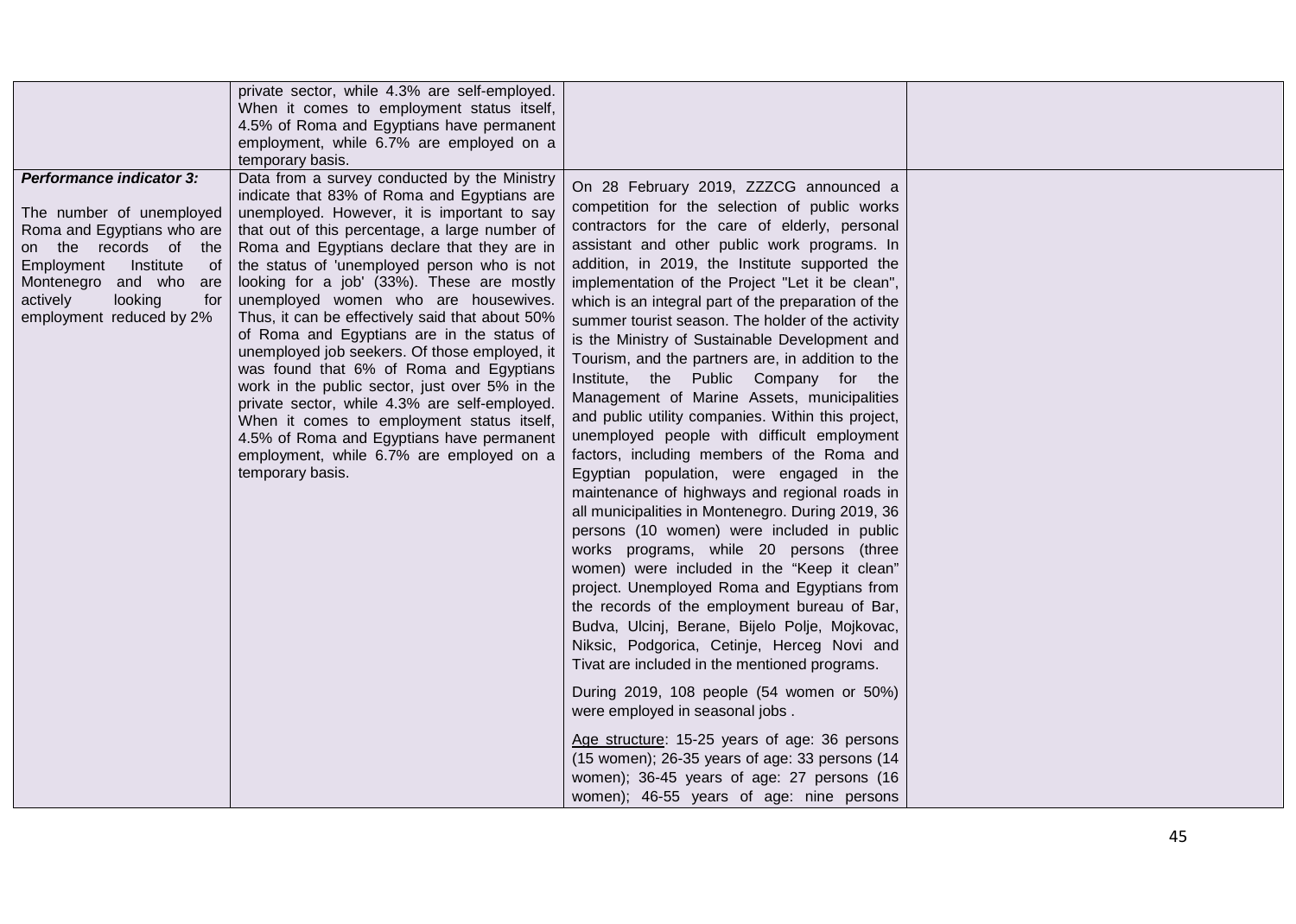|  |  |  |  |
|---|---|---|---|
|  | private sector, while 4.3% are self-employed. When it comes to employment status itself, 4.5% of Roma and Egyptians have permanent employment, while 6.7% are employed on a temporary basis. |  |  |
| ***Performance indicator 3:***<br><br>The number of unemployed Roma and Egyptians who are on the records of the Employment Institute of Montenegro and who are actively looking for employment reduced by 2% | Data from a survey conducted by the Ministry indicate that 83% of Roma and Egyptians are unemployed. However, it is important to say that out of this percentage, a large number of Roma and Egyptians declare that they are in the status of 'unemployed person who is not looking for a job' (33%). These are mostly unemployed women who are housewives. Thus, it can be effectively said that about 50% of Roma and Egyptians are in the status of unemployed job seekers. Of those employed, it was found that 6% of Roma and Egyptians work in the public sector, just over 5% in the private sector, while 4.3% are self-employed. When it comes to employment status itself, 4.5% of Roma and Egyptians have permanent employment, while 6.7% are employed on a temporary basis. | On 28 February 2019, ZZZCG announced a competition for the selection of public works contractors for the care of elderly, personal assistant and other public work programs. In addition, in 2019, the Institute supported the implementation of the Project "Let it be clean", which is an integral part of the preparation of the summer tourist season. The holder of the activity is the Ministry of Sustainable Development and Tourism, and the partners are, in addition to the Institute, the Public Company for the Management of Marine Assets, municipalities and public utility companies. Within this project, unemployed people with difficult employment factors, including members of the Roma and Egyptian population, were engaged in the maintenance of highways and regional roads in all municipalities in Montenegro. During 2019, 36 persons (10 women) were included in public works programs, while 20 persons (three women) were included in the "Keep it clean" project. Unemployed Roma and Egyptians from the records of the employment bureau of Bar, Budva, Ulcinj, Berane, Bijelo Polje, Mojkovac, Niksic, Podgorica, Cetinje, Herceg Novi and Tivat are included in the mentioned programs.<br><br>During 2019, 108 people (54 women or 50%) were employed in seasonal jobs .<br><br>Age structure: 15-25 years of age: 36 persons (15 women); 26-35 years of age: 33 persons (14 women); 36-45 years of age: 27 persons (16 women); 46-55 years of age: nine persons |  |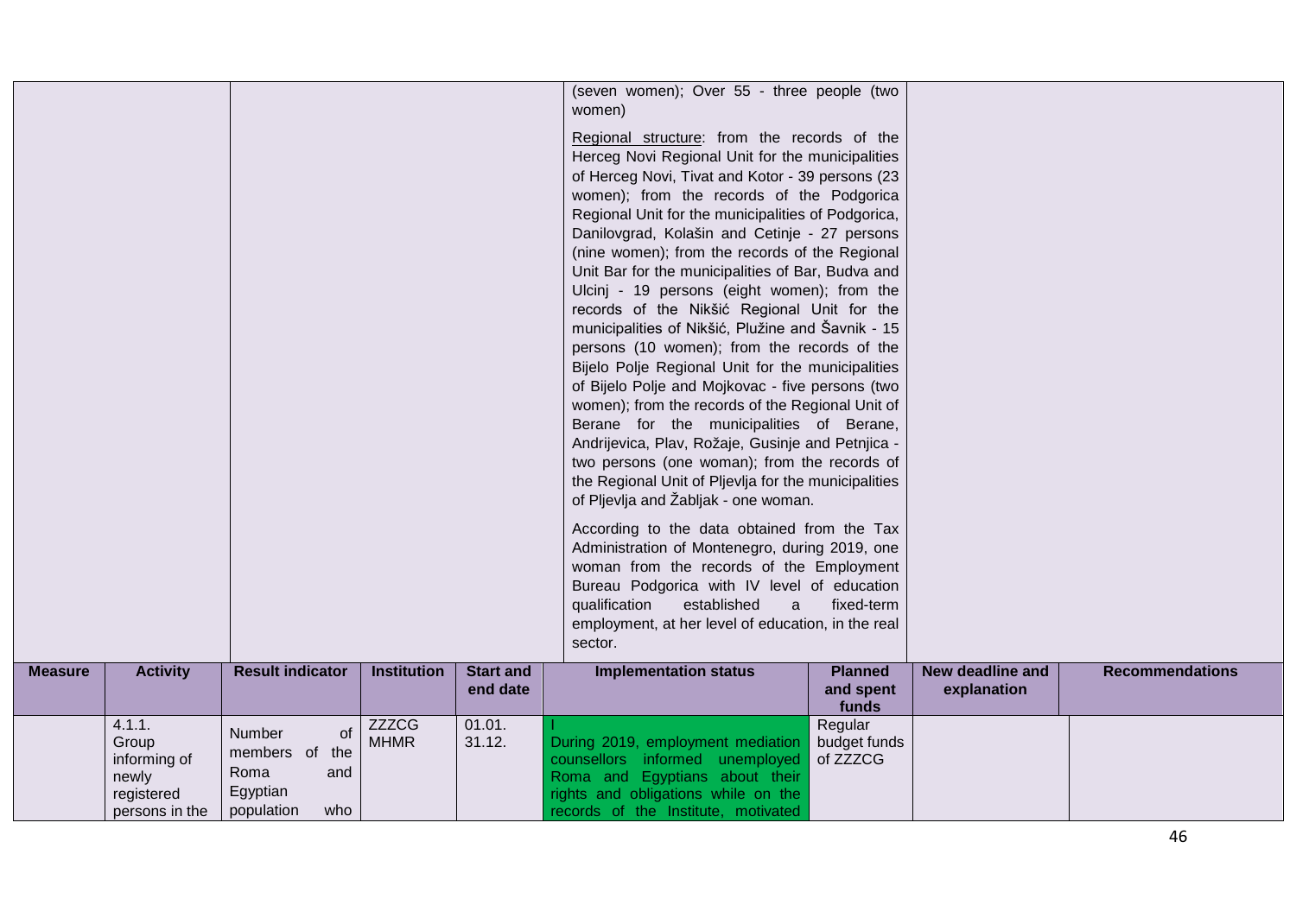| | | | | | (seven women); Over 55 - three people (two women)<br><br>Regional structure: from the records of the Herceg Novi Regional Unit for the municipalities of Herceg Novi, Tivat and Kotor - 39 persons (23 women); from the records of the Podgorica Regional Unit for the municipalities of Podgorica, Danilovgrad, Kolašin and Cetinje - 27 persons (nine women); from the records of the Regional Unit Bar for the municipalities of Bar, Budva and Ulcinj - 19 persons (eight women); from the records of the Nikšić Regional Unit for the municipalities of Nikšić, Plužine and Šavnik - 15 persons (10 women); from the records of the Bijelo Polje Regional Unit for the municipalities of Bijelo Polje and Mojkovac - five persons (two women); from the records of the Regional Unit of Berane for the municipalities of Berane, Andrijevica, Plav, Rožaje, Gusinje and Petnjica - two persons (one woman); from the records of the Regional Unit of Pljevlja for the municipalities of Pljevlja and Žabljak - one woman.<br><br>According to the data obtained from the Tax Administration of Montenegro, during 2019, one woman from the records of the Employment Bureau Podgorica with IV level of education qualification established a fixed-term employment, at her level of education, in the real sector. | | | |
|---|---|---|---|---|---|---|---|---|
| **Measure** | **Activity** | **Result indicator** | **Institution** | **Start and end date** | **Implementation status** | **Planned and spent funds** | **New deadline and explanation** | **Recommendations** |
| | 4.1.1. Group informing of newly registered persons in the | Number of members of the Roma and Egyptian population who | ZZZCG MHMR | 01.01. 31.12. | I<br>During 2019, employment mediation counsellors informed unemployed Roma and Egyptians about their rights and obligations while on the records of the Institute, motivated | Regular budget funds of ZZZCG | | |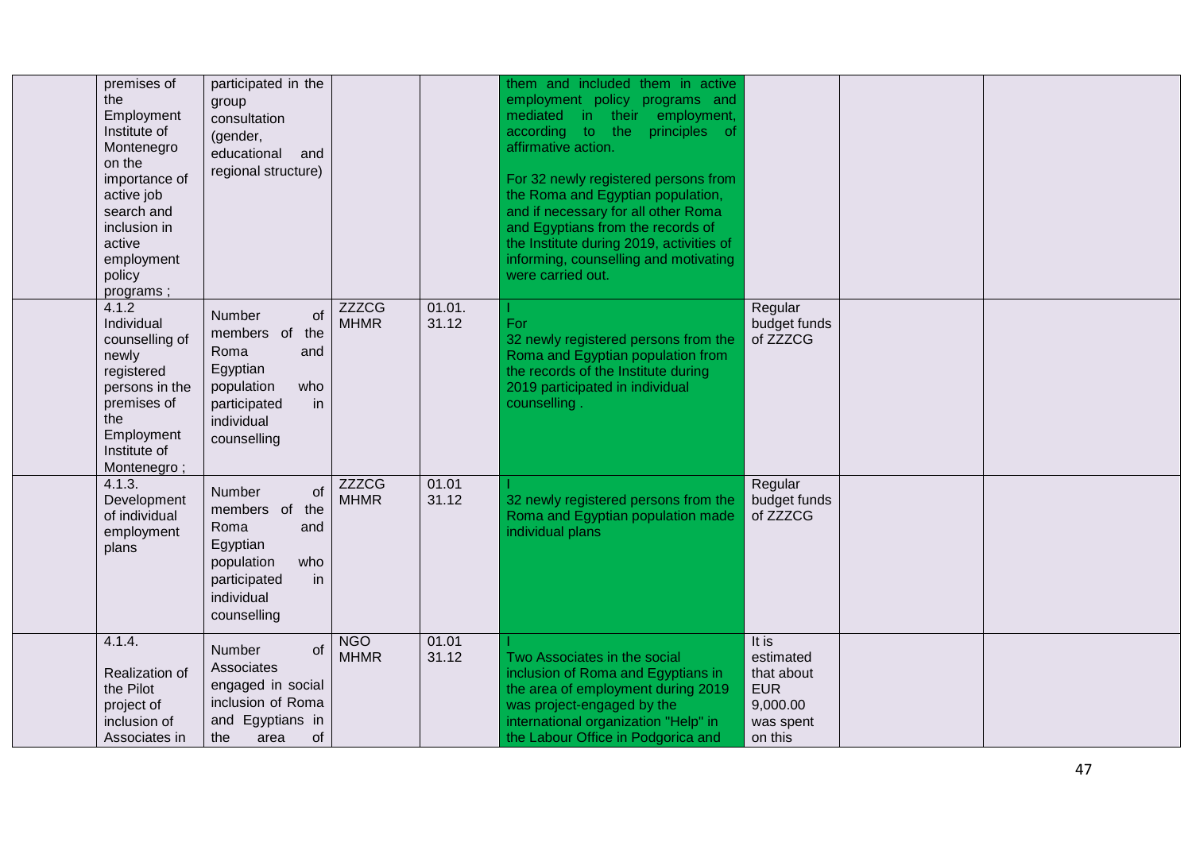| | | | | | | | | |
|---|---|---|---|---|---|---|---|---|
| | premises of the Employment Institute of Montenegro on the importance of active job search and inclusion in active employment policy programs ; | participated in the group consultation (gender, educational and regional structure) | | | them and included them in active employment policy programs and mediated in their employment, according to the principles of affirmative action.<br><br>For 32 newly registered persons from the Roma and Egyptian population, and if necessary for all other Roma and Egyptians from the records of the Institute during 2019, activities of informing, counselling and motivating were carried out. | | | |
| | 4.1.2 Individual counselling of newly registered persons in the premises of the Employment Institute of Montenegro ; | Number of members of the Roma and Egyptian population who participated in individual counselling | ZZZCG MHMR | 01.01. 31.12 | I<br>For<br>32 newly registered persons from the Roma and Egyptian population from the records of the Institute during 2019 participated in individual counselling . | Regular budget funds of ZZZCG | | |
| | 4.1.3. Development of individual employment plans | Number of members of the Roma and Egyptian population who participated in individual counselling | ZZZCG MHMR | 01.01 31.12 | I<br>32 newly registered persons from the Roma and Egyptian population made individual plans | Regular budget funds of ZZZCG | | |
| | 4.1.4.<br><br>Realization of the Pilot project of inclusion of Associates in | Number of Associates engaged in social inclusion of Roma and Egyptians in the area of | NGO MHMR | 01.01 31.12 | I<br>Two Associates in the social inclusion of Roma and Egyptians in the area of employment during 2019 was project-engaged by the international organization "Help" in the Labour Office in Podgorica and | It is estimated that about EUR 9,000.00 was spent on this | | |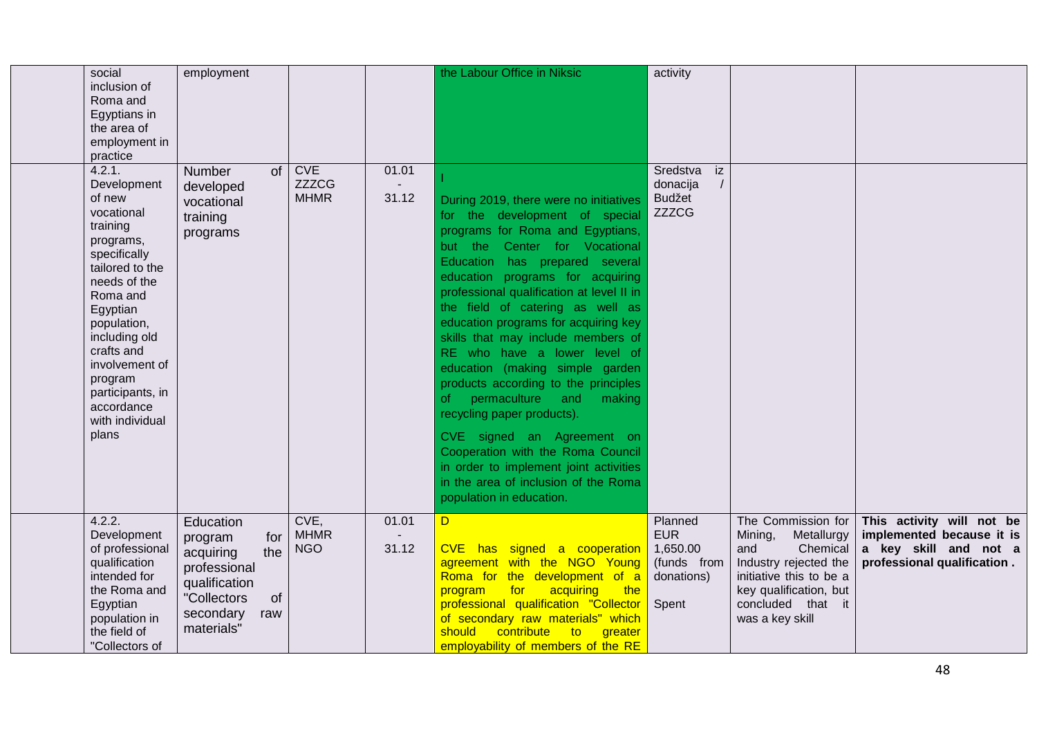| | | | | | | | | |
|---|---|---|---|---|---|---|---|---|
| | social inclusion of Roma and Egyptians in the area of employment in practice | employment | | | the Labour Office in Niksic | activity | | |
| | 4.2.1. Development of new vocational training programs, specifically tailored to the needs of the Roma and Egyptian population, including old crafts and involvement of program participants, in accordance with individual plans | Number of developed vocational training programs | CVE ZZZCG MHMR | 01.01 - 31.12 | I<br><br>During 2019, there were no initiatives for the development of special programs for Roma and Egyptians, but the Center for Vocational Education has prepared several education programs for acquiring professional qualification at level II in the field of catering as well as education programs for acquiring key skills that may include members of RE who have a lower level of education (making simple garden products according to the principles of permaculture and making recycling paper products).<br><br>CVE signed an Agreement on Cooperation with the Roma Council in order to implement joint activities in the area of inclusion of the Roma population in education. | Sredstva iz donacija / Budžet ZZZCG | | |
| | 4.2.2. Development of professional qualification intended for the Roma and Egyptian population in the field of "Collectors of | Education program for acquiring the professional qualification "Collectors of secondary raw materials" | CVE, MHMR NGO | 01.01 - 31.12 | D<br><br>CVE has signed a cooperation agreement with the NGO Young Roma for the development of a program for acquiring the professional qualification "Collector of secondary raw materials" which should contribute to greater employability of members of the RE | Planned EUR 1,650.00 (funds from donations)<br><br>Spent | The Commission for Mining, Metallurgy and Chemical Industry rejected the initiative this to be a key qualification, but concluded that it was a key skill | **This activity will not be implemented because it is a key skill and not a professional qualification .** |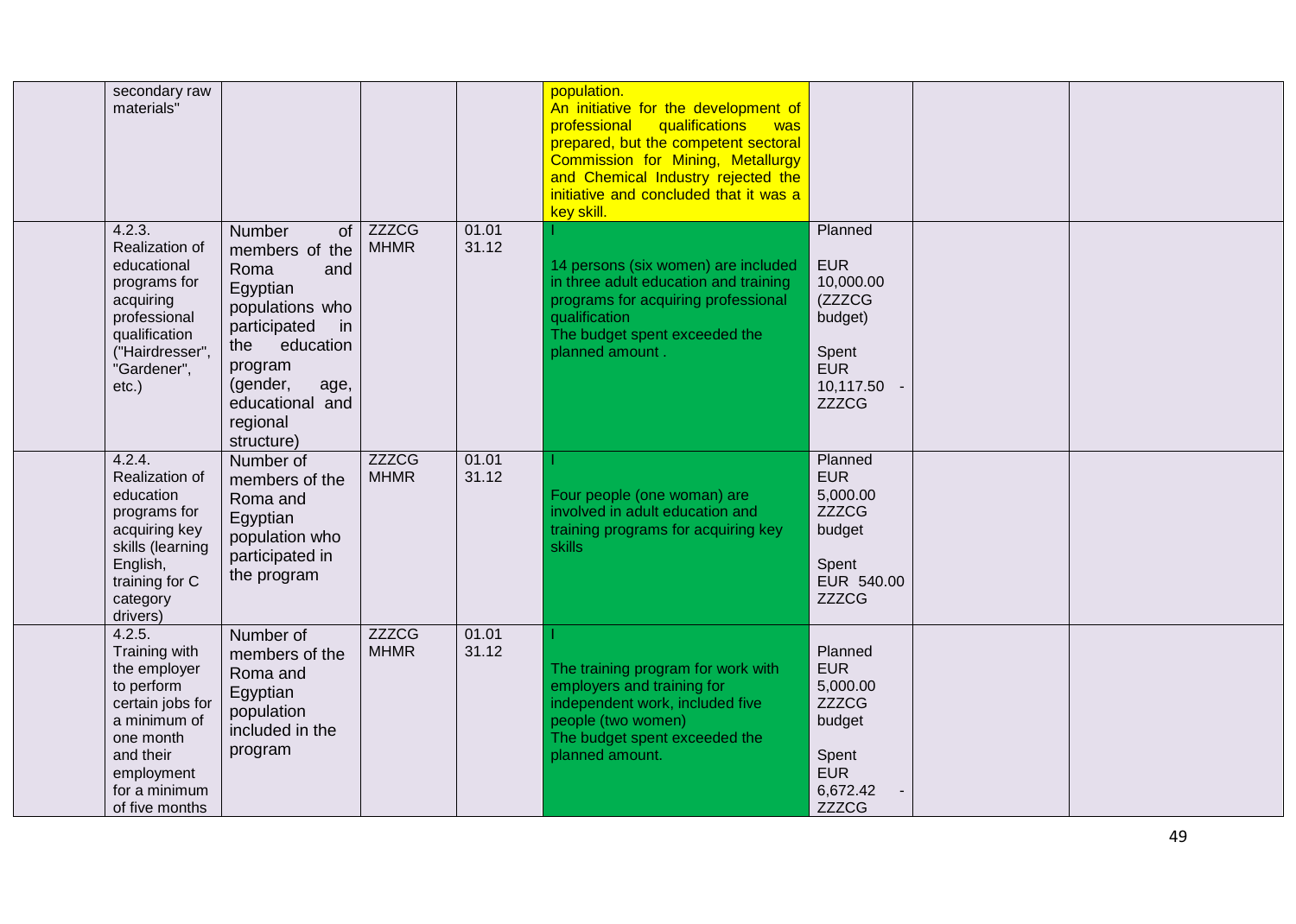| | | | | | | | | |
|---|---|---|---|---|---|---|---|---|
| | secondary raw materials" | | | | population.<br>An initiative for the development of professional qualifications was prepared, but the competent sectoral Commission for Mining, Metallurgy and Chemical Industry rejected the initiative and concluded that it was a key skill. | | | |
| | 4.2.3. Realization of educational programs for acquiring professional qualification ("Hairdresser", "Gardener", etc.) | Number of members of the Roma and Egyptian populations who participated in the education program (gender, age, educational and regional structure) | ZZZCG MHMR | 01.01 31.12 | I<br>14 persons (six women) are included in three adult education and training programs for acquiring professional qualification<br>The budget spent exceeded the planned amount . | Planned<br>EUR 10,000.00 (ZZZCG budget)<br>Spent EUR 10,117.50 - ZZZCG | | |
| | 4.2.4. Realization of education programs for acquiring key skills (learning English, training for C category drivers) | Number of members of the Roma and Egyptian population who participated in the program | ZZZCG MHMR | 01.01 31.12 | I<br>Four people (one woman) are involved in adult education and training programs for acquiring key skills | Planned EUR 5,000.00 ZZZCG budget<br>Spent EUR 540.00 ZZZCG | | |
| | 4.2.5. Training with the employer to perform certain jobs for a minimum of one month and their employment for a minimum of five months | Number of members of the Roma and Egyptian population included in the program | ZZZCG MHMR | 01.01 31.12 | I<br>The training program for work with employers and training for independent work, included five people (two women)<br>The budget spent exceeded the planned amount. | Planned EUR 5,000.00 ZZZCG budget<br>Spent EUR 6,672.42 - ZZZCG | | |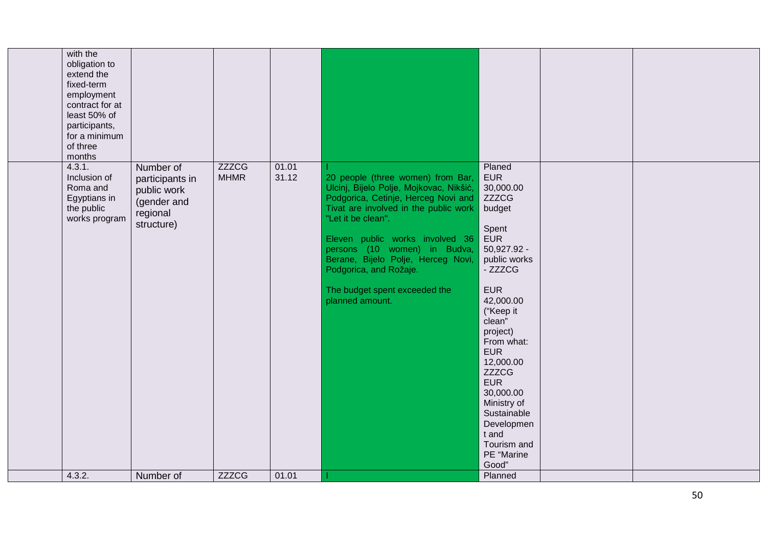| | | | | | | | | |
|---|---|---|---|---|---|---|---|---|
| | with the obligation to extend the fixed-term employment contract for at least 50% of participants, for a minimum of three months | | | | | | | |
| | 4.3.1. Inclusion of Roma and Egyptians in the public works program | Number of participants in public work (gender and regional structure) | ZZZCG MHMR | 01.01 31.12 | I<br>20 people (three women) from Bar, Ulcinj, Bijelo Polje, Mojkovac, Nikšić, Podgorica, Cetinje, Herceg Novi and Tivat are involved in the public work "Let it be clean".<br><br>Eleven public works involved 36 persons (10 women) in Budva, Berane, Bijelo Polje, Herceg Novi, Podgorica, and Rožaje.<br><br>The budget spent exceeded the planned amount. | Planed EUR 30,000.00 ZZZCG budget<br><br>Spent EUR 50,927.92 - public works - ZZZCG<br><br>EUR 42,000.00 ("Keep it clean" project) From what: EUR 12,000.00 ZZZCG EUR 30,000.00 Ministry of Sustainable Development and Tourism and PE "Marine Good" | | |
| | 4.3.2. | Number of | ZZZCG | 01.01 | I | Planned | | |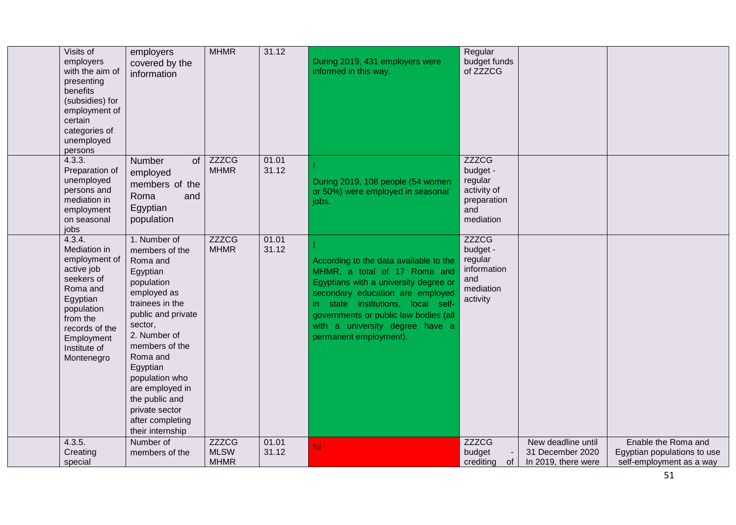| | | | | | | | | |
|---|---|---|---|---|---|---|---|---|
| | Visits of employers with the aim of presenting benefits (subsidies) for employment of certain categories of unemployed persons | employers covered by the information | MHMR | 31.12 | During 2019, 431 employers were informed in this way. | Regular budget funds of ZZZCG | | |
| | 4.3.3. Preparation of unemployed persons and mediation in employment on seasonal jobs | Number of employed members of the Roma and Egyptian population | ZZZCG MHMR | 01.01 31.12 | I<br>During 2019, 108 people (54 women or 50%) were employed in seasonal jobs. | ZZZCG budget - regular activity of preparation and mediation | | |
| | 4.3.4. Mediation in employment of active job seekers of Roma and Egyptian population from the records of the Employment Institute of Montenegro | 1. Number of members of the Roma and Egyptian population employed as trainees in the public and private sector,<br>2. Number of members of the Roma and Egyptian population who are employed in the public and private sector after completing their internship | ZZZCG MHMR | 01.01 31.12 | I<br>According to the data available to the MHMR, a total of 17 Roma and Egyptians with a university degree or secondary education are employed in state institutions, local self-governments or public law bodies (all with a university degree have a permanent employment). | ZZZCG budget - regular information and mediation activity | | |
| | 4.3.5. Creating special | Number of members of the | ZZZCG MLSW MHMR | 01.01 31.12 | NI | ZZZCG budget - crediting of | New deadline until 31 December 2020 In 2019, there were | Enable the Roma and Egyptian populations to use self-employment as a way |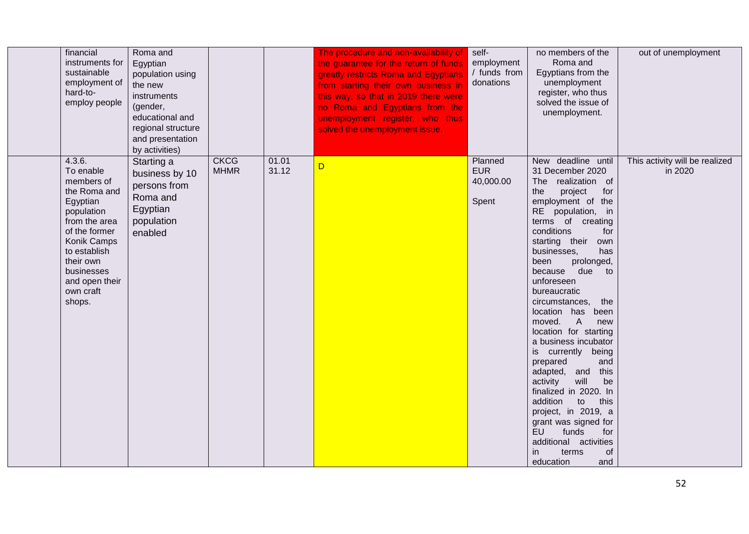| | | | | | | | | |
|---|---|---|---|---|---|---|---|---|
| | financial instruments for sustainable employment of hard-to-employ people | Roma and Egyptian population using the new instruments (gender, educational and regional structure and presentation by activities) | | | The procedure and non-availability of the guarantee for the return of funds greatly restricts Roma and Egyptians from starting their own business in this way, so that in 2019 there were no Roma and Egyptians from the unemployment register, who thus solved the unemployment issue. | self-employment / funds from donations | no members of the Roma and Egyptians from the unemployment register, who thus solved the issue of unemployment. | out of unemployment |
| | 4.3.6. To enable members of the Roma and Egyptian population from the area of the former Konik Camps to establish their own businesses and open their own craft shops. | Starting a business by 10 persons from Roma and Egyptian population enabled | CKCG MHMR | 01.01 31.12 | D | Planned EUR 40,000.00 Spent | New deadline until 31 December 2020 The realization of the project for employment of the RE population, in terms of creating conditions for starting their own businesses, has been prolonged, because due to unforeseen bureaucratic circumstances, the location has been moved. A new location for starting a business incubator is currently being prepared and adapted, and this activity will be finalized in 2020. In addition to this project, in 2019, a grant was signed for EU funds for additional activities in terms of education and | This activity will be realized in 2020 |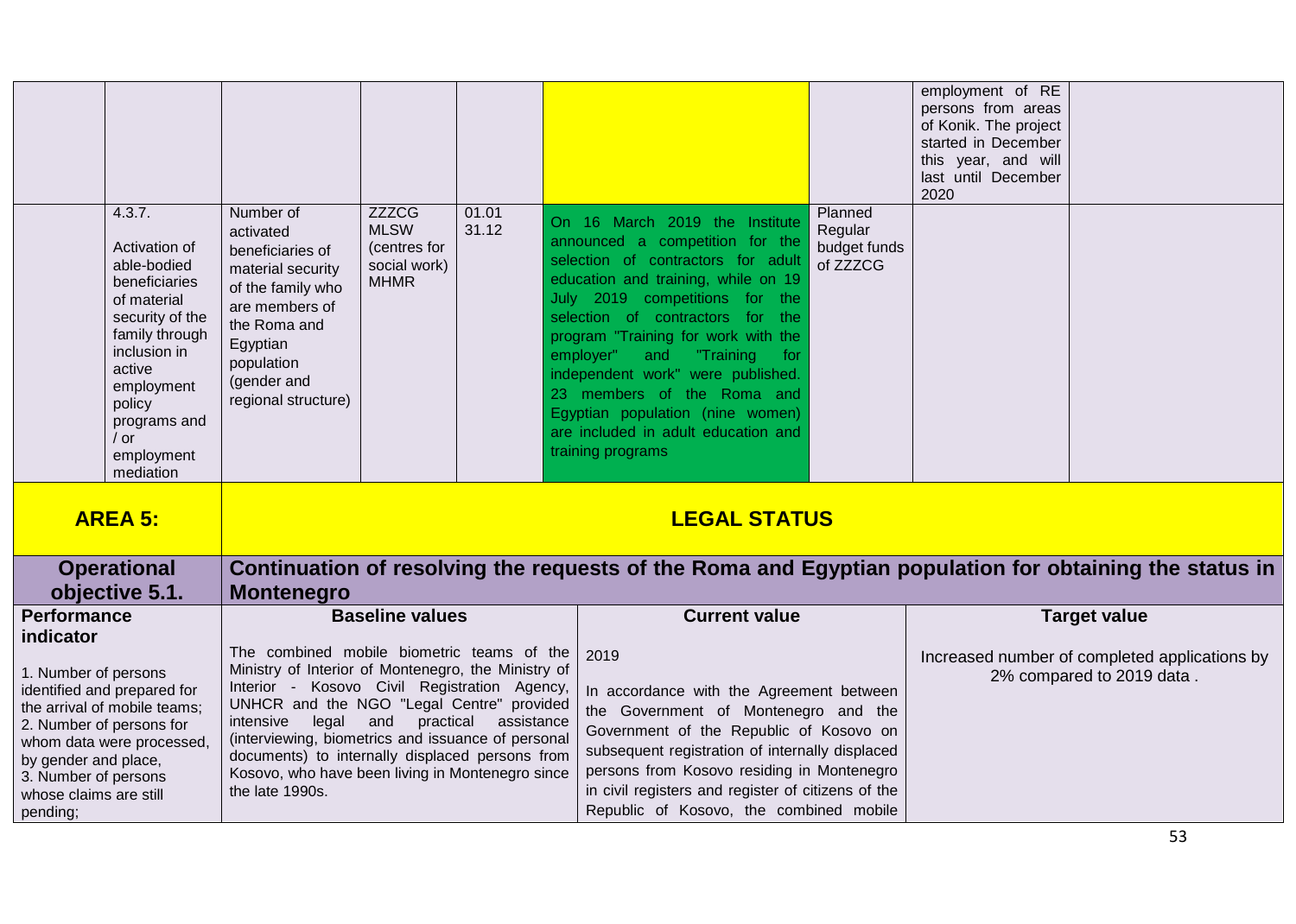| | | | | | | | | |
|---|---|---|---|---|---|---|---|---|
| | | | | | | | employment of RE persons from areas of Konik. The project started in December this year, and will last until December 2020 | |
| | 4.3.7. Activation of able-bodied beneficiaries of material security of the family through inclusion in active employment policy programs and / or employment mediation | Number of activated beneficiaries of material security of the family who are members of the Roma and Egyptian population (gender and regional structure) | ZZZCG MLSW (centres for social work) MHMR | 01.01 31.12 | On 16 March 2019 the Institute announced a competition for the selection of contractors for adult education and training, while on 19 July 2019 competitions for the selection of contractors for the program "Training for work with the employer" and "Training for independent work" were published. 23 members of the Roma and Egyptian population (nine women) are included in adult education and training programs | Planned Regular budget funds of ZZZCG | | |

| **AREA 5:** | **LEGAL STATUS** | | |
|---|---|---|---|
| **Operational objective 5.1.** | **Continuation of resolving the requests of the Roma and Egyptian population for obtaining the status in Montenegro** | | |
| **Performance indicator** | **Baseline values** | **Current value** | **Target value** |
| 1. Number of persons identified and prepared for the arrival of mobile teams; 2. Number of persons for whom data were processed, by gender and place, 3. Number of persons whose claims are still pending; | The combined mobile biometric teams of the Ministry of Interior of Montenegro, the Ministry of Interior - Kosovo Civil Registration Agency, UNHCR and the NGO "Legal Centre" provided intensive legal and practical assistance (interviewing, biometrics and issuance of personal documents) to internally displaced persons from Kosovo, who have been living in Montenegro since the late 1990s. | 2019<br><br>In accordance with the Agreement between the Government of Montenegro and the Government of the Republic of Kosovo on subsequent registration of internally displaced persons from Kosovo residing in Montenegro in civil registers and register of citizens of the Republic of Kosovo, the combined mobile | Increased number of completed applications by 2% compared to 2019 data . |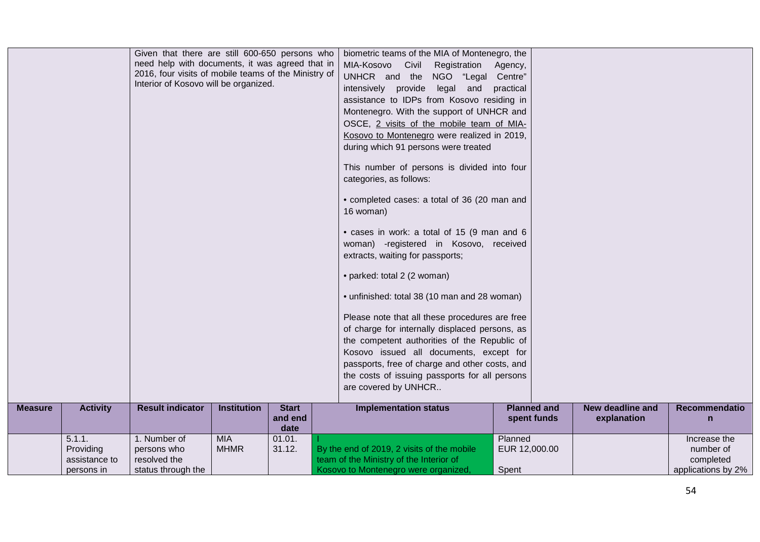| | | | | | | | | |
|---|---|---|---|---|---|---|---|---|
| | | Given that there are still 600-650 persons who need help with documents, it was agreed that in 2016, four visits of mobile teams of the Ministry of Interior of Kosovo will be organized. | | | biometric teams of the MIA of Montenegro, the MIA-Kosovo Civil Registration Agency, UNHCR and the NGO "Legal Centre" intensively provide legal and practical assistance to IDPs from Kosovo residing in Montenegro. With the support of UNHCR and OSCE, 2 visits of the mobile team of MIA-Kosovo to Montenegro were realized in 2019, during which 91 persons were treated<br><br>This number of persons is divided into four categories, as follows:<br><br>• completed cases: a total of 36 (20 man and 16 woman)<br><br>• cases in work: a total of 15 (9 man and 6 woman) -registered in Kosovo, received extracts, waiting for passports;<br><br>• parked: total 2 (2 woman)<br><br>• unfinished: total 38 (10 man and 28 woman)<br><br>Please note that all these procedures are free of charge for internally displaced persons, as the competent authorities of the Republic of Kosovo issued all documents, except for passports, free of charge and other costs, and the costs of issuing passports for all persons are covered by UNHCR.. | | | |
| **Measure** | **Activity** | **Result indicator** | **Institution** | **Start and end date** | **Implementation status** | **Planned and spent funds** | **New deadline and explanation** | **Recommendation** |
| | 5.1.1. Providing assistance to persons in | 1. Number of persons who resolved the status through the | MIA<br>MHMR | 01.01.<br>31.12. | I<br>By the end of 2019, 2 visits of the mobile team of the Ministry of the Interior of Kosovo to Montenegro were organized, | Planned<br>EUR 12,000.00<br><br>Spent | | Increase the number of completed applications by 2% |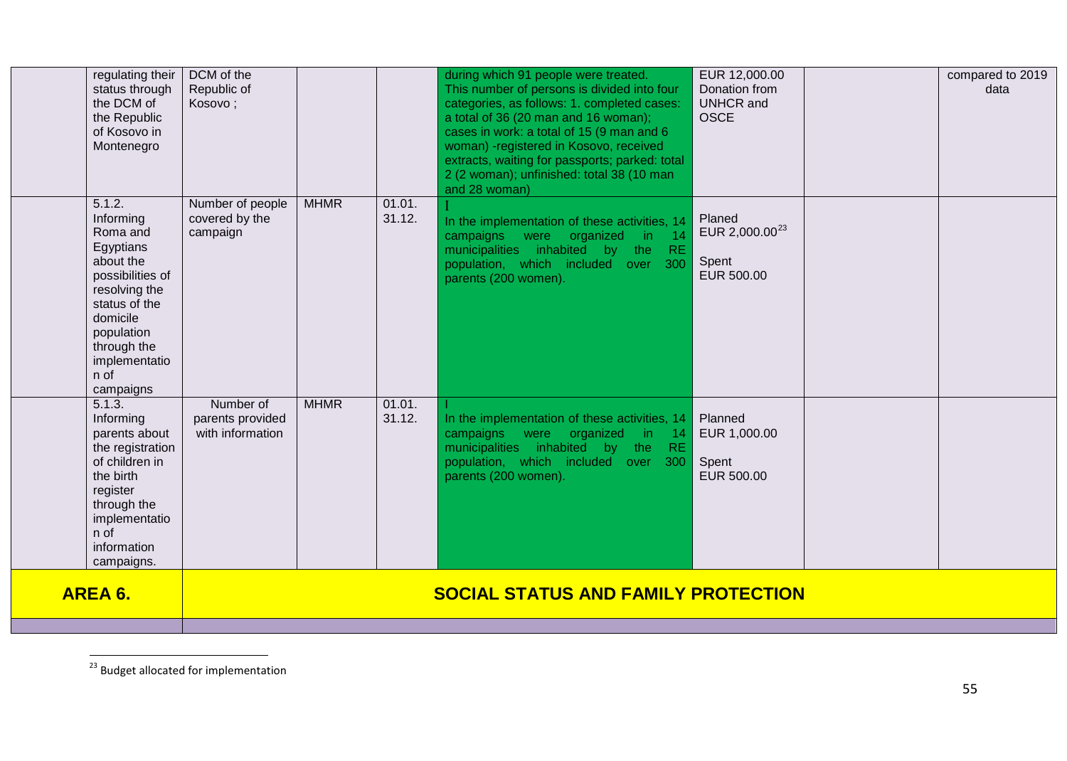| | | | | | | | | |
|---|---|---|---|---|---|---|---|---|
| | regulating their status through the DCM of the Republic of Kosovo in Montenegro | DCM of the Republic of Kosovo ; | | | during which 91 people were treated. This number of persons is divided into four categories, as follows: 1. completed cases: a total of 36 (20 man and 16 woman); cases in work: a total of 15 (9 man and 6 woman) -registered in Kosovo, received extracts, waiting for passports; parked: total 2 (2 woman); unfinished: total 38 (10 man and 28 woman) | EUR 12,000.00 Donation from UNHCR and OSCE | | compared to 2019 data |
| | 5.1.2. Informing Roma and Egyptians about the possibilities of resolving the status of the domicile population through the implementation of campaigns | Number of people covered by the campaign | MHMR | 01.01. 31.12. | I In the implementation of these activities, 14 campaigns were organized in 14 municipalities inhabited by the RE population, which included over 300 parents (200 women). | Planed EUR 2,000.00[23] Spent EUR 500.00 | | |
| | 5.1.3. Informing parents about the registration of children in the birth register through the implementation of information campaigns. | Number of parents provided with information | MHMR | 01.01. 31.12. | I In the implementation of these activities, 14 campaigns were organized in 14 municipalities inhabited by the RE population, which included over 300 parents (200 women). | Planned EUR 1,000.00 Spent EUR 500.00 | | |
| **AREA 6.** | **SOCIAL STATUS AND FAMILY PROTECTION** | | | | | | | |
| | | | | | | | | |

[23] Budget allocated for implementation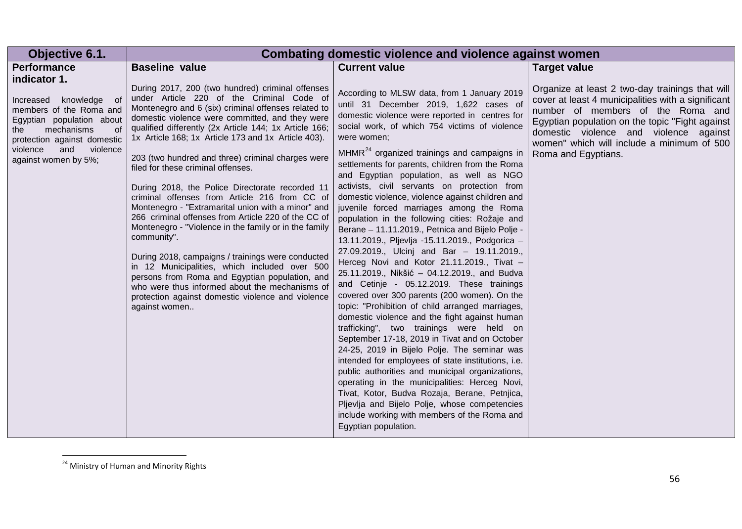| Objective 6.1. | Combating domestic violence and violence against women | | |
|---|---|---|---|
| **Performance indicator 1.**<br><br>Increased knowledge of members of the Roma and Egyptian population about the mechanisms of protection against domestic violence and violence against women by 5%; | **Baseline value**<br><br>During 2017, 200 (two hundred) criminal offenses under Article 220 of the Criminal Code of Montenegro and 6 (six) criminal offenses related to domestic violence were committed, and they were qualified differently (2x Article 144; 1x Article 166; 1x Article 168; 1x Article 173 and 1x Article 403).<br><br>203 (two hundred and three) criminal charges were filed for these criminal offenses.<br><br>During 2018, the Police Directorate recorded 11 criminal offenses from Article 216 from CC of Montenegro - "Extramarital union with a minor" and 266 criminal offenses from Article 220 of the CC of Montenegro - "Violence in the family or in the family community".<br><br>During 2018, campaigns / trainings were conducted in 12 Municipalities, which included over 500 persons from Roma and Egyptian population, and who were thus informed about the mechanisms of protection against domestic violence and violence against women.. | **Current value**<br><br>According to MLSW data, from 1 January 2019 until 31 December 2019, 1,622 cases of domestic violence were reported in centres for social work, of which 754 victims of violence were women;<br><br>MHMR[24] organized trainings and campaigns in settlements for parents, children from the Roma and Egyptian population, as well as NGO activists, civil servants on protection from domestic violence, violence against children and juvenile forced marriages among the Roma population in the following cities: Rožaje and Berane – 11.11.2019., Petnica and Bijelo Polje - 13.11.2019., Pljevlja -15.11.2019., Podgorica – 27.09.2019., Ulcinj and Bar – 19.11.2019., Herceg Novi and Kotor 21.11.2019., Tivat – 25.11.2019., Nikšić – 04.12.2019., and Budva and Cetinje - 05.12.2019. These trainings covered over 300 parents (200 women). On the topic: "Prohibition of child arranged marriages, domestic violence and the fight against human trafficking", two trainings were held on September 17-18, 2019 in Tivat and on October 24-25, 2019 in Bijelo Polje. The seminar was intended for employees of state institutions, i.e. public authorities and municipal organizations, operating in the municipalities: Herceg Novi, Tivat, Kotor, Budva Rozaja, Berane, Petnjica, Pljevlja and Bijelo Polje, whose competencies include working with members of the Roma and Egyptian population. | **Target value**<br><br>Organize at least 2 two-day trainings that will cover at least 4 municipalities with a significant number of members of the Roma and Egyptian population on the topic "Fight against domestic violence and violence against women" which will include a minimum of 500 Roma and Egyptians. |

[24] Ministry of Human and Minority Rights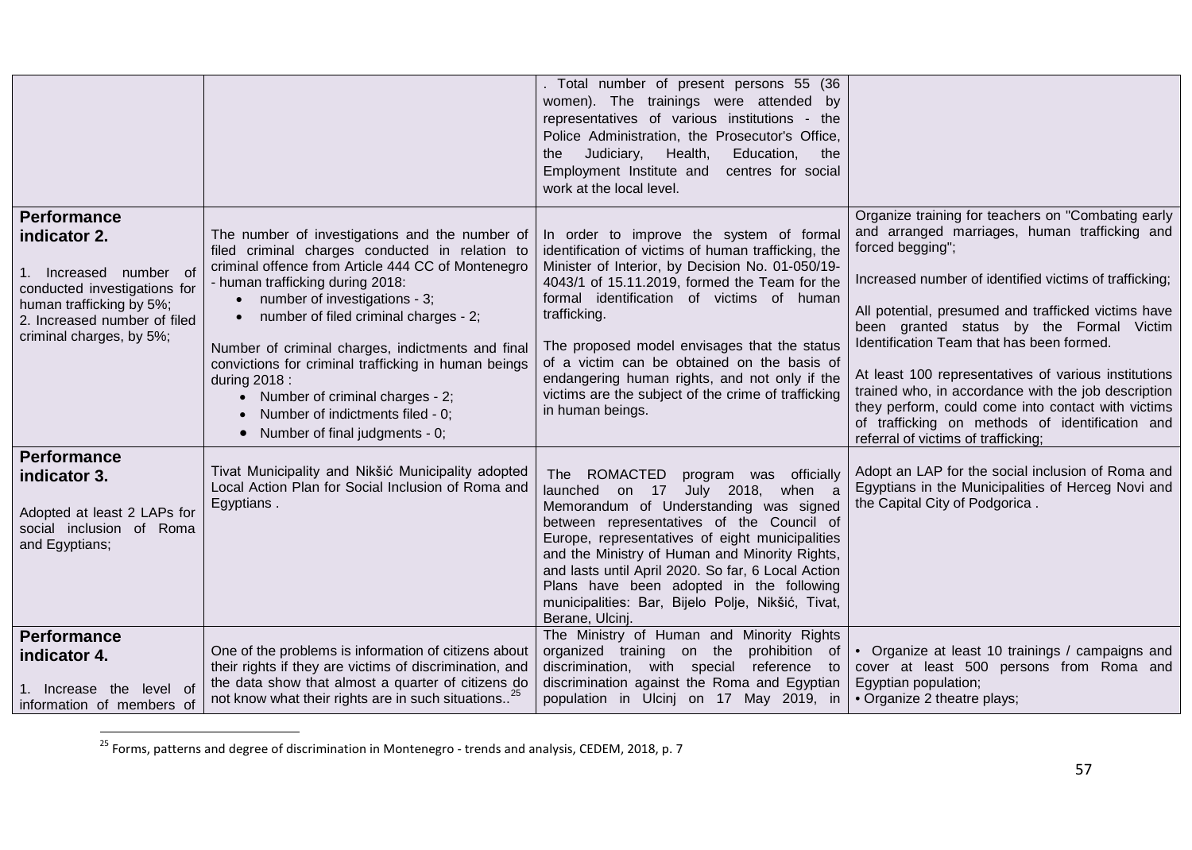| | | | |
|---|---|---|---|
| | | . Total number of present persons 55 (36 women). The trainings were attended by representatives of various institutions - the Police Administration, the Prosecutor's Office, the Judiciary, Health, Education, the Employment Institute and centres for social work at the local level. | |
| **Performance indicator 2.**<br><br>1. Increased number of conducted investigations for human trafficking by 5%;<br>2. Increased number of filed criminal charges, by 5%; | The number of investigations and the number of filed criminal charges conducted in relation to criminal offence from Article 444 CC of Montenegro - human trafficking during 2018:<br>• number of investigations - 3;<br>• number of filed criminal charges - 2;<br><br>Number of criminal charges, indictments and final convictions for criminal trafficking in human beings during 2018 :<br>• Number of criminal charges - 2;<br>• Number of indictments filed - 0;<br>• Number of final judgments - 0; | In order to improve the system of formal identification of victims of human trafficking, the Minister of Interior, by Decision No. 01-050/19-4043/1 of 15.11.2019, formed the Team for the formal identification of victims of human trafficking.<br><br>The proposed model envisages that the status of a victim can be obtained on the basis of endangering human rights, and not only if the victims are the subject of the crime of trafficking in human beings. | Organize training for teachers on "Combating early and arranged marriages, human trafficking and forced begging";<br><br>Increased number of identified victims of trafficking;<br><br>All potential, presumed and trafficked victims have been granted status by the Formal Victim Identification Team that has been formed.<br><br>At least 100 representatives of various institutions trained who, in accordance with the job description they perform, could come into contact with victims of trafficking on methods of identification and referral of victims of trafficking; |
| **Performance indicator 3.**<br><br>Adopted at least 2 LAPs for social inclusion of Roma and Egyptians; | Tivat Municipality and Nikšić Municipality adopted Local Action Plan for Social Inclusion of Roma and Egyptians . | The ROMACTED program was officially launched on 17 July 2018, when a Memorandum of Understanding was signed between representatives of the Council of Europe, representatives of eight municipalities and the Ministry of Human and Minority Rights, and lasts until April 2020. So far, 6 Local Action Plans have been adopted in the following municipalities: Bar, Bijelo Polje, Nikšić, Tivat, Berane, Ulcinj. | Adopt an LAP for the social inclusion of Roma and Egyptians in the Municipalities of Herceg Novi and the Capital City of Podgorica . |
| **Performance indicator 4.**<br><br>1. Increase the level of information of members of | One of the problems is information of citizens about their rights if they are victims of discrimination, and the data show that almost a quarter of citizens do not know what their rights are in such situations..[25] | The Ministry of Human and Minority Rights organized training on the prohibition of discrimination, with special reference to discrimination against the Roma and Egyptian population in Ulcinj on 17 May 2019, in | • Organize at least 10 trainings / campaigns and cover at least 500 persons from Roma and Egyptian population;<br>• Organize 2 theatre plays; |

[25] Forms, patterns and degree of discrimination in Montenegro - trends and analysis, CEDEM, 2018, p. 7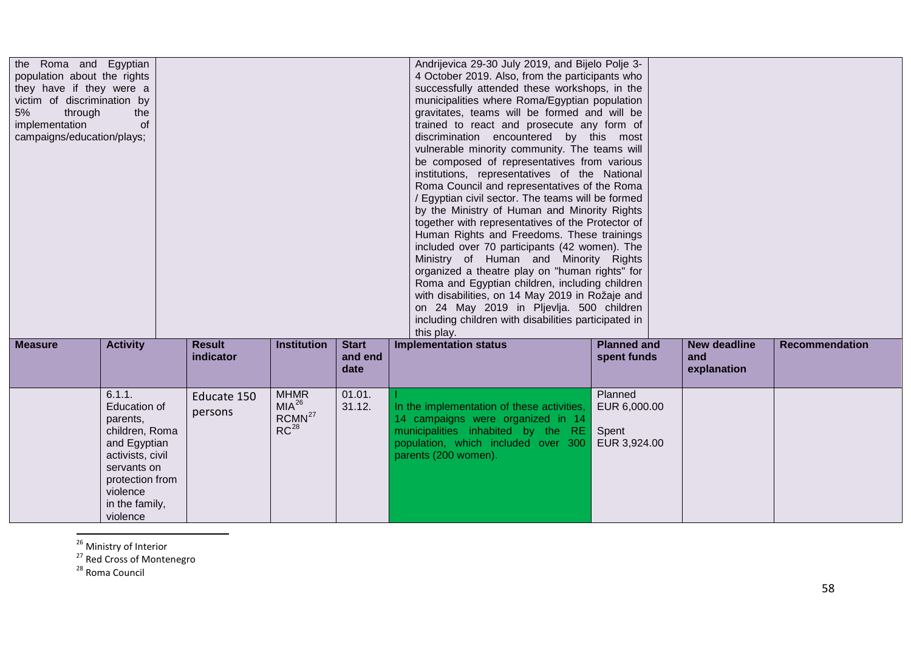| | | | | | | | | |
|---|---|---|---|---|---|---|---|---|
| the Roma and Egyptian population about the rights they have if they were a victim of discrimination by 5% through the implementation of campaigns/education/plays; | | | | | Andrijevica 29-30 July 2019, and Bijelo Polje 3-4 October 2019. Also, from the participants who successfully attended these workshops, in the municipalities where Roma/Egyptian population gravitates, teams will be formed and will be trained to react and prosecute any form of discrimination encountered by this most vulnerable minority community. The teams will be composed of representatives from various institutions, representatives of the National Roma Council and representatives of the Roma / Egyptian civil sector. The teams will be formed by the Ministry of Human and Minority Rights together with representatives of the Protector of Human Rights and Freedoms. These trainings included over 70 participants (42 women). The Ministry of Human and Minority Rights organized a theatre play on "human rights" for Roma and Egyptian children, including children with disabilities, on 14 May 2019 in Rožaje and on 24 May 2019 in Pljevlja. 500 children including children with disabilities participated in this play. | | | |
| **Measure** | **Activity** | **Result indicator** | **Institution** | **Start and end date** | **Implementation status** | **Planned and spent funds** | **New deadline and explanation** | **Recommendation** |
| | 6.1.1. Education of parents, children, Roma and Egyptian activists, civil servants on protection from violence in the family, violence | Educate 150 persons | MHMR MIA[26] RCMN[27] RC[28] | 01.01. 31.12. | I In the implementation of these activities, 14 campaigns were organized in 14 municipalities inhabited by the RE population, which included over 300 parents (200 women). | Planned EUR 6,000.00 Spent EUR 3,924.00 | | |

[26] Ministry of Interior
[27] Red Cross of Montenegro
[28] Roma Council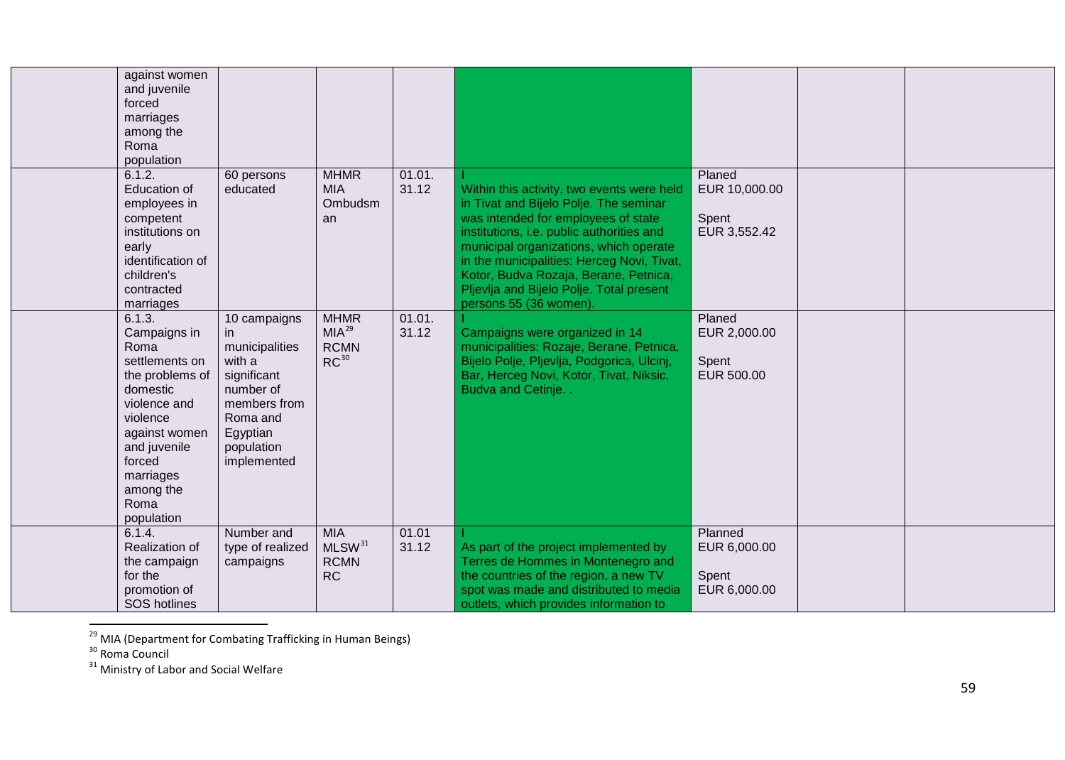| | | | | | | | | |
|---|---|---|---|---|---|---|---|---|
| | against women and juvenile forced marriages among the Roma population | | | | | | | |
| | 6.1.2. Education of employees in competent institutions on early identification of children's contracted marriages | 60 persons educated | MHMR MIA Ombudsman | 01.01. 31.12 | I Within this activity, two events were held in Tivat and Bijelo Polje. The seminar was intended for employees of state institutions, i.e. public authorities and municipal organizations, which operate in the municipalities: Herceg Novi, Tivat, Kotor, Budva Rozaja, Berane, Petnica, Pljevlja and Bijelo Polje. Total present persons 55 (36 women). | Planed EUR 10,000.00 Spent EUR 3,552.42 | | |
| | 6.1.3. Campaigns in Roma settlements on the problems of domestic violence and violence against women and juvenile forced marriages among the Roma population | 10 campaigns in municipalities with a significant number of members from Roma and Egyptian population implemented | MHMR MIA[29] RCMN RC[30] | 01.01. 31.12 | I Campaigns were organized in 14 municipalities: Rozaje, Berane, Petnica, Bijelo Polje, Pljevlja, Podgorica, Ulcinj, Bar, Herceg Novi, Kotor, Tivat, Niksic, Budva and Cetinje. . | Planed EUR 2,000.00 Spent EUR 500.00 | | |
| | 6.1.4. Realization of the campaign for the promotion of SOS hotlines | Number and type of realized campaigns | MIA MLSW[31] RCMN RC | 01.01 31.12 | I As part of the project implemented by Terres de Hommes in Montenegro and the countries of the region, a new TV spot was made and distributed to media outlets, which provides information to | Planned EUR 6,000.00 Spent EUR 6,000.00 | | |

[29] MIA (Department for Combating Trafficking in Human Beings)

[30] Roma Council

[31] Ministry of Labor and Social Welfare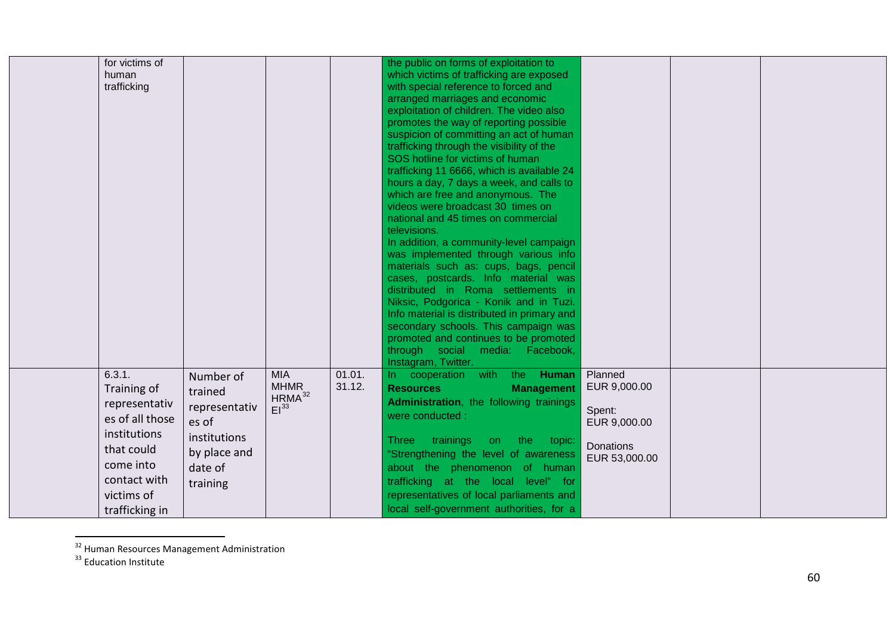| | | | | | | | | |
|---|---|---|---|---|---|---|---|---|
| | for victims of human trafficking | | | | the public on forms of exploitation to which victims of trafficking are exposed with special reference to forced and arranged marriages and economic exploitation of children. The video also promotes the way of reporting possible suspicion of committing an act of human trafficking through the visibility of the SOS hotline for victims of human trafficking 11 6666, which is available 24 hours a day, 7 days a week, and calls to which are free and anonymous. The videos were broadcast 30 times on national and 45 times on commercial televisions.<br>In addition, a community-level campaign was implemented through various info materials such as: cups, bags, pencil cases, postcards. Info material was distributed in Roma settlements in Niksic, Podgorica - Konik and in Tuzi. Info material is distributed in primary and secondary schools. This campaign was promoted and continues to be promoted through social media: Facebook, Instagram, Twitter. | | | |
| | 6.3.1. Training of representatives of all those institutions that could come into contact with victims of trafficking in | Number of trained representatives of institutions by place and date of training | MIA MHMR HRMA[32] EI[33] | 01.01. 31.12. | In cooperation with the **Human Resources Management Administration**, the following trainings were conducted :<br><br>Three trainings on the topic: "Strengthening the level of awareness about the phenomenon of human trafficking at the local level" for representatives of local parliaments and local self-government authorities, for a | Planned EUR 9,000.00<br><br>Spent: EUR 9,000.00<br><br>Donations EUR 53,000.00 | | |

[32] Human Resources Management Administration

[33] Education Institute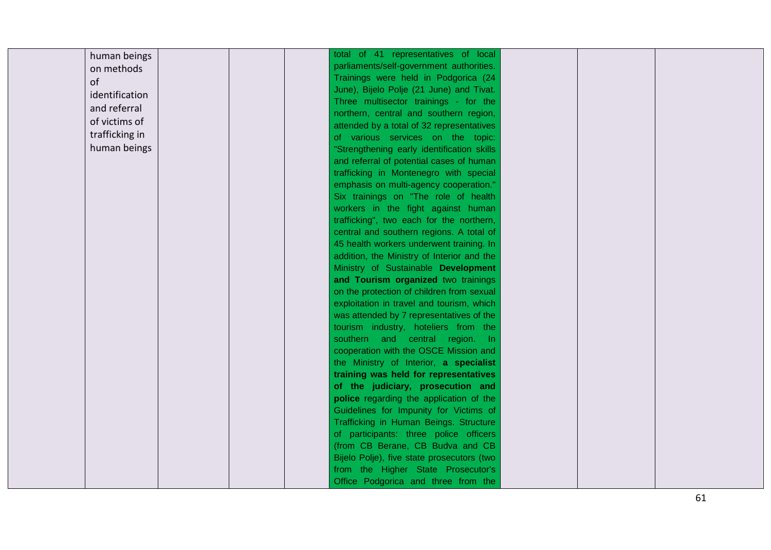|  |  |  |  |  |  |  |  |  |
|---|---|---|---|---|---|---|---|---|
|  | human beings on methods of identification and referral of victims of trafficking in human beings |  |  |  | total of 41 representatives of local parliaments/self-government authorities. Trainings were held in Podgorica (24 June), Bijelo Polje (21 June) and Tivat. Three multisector trainings - for the northern, central and southern region, attended by a total of 32 representatives of various services on the topic: "Strengthening early identification skills and referral of potential cases of human trafficking in Montenegro with special emphasis on multi-agency cooperation." Six trainings on "The role of health workers in the fight against human trafficking", two each for the northern, central and southern regions. A total of 45 health workers underwent training. In addition, the Ministry of Interior and the Ministry of Sustainable **Development and Tourism organized** two trainings on the protection of children from sexual exploitation in travel and tourism, which was attended by 7 representatives of the tourism industry, hoteliers from the southern and central region. In cooperation with the OSCE Mission and the Ministry of Interior, **a specialist training was held for representatives of the judiciary, prosecution and police** regarding the application of the Guidelines for Impunity for Victims of Trafficking in Human Beings. Structure of participants: three police officers (from CB Berane, CB Budva and CB Bijelo Polje), five state prosecutors (two from the Higher State Prosecutor's Office Podgorica and three from the |  |  |  |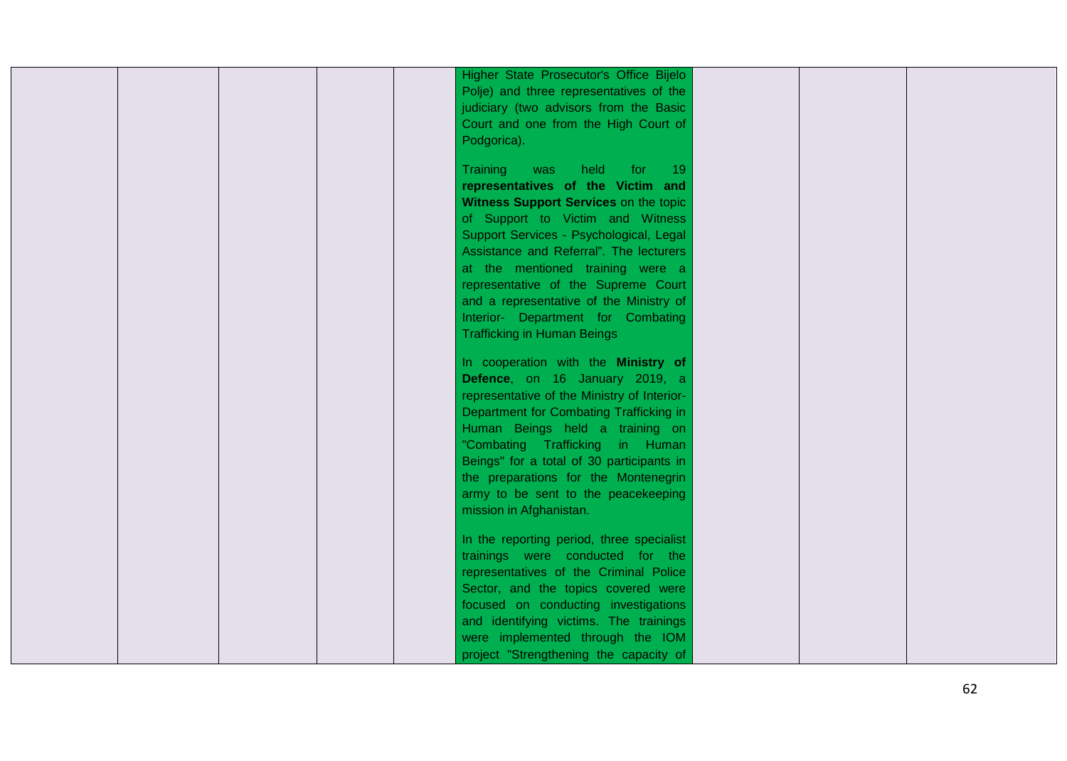|  |  |  |  |  | Higher State Prosecutor's Office Bijelo Polje) and three representatives of the judiciary (two advisors from the Basic Court and one from the High Court of Podgorica).<br><br>Training was held for 19 **representatives of the Victim and Witness Support Services** on the topic of Support to Victim and Witness Support Services - Psychological, Legal Assistance and Referral". The lecturers at the mentioned training were a representative of the Supreme Court and a representative of the Ministry of Interior- Department for Combating Trafficking in Human Beings<br><br>In cooperation with the **Ministry of Defence**, on 16 January 2019, a representative of the Ministry of Interior-Department for Combating Trafficking in Human Beings held a training on "Combating Trafficking in Human Beings" for a total of 30 participants in the preparations for the Montenegrin army to be sent to the peacekeeping mission in Afghanistan.<br><br>In the reporting period, three specialist trainings were conducted for the representatives of the Criminal Police Sector, and the topics covered were focused on conducting investigations and identifying victims. The trainings were implemented through the IOM project "Strengthening the capacity of |  |  |  |
|---|---|---|---|---|---|---|---|---|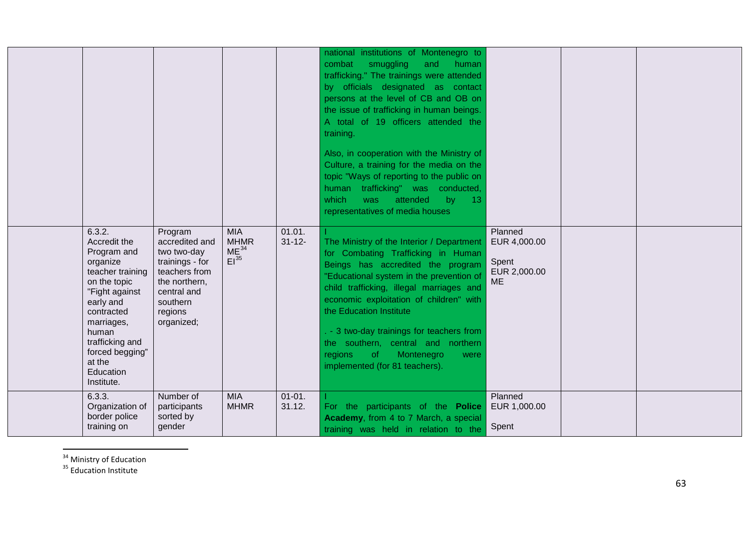| | | | | | | | | |
|---|---|---|---|---|---|---|---|---|
| | | | | | national institutions of Montenegro to combat smuggling and human trafficking." The trainings were attended by officials designated as contact persons at the level of CB and OB on the issue of trafficking in human beings. A total of 19 officers attended the training.<br><br>Also, in cooperation with the Ministry of Culture, a training for the media on the topic "Ways of reporting to the public on human trafficking" was conducted, which was attended by 13 representatives of media houses | | | |
| | 6.3.2. Accredit the Program and organize teacher training on the topic "Fight against early and contracted marriages, human trafficking and forced begging" at the Education Institute. | Program accredited and two two-day trainings - for teachers from the northern, central and southern regions organized; | MIA MHMR ME[34] EI[35] | 01.01. 31-12- | I<br>The Ministry of the Interior / Department for Combating Trafficking in Human Beings has accredited the program "Educational system in the prevention of child trafficking, illegal marriages and economic exploitation of children" with the Education Institute<br><br>. - 3 two-day trainings for teachers from the southern, central and northern regions of Montenegro were implemented (for 81 teachers). | Planned EUR 4,000.00<br><br>Spent EUR 2,000.00 ME | | |
| | 6.3.3. Organization of border police training on | Number of participants sorted by gender | MIA MHMR | 01-01. 31.12. | I<br>For the participants of the **Police Academy**, from 4 to 7 March, a special training was held in relation to the | Planned EUR 1,000.00<br><br>Spent | | |

[34] Ministry of Education
[35] Education Institute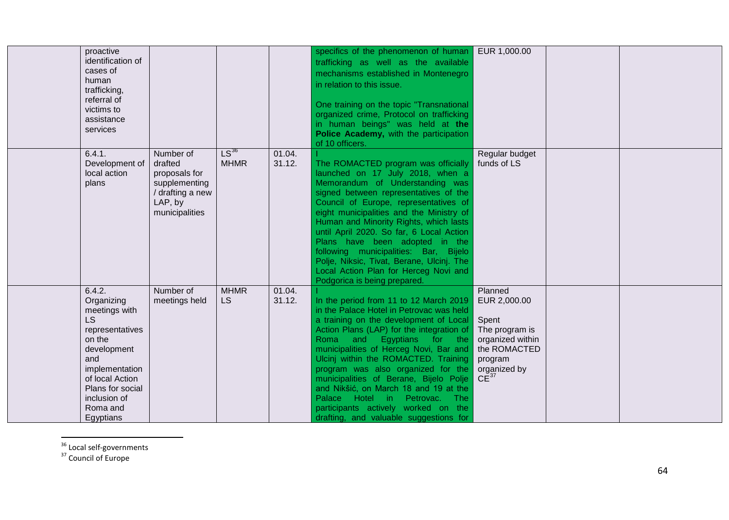| | | | | | | | | |
|---|---|---|---|---|---|---|---|---|
| | proactive identification of cases of human trafficking, referral of victims to assistance services | | | | specifics of the phenomenon of human trafficking as well as the available mechanisms established in Montenegro in relation to this issue.<br><br>One training on the topic "Transnational organized crime, Protocol on trafficking in human beings" was held at **the Police Academy,** with the participation of 10 officers. | EUR 1,000.00 | | |
| | 6.4.1. Development of local action plans | Number of drafted proposals for supplementing / drafting a new LAP, by municipalities | LS[36] MHMR | 01.04. 31.12. | I<br>The ROMACTED program was officially launched on 17 July 2018, when a Memorandum of Understanding was signed between representatives of the Council of Europe, representatives of eight municipalities and the Ministry of Human and Minority Rights, which lasts until April 2020. So far, 6 Local Action Plans have been adopted in the following municipalities: Bar, Bijelo Polje, Niksic, Tivat, Berane, Ulcinj. The Local Action Plan for Herceg Novi and Podgorica is being prepared. | Regular budget funds of LS | | |
| | 6.4.2. Organizing meetings with LS representatives on the development and implementation of local Action Plans for social inclusion of Roma and Egyptians | Number of meetings held | MHMR LS | 01.04. 31.12. | I<br>In the period from 11 to 12 March 2019 in the Palace Hotel in Petrovac was held a training on the development of Local Action Plans (LAP) for the integration of Roma and Egyptians for the municipalities of Herceg Novi, Bar and Ulcinj within the ROMACTED. Training program was also organized for the municipalities of Berane, Bijelo Polje and Nikšić, on March 18 and 19 at the Palace Hotel in Petrovac. The participants actively worked on the drafting, and valuable suggestions for | Planned EUR 2,000.00<br><br>Spent The program is organized within the ROMACTED program organized by CE[37] | | |

[36] Local self-governments

[37] Council of Europe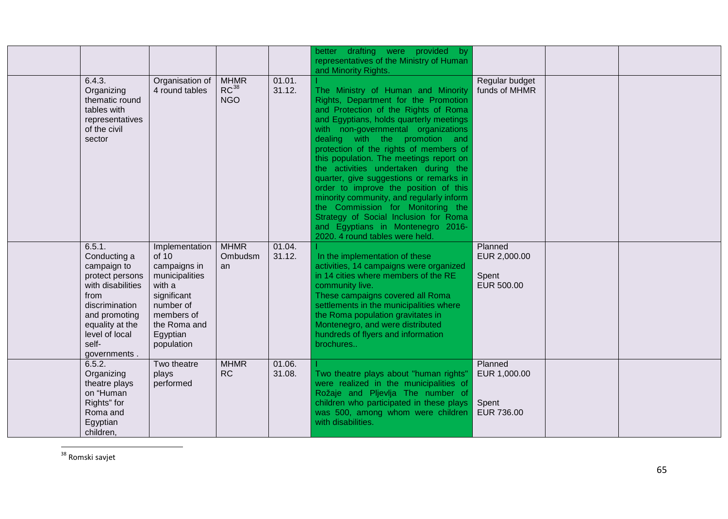| | | | | | | | | |
|---|---|---|---|---|---|---|---|---|
| | | | | | better drafting were provided by representatives of the Ministry of Human and Minority Rights. | | | |
| | 6.4.3. Organizing thematic round tables with representatives of the civil sector | Organisation of 4 round tables | MHMR RC[38] NGO | 01.01. 31.12. | I The Ministry of Human and Minority Rights, Department for the Promotion and Protection of the Rights of Roma and Egyptians, holds quarterly meetings with non-governmental organizations dealing with the promotion and protection of the rights of members of this population. The meetings report on the activities undertaken during the quarter, give suggestions or remarks in order to improve the position of this minority community, and regularly inform the Commission for Monitoring the Strategy of Social Inclusion for Roma and Egyptians in Montenegro 2016-2020. 4 round tables were held. | Regular budget funds of MHMR | | |
| | 6.5.1. Conducting a campaign to protect persons with disabilities from discrimination and promoting equality at the level of local self-governments . | Implementation of 10 campaigns in municipalities with a significant number of members of the Roma and Egyptian population | MHMR Ombudsman | 01.04. 31.12. | I In the implementation of these activities, 14 campaigns were organized in 14 cities where members of the RE community live. These campaigns covered all Roma settlements in the municipalities where the Roma population gravitates in Montenegro, and were distributed hundreds of flyers and information brochures.. | Planned EUR 2,000.00 Spent EUR 500.00 | | |
| | 6.5.2. Organizing theatre plays on "Human Rights" for Roma and Egyptian children, | Two theatre plays performed | MHMR RC | 01.06. 31.08. | I Two theatre plays about "human rights" were realized in the municipalities of Rožaje and Pljevlja The number of children who participated in these plays was 500, among whom were children with disabilities. | Planned EUR 1,000.00 Spent EUR 736.00 | | |

[38] Romski savjet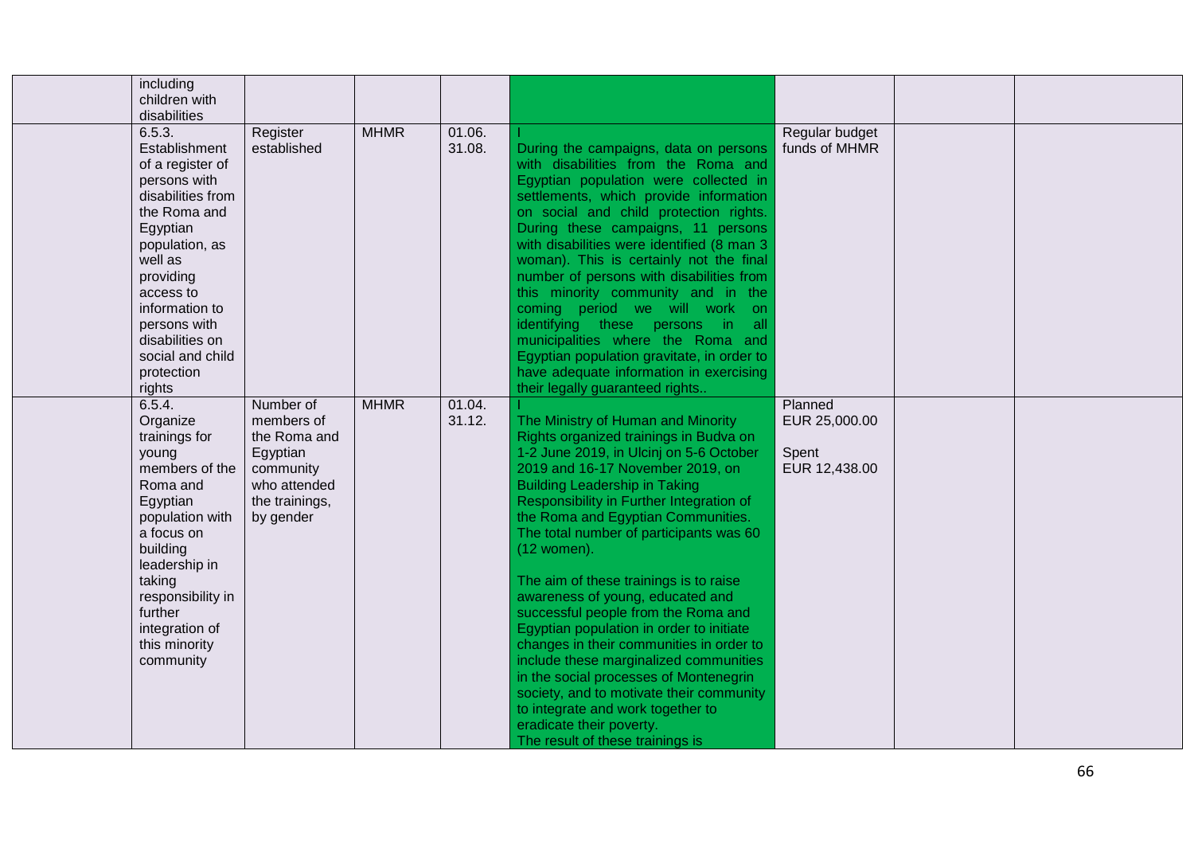| | | | | | | | | |
|---|---|---|---|---|---|---|---|---|
| | including children with disabilities | | | | | | | |
| | 6.5.3. Establishment of a register of persons with disabilities from the Roma and Egyptian population, as well as providing access to information to persons with disabilities on social and child protection rights | Register established | MHMR | 01.06. 31.08. | I<br>During the campaigns, data on persons with disabilities from the Roma and Egyptian population were collected in settlements, which provide information on social and child protection rights. During these campaigns, 11 persons with disabilities were identified (8 man 3 woman). This is certainly not the final number of persons with disabilities from this minority community and in the coming period we will work on identifying these persons in all municipalities where the Roma and Egyptian population gravitate, in order to have adequate information in exercising their legally guaranteed rights.. | Regular budget funds of MHMR | | |
| | 6.5.4. Organize trainings for young members of the Roma and Egyptian population with a focus on building leadership in taking responsibility in further integration of this minority community | Number of members of the Roma and Egyptian community who attended the trainings, by gender | MHMR | 01.04. 31.12. | I<br>The Ministry of Human and Minority Rights organized trainings in Budva on 1-2 June 2019, in Ulcinj on 5-6 October 2019 and 16-17 November 2019, on Building Leadership in Taking Responsibility in Further Integration of the Roma and Egyptian Communities. The total number of participants was 60 (12 women).<br><br>The aim of these trainings is to raise awareness of young, educated and successful people from the Roma and Egyptian population in order to initiate changes in their communities in order to include these marginalized communities in the social processes of Montenegrin society, and to motivate their community to integrate and work together to eradicate their poverty.<br>The result of these trainings is | Planned EUR 25,000.00<br><br>Spent EUR 12,438.00 | | |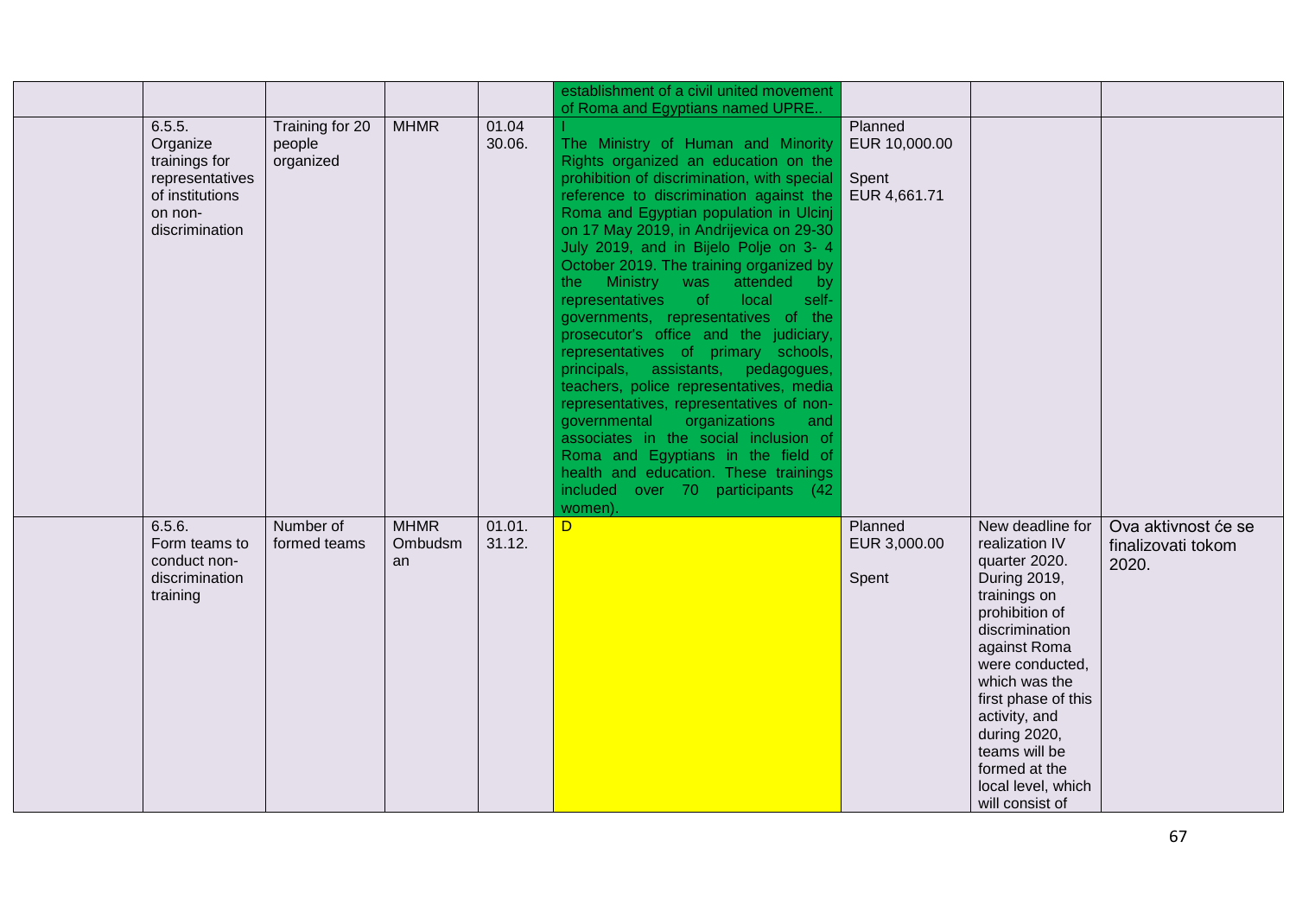| | | | | | | | | |
|---|---|---|---|---|---|---|---|---|
| | | | | | establishment of a civil united movement of Roma and Egyptians named UPRE.. | | | |
| | 6.5.5. Organize trainings for representatives of institutions on non-discrimination | Training for 20 people organized | MHMR | 01.04 30.06. | I<br>The Ministry of Human and Minority Rights organized an education on the prohibition of discrimination, with special reference to discrimination against the Roma and Egyptian population in Ulcinj on 17 May 2019, in Andrijevica on 29-30 July 2019, and in Bijelo Polje on 3- 4 October 2019. The training organized by the Ministry was attended by representatives of local self-governments, representatives of the prosecutor's office and the judiciary, representatives of primary schools, principals, assistants, pedagogues, teachers, police representatives, media representatives, representatives of non-governmental organizations and associates in the social inclusion of Roma and Egyptians in the field of health and education. These trainings included over 70 participants (42 women). | Planned EUR 10,000.00<br><br>Spent EUR 4,661.71 | | |
| | 6.5.6. Form teams to conduct non-discrimination training | Number of formed teams | MHMR Ombudsman | 01.01. 31.12. | D | Planned EUR 3,000.00<br><br>Spent | New deadline for realization IV quarter 2020. During 2019, trainings on prohibition of discrimination against Roma were conducted, which was the first phase of this activity, and during 2020, teams will be formed at the local level, which will consist of | Ova aktivnost će se finalizovati tokom 2020. |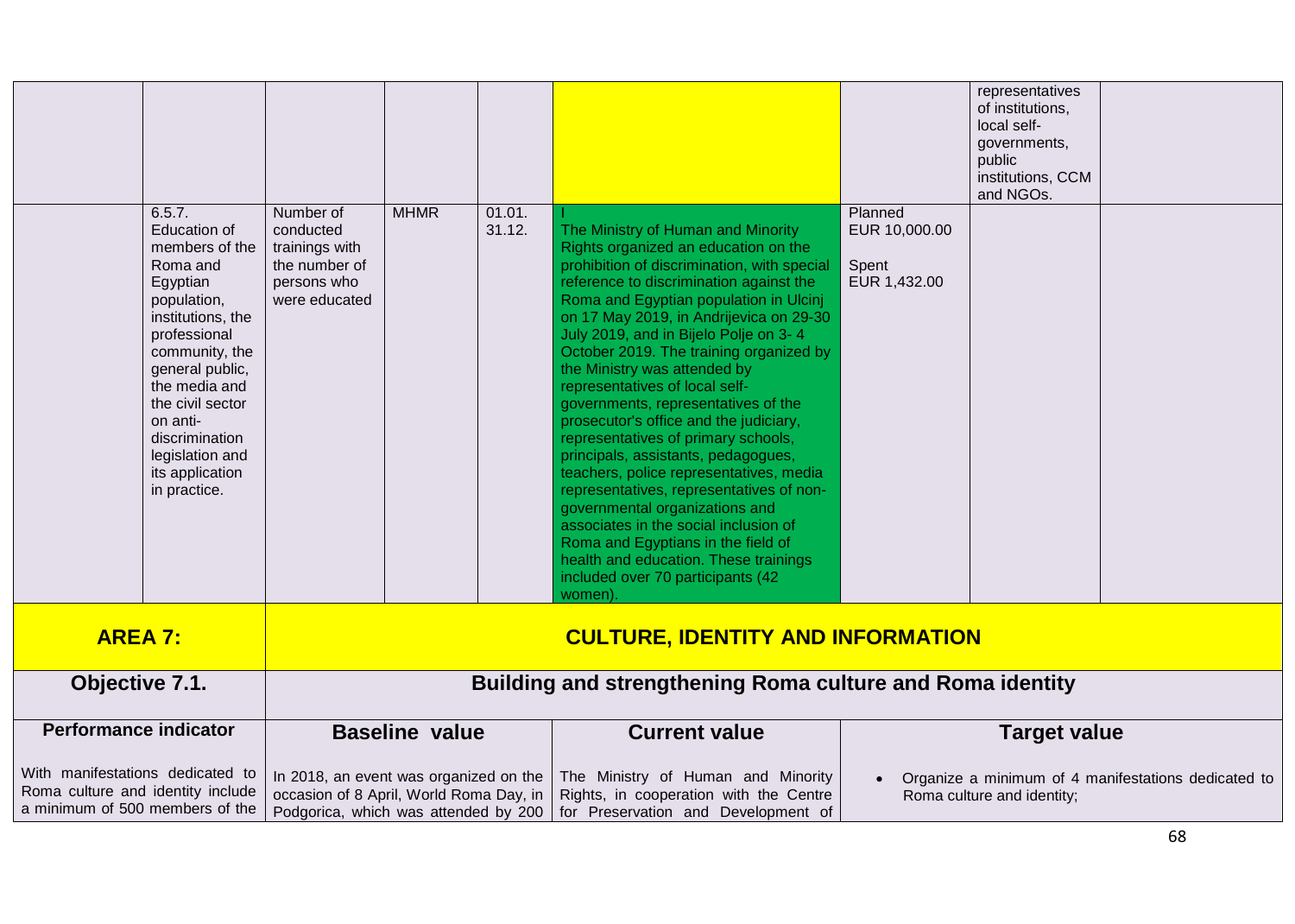| | | | | | | | | |
|---|---|---|---|---|---|---|---|---|
| | | | | | | | representatives of institutions, local self-governments, public institutions, CCM and NGOs. | |
| | 6.5.7. Education of members of the Roma and Egyptian population, institutions, the professional community, the general public, the media and the civil sector on anti-discrimination legislation and its application in practice. | Number of conducted trainings with the number of persons who were educated | MHMR | 01.01. 31.12. | I The Ministry of Human and Minority Rights organized an education on the prohibition of discrimination, with special reference to discrimination against the Roma and Egyptian population in Ulcinj on 17 May 2019, in Andrijevica on 29-30 July 2019, and in Bijelo Polje on 3- 4 October 2019. The training organized by the Ministry was attended by representatives of local self-governments, representatives of the prosecutor's office and the judiciary, representatives of primary schools, principals, assistants, pedagogues, teachers, police representatives, media representatives, representatives of non-governmental organizations and associates in the social inclusion of Roma and Egyptians in the field of health and education. These trainings included over 70 participants (42 women). | Planned EUR 10,000.00 Spent EUR 1,432.00 | | |

| **AREA 7:** | **CULTURE, IDENTITY AND INFORMATION** | | |
|---|---|---|---|
| **Objective 7.1.** | **Building and strengthening Roma culture and Roma identity** | | |
| **Performance indicator** | **Baseline value** | **Current value** | **Target value** |
| With manifestations dedicated to Roma culture and identity include a minimum of 500 members of the | In 2018, an event was organized on the occasion of 8 April, World Roma Day, in Podgorica, which was attended by 200 | The Ministry of Human and Minority Rights, in cooperation with the Centre for Preservation and Development of | • Organize a minimum of 4 manifestations dedicated to Roma culture and identity; |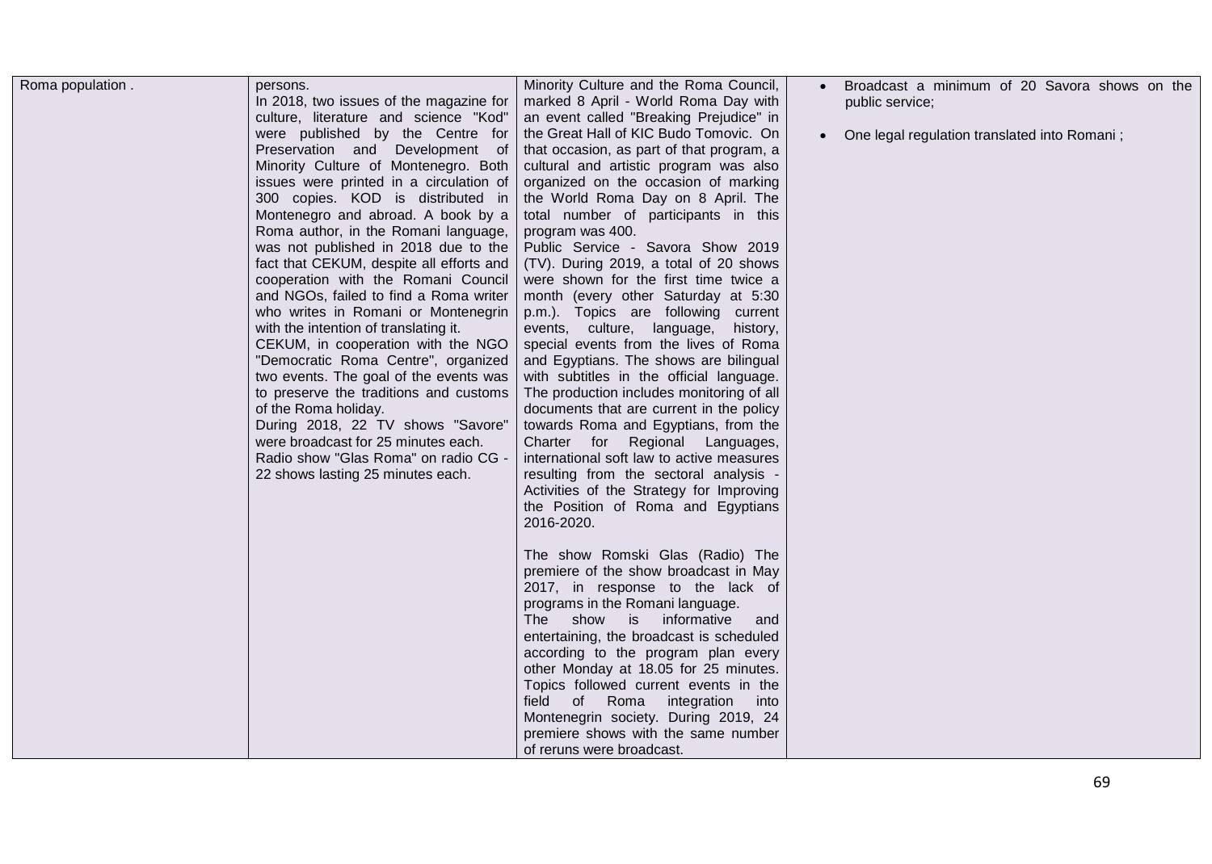| | | | |
|---|---|---|---|
| Roma population . | persons.<br>In 2018, two issues of the magazine for culture, literature and science "Kod" were published by the Centre for Preservation and Development of Minority Culture of Montenegro. Both issues were printed in a circulation of 300 copies. KOD is distributed in Montenegro and abroad. A book by a Roma author, in the Romani language, was not published in 2018 due to the fact that CEKUM, despite all efforts and cooperation with the Romani Council and NGOs, failed to find a Roma writer who writes in Romani or Montenegrin with the intention of translating it.<br>CEKUM, in cooperation with the NGO "Democratic Roma Centre", organized two events. The goal of the events was to preserve the traditions and customs of the Roma holiday.<br>During 2018, 22 TV shows "Savore" were broadcast for 25 minutes each.<br>Radio show "Glas Roma" on radio CG - 22 shows lasting 25 minutes each. | Minority Culture and the Roma Council, marked 8 April - World Roma Day with an event called "Breaking Prejudice" in the Great Hall of KIC Budo Tomovic. On that occasion, as part of that program, a cultural and artistic program was also organized on the occasion of marking the World Roma Day on 8 April. The total number of participants in this program was 400.<br>Public Service - Savora Show 2019 (TV). During 2019, a total of 20 shows were shown for the first time twice a month (every other Saturday at 5:30 p.m.). Topics are following current events, culture, language, history, special events from the lives of Roma and Egyptians. The shows are bilingual with subtitles in the official language. The production includes monitoring of all documents that are current in the policy towards Roma and Egyptians, from the Charter for Regional Languages, international soft law to active measures resulting from the sectoral analysis - Activities of the Strategy for Improving the Position of Roma and Egyptians 2016-2020.<br><br>The show Romski Glas (Radio) The premiere of the show broadcast in May 2017, in response to the lack of programs in the Romani language.<br>The show is informative and entertaining, the broadcast is scheduled according to the program plan every other Monday at 18.05 for 25 minutes. Topics followed current events in the field of Roma integration into Montenegrin society. During 2019, 24 premiere shows with the same number of reruns were broadcast. | • Broadcast a minimum of 20 Savora shows on the public service;<br><br>• One legal regulation translated into Romani ; |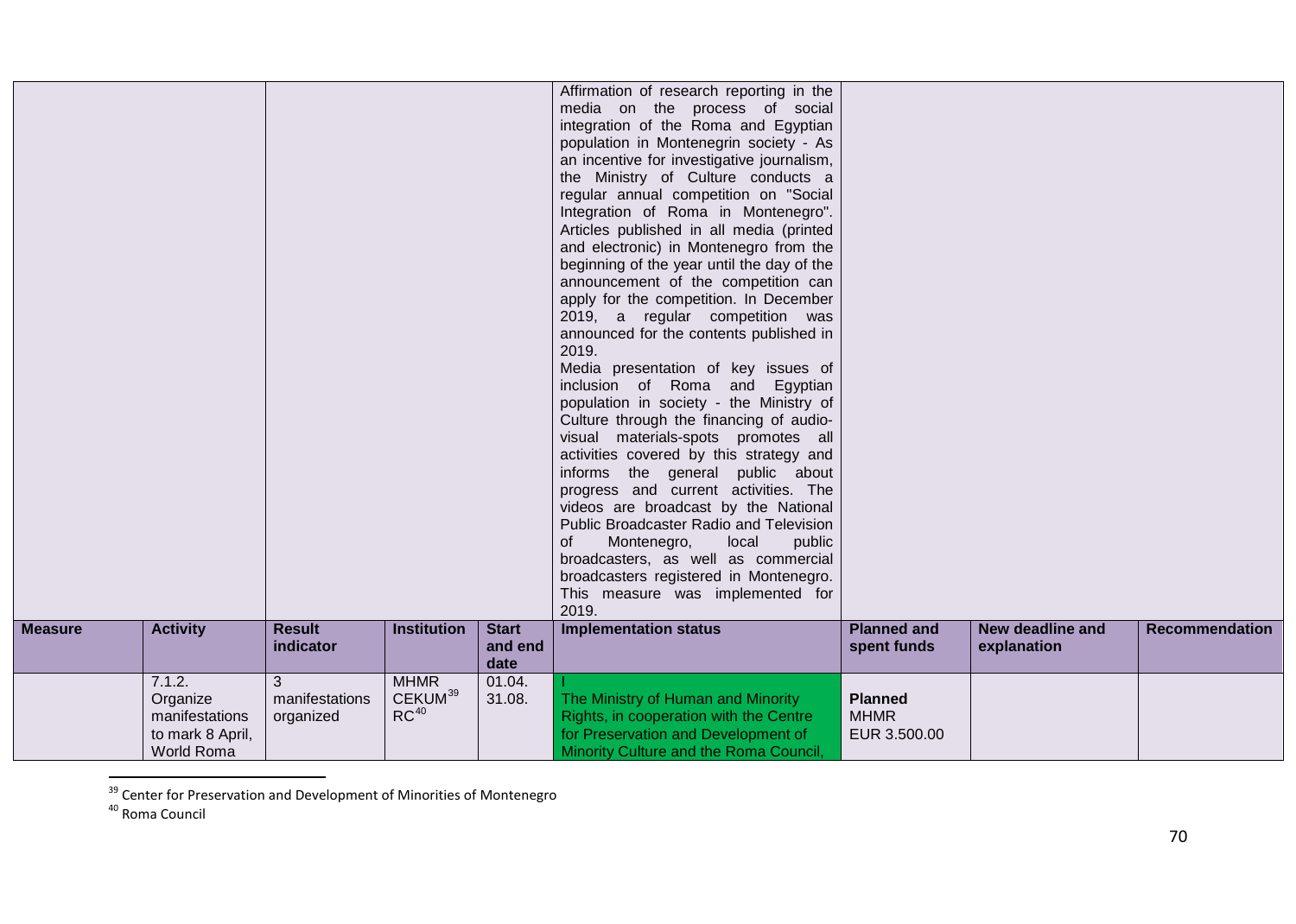| | | | | | | | | |
|---|---|---|---|---|---|---|---|---|
| | | | | | Affirmation of research reporting in the media on the process of social integration of the Roma and Egyptian population in Montenegrin society - As an incentive for investigative journalism, the Ministry of Culture conducts a regular annual competition on "Social Integration of Roma in Montenegro". Articles published in all media (printed and electronic) in Montenegro from the beginning of the year until the day of the announcement of the competition can apply for the competition. In December 2019, a regular competition was announced for the contents published in 2019.<br>Media presentation of key issues of inclusion of Roma and Egyptian population in society - the Ministry of Culture through the financing of audio-visual materials-spots promotes all activities covered by this strategy and informs the general public about progress and current activities. The videos are broadcast by the National Public Broadcaster Radio and Television of Montenegro, local public broadcasters, as well as commercial broadcasters registered in Montenegro. This measure was implemented for 2019. | | | |
| **Measure** | **Activity** | **Result indicator** | **Institution** | **Start and end date** | **Implementation status** | **Planned and spent funds** | **New deadline and explanation** | **Recommendation** |
| | 7.1.2. Organize manifestations to mark 8 April, World Roma | 3 manifestations organized | MHMR CEKUM[39] RC[40] | 01.04. 31.08. | I<br>The Ministry of Human and Minority Rights, in cooperation with the Centre for Preservation and Development of Minority Culture and the Roma Council, | **Planned** MHMR EUR 3.500.00 | | |

[39] Center for Preservation and Development of Minorities of Montenegro

[40] Roma Council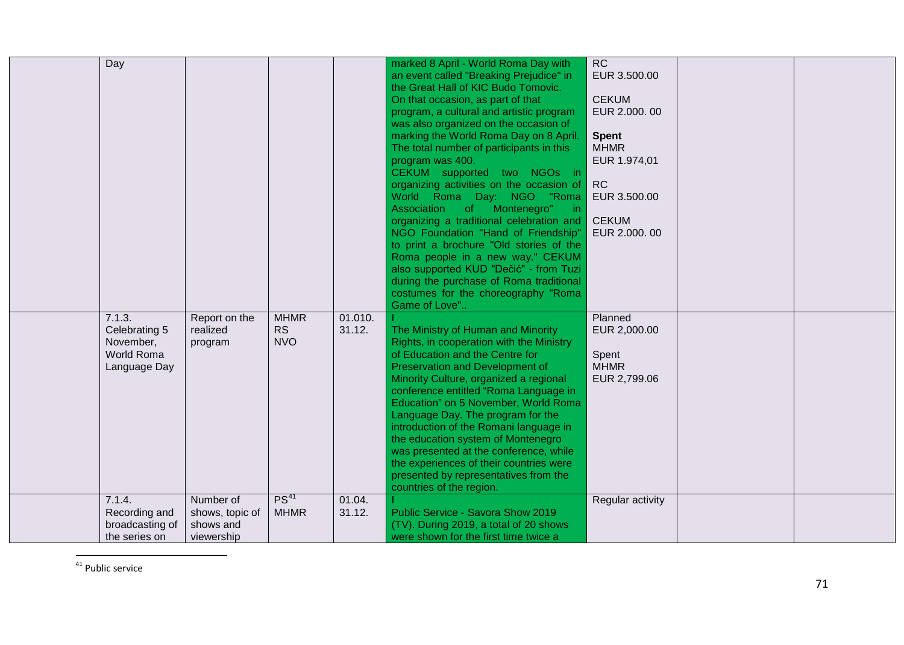| | | | | | | | | |
|---|---|---|---|---|---|---|---|---|
| | Day | | | | marked 8 April - World Roma Day with an event called "Breaking Prejudice" in the Great Hall of KIC Budo Tomovic. On that occasion, as part of that program, a cultural and artistic program was also organized on the occasion of marking the World Roma Day on 8 April. The total number of participants in this program was 400. CEKUM supported two NGOs in organizing activities on the occasion of World Roma Day: NGO "Roma Association of Montenegro" in organizing a traditional celebration and NGO Foundation "Hand of Friendship" to print a brochure "Old stories of the Roma people in a new way." CEKUM also supported KUD "Dečić" - from Tuzi during the purchase of Roma traditional costumes for the choreography "Roma Game of Love".. | RC EUR 3.500.00<br><br>CEKUM EUR 2.000. 00<br><br>**Spent**<br>MHMR EUR 1.974,01<br><br>RC EUR 3.500.00<br><br>CEKUM EUR 2.000. 00 | | |
| | 7.1.3. Celebrating 5 November, World Roma Language Day | Report on the realized program | MHMR RS NVO | 01.010. 31.12. | I<br>The Ministry of Human and Minority Rights, in cooperation with the Ministry of Education and the Centre for Preservation and Development of Minority Culture, organized a regional conference entitled "Roma Language in Education" on 5 November, World Roma Language Day. The program for the introduction of the Romani language in the education system of Montenegro was presented at the conference, while the experiences of their countries were presented by representatives from the countries of the region. | Planned EUR 2,000.00<br><br>Spent MHMR EUR 2,799.06 | | |
| | 7.1.4. Recording and broadcasting of the series on | Number of shows, topic of shows and viewership | PS[41] MHMR | 01.04. 31.12. | I<br>Public Service - Savora Show 2019 (TV). During 2019, a total of 20 shows were shown for the first time twice a | Regular activity | | |

[41] Public service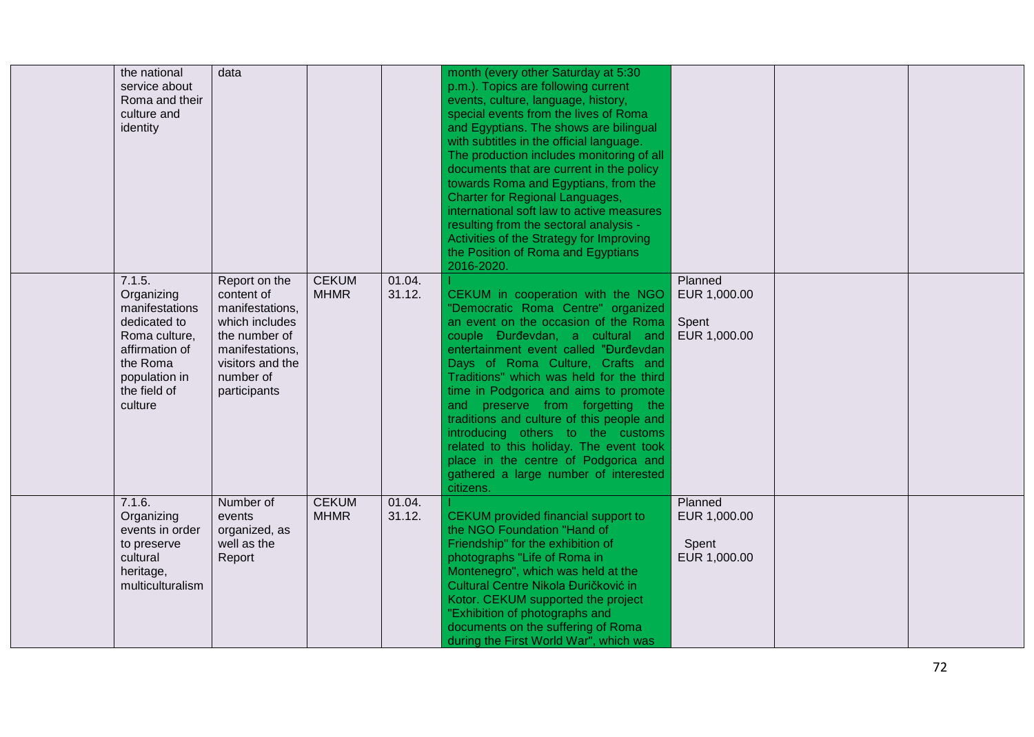| | | | | | | | | |
|---|---|---|---|---|---|---|---|---|
| | the national service about Roma and their culture and identity | data | | | month (every other Saturday at 5:30 p.m.). Topics are following current events, culture, language, history, special events from the lives of Roma and Egyptians. The shows are bilingual with subtitles in the official language. The production includes monitoring of all documents that are current in the policy towards Roma and Egyptians, from the Charter for Regional Languages, international soft law to active measures resulting from the sectoral analysis - Activities of the Strategy for Improving the Position of Roma and Egyptians 2016-2020. | | | |
| | 7.1.5. Organizing manifestations dedicated to Roma culture, affirmation of the Roma population in the field of culture | Report on the content of manifestations, which includes the number of manifestations, visitors and the number of participants | CEKUM MHMR | 01.04. 31.12. | I<br>CEKUM in cooperation with the NGO "Democratic Roma Centre" organized an event on the occasion of the Roma couple Đurđevdan, a cultural and entertainment event called "Đurđevdan Days of Roma Culture, Crafts and Traditions" which was held for the third time in Podgorica and aims to promote and preserve from forgetting the traditions and culture of this people and introducing others to the customs related to this holiday. The event took place in the centre of Podgorica and gathered a large number of interested citizens. | Planned EUR 1,000.00<br><br>Spent EUR 1,000.00 | | |
| | 7.1.6. Organizing events in order to preserve cultural heritage, multiculturalism | Number of events organized, as well as the Report | CEKUM MHMR | 01.04. 31.12. | I<br>CEKUM provided financial support to the NGO Foundation "Hand of Friendship" for the exhibition of photographs "Life of Roma in Montenegro", which was held at the Cultural Centre Nikola Đuričković in Kotor. CEKUM supported the project "Exhibition of photographs and documents on the suffering of Roma during the First World War", which was | Planned EUR 1,000.00<br><br>Spent EUR 1,000.00 | | |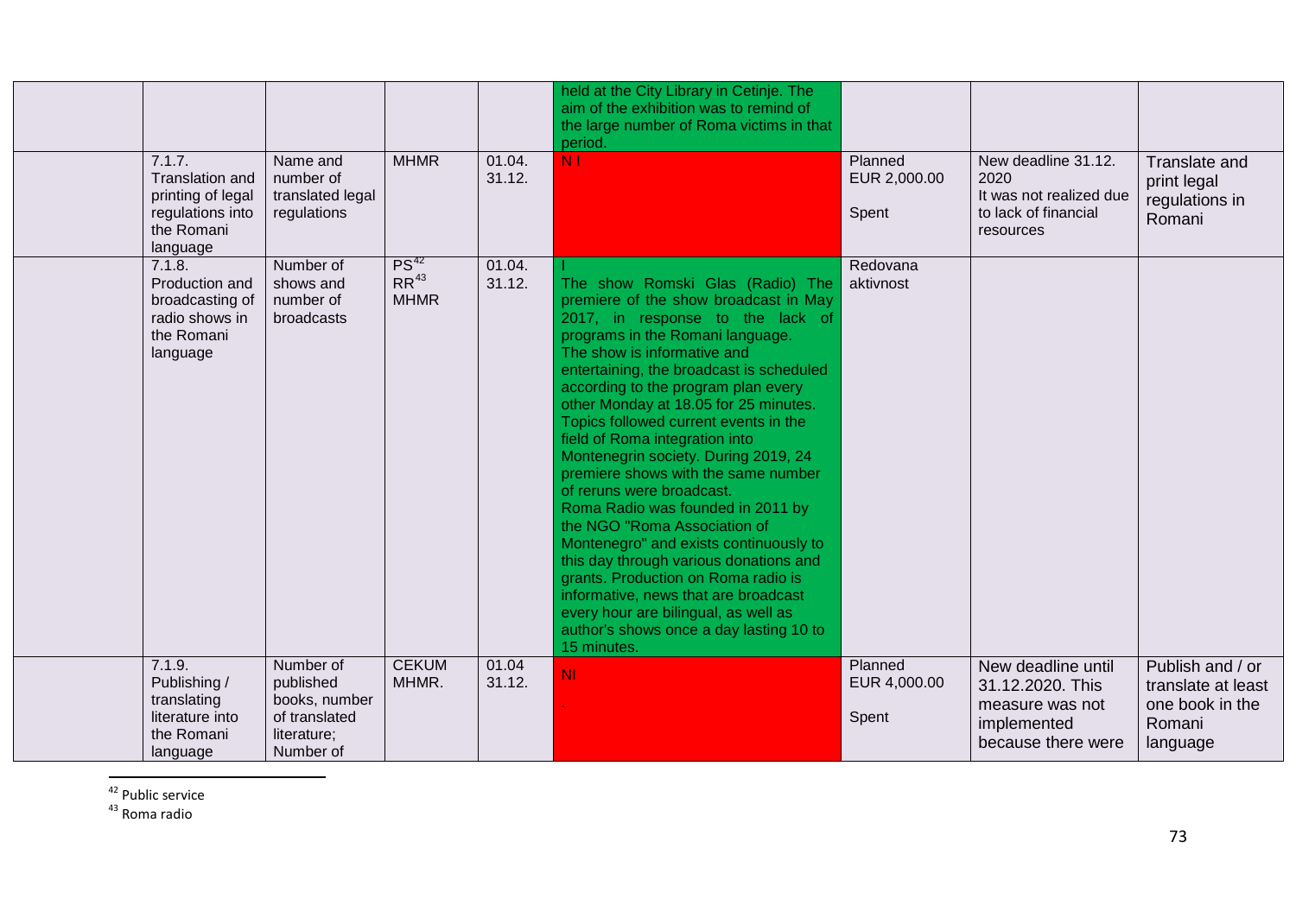| | | | | | | | | |
|---|---|---|---|---|---|---|---|---|
| | | | | | held at the City Library in Cetinje. The aim of the exhibition was to remind of the large number of Roma victims in that period. | | | |
| | 7.1.7. Translation and printing of legal regulations into the Romani language | Name and number of translated legal regulations | MHMR | 01.04. 31.12. | N I | Planned EUR 2,000.00 Spent | New deadline 31.12. 2020 It was not realized due to lack of financial resources | Translate and print legal regulations in Romani |
| | 7.1.8. Production and broadcasting of radio shows in the Romani language | Number of shows and number of broadcasts | PS[42] RR[43] MHMR | 01.04. 31.12. | I The show Romski Glas (Radio) The premiere of the show broadcast in May 2017, in response to the lack of programs in the Romani language. The show is informative and entertaining, the broadcast is scheduled according to the program plan every other Monday at 18.05 for 25 minutes. Topics followed current events in the field of Roma integration into Montenegrin society. During 2019, 24 premiere shows with the same number of reruns were broadcast. Roma Radio was founded in 2011 by the NGO "Roma Association of Montenegro" and exists continuously to this day through various donations and grants. Production on Roma radio is informative, news that are broadcast every hour are bilingual, as well as author's shows once a day lasting 10 to 15 minutes. | Redovana aktivnost | | |
| | 7.1.9. Publishing / translating literature into the Romani language | Number of published books, number of translated literature; Number of | CEKUM MHMR. | 01.04 31.12. | NI . | Planned EUR 4,000.00 Spent | New deadline until 31.12.2020. This measure was not implemented because there were | Publish and / or translate at least one book in the Romani language |

[42] Public service

[43] Roma radio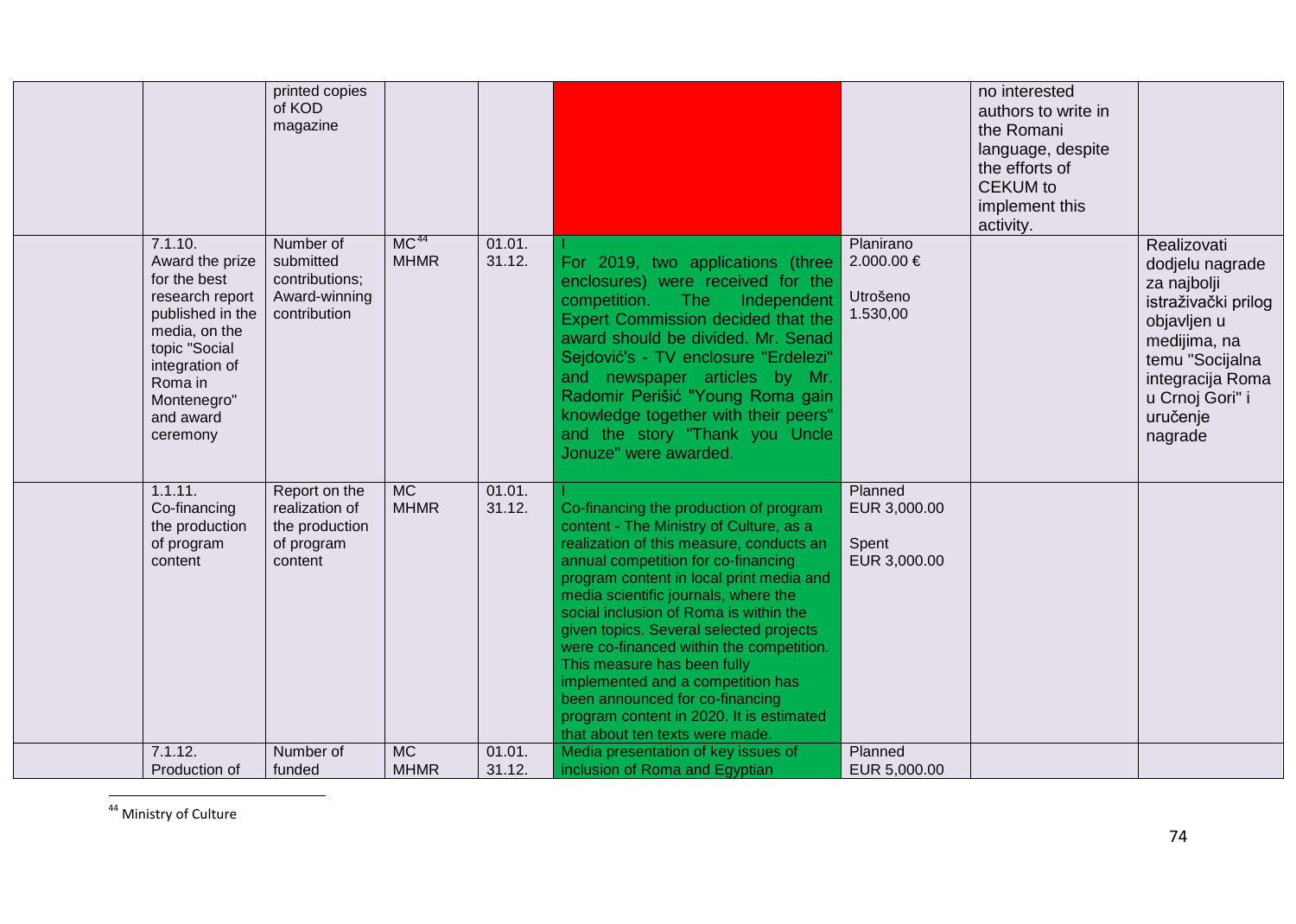| | | | | | | | |
|---|---|---|---|---|---|---|---|
| | printed copies of KOD magazine | | | | | no interested authors to write in the Romani language, despite the efforts of CEKUM to implement this activity. | |
| | 7.1.10. Award the prize for the best research report published in the media, on the topic "Social integration of Roma in Montenegro" and award ceremony | Number of submitted contributions; Award-winning contribution | MC[44] MHMR | 01.01. 31.12. | I For 2019, two applications (three enclosures) were received for the competition. The Independent Expert Commission decided that the award should be divided. Mr. Senad Sejdović's - TV enclosure "Erdelezi" and newspaper articles by Mr. Radomir Perišić "Young Roma gain knowledge together with their peers" and the story "Thank you Uncle Jonuze" were awarded. | Planirano 2.000.00 € Utrošeno 1.530,00 | | Realizovati dodjelu nagrade za najbolji istraživački prilog objavljen u medijima, na temu "Socijalna integracija Roma u Crnoj Gori" i uručenje nagrade |
| | 1.1.11. Co-financing the production of program content | Report on the realization of the production of program content | MC MHMR | 01.01. 31.12. | I Co-financing the production of program content - The Ministry of Culture, as a realization of this measure, conducts an annual competition for co-financing program content in local print media and media scientific journals, where the social inclusion of Roma is within the given topics. Several selected projects were co-financed within the competition. This measure has been fully implemented and a competition has been announced for co-financing program content in 2020. It is estimated that about ten texts were made. | Planned EUR 3,000.00 Spent EUR 3,000.00 | | |
| | 7.1.12. Production of | Number of funded | MC MHMR | 01.01. 31.12. | Media presentation of key issues of inclusion of Roma and Egyptian | Planned EUR 5,000.00 | | |

[44] Ministry of Culture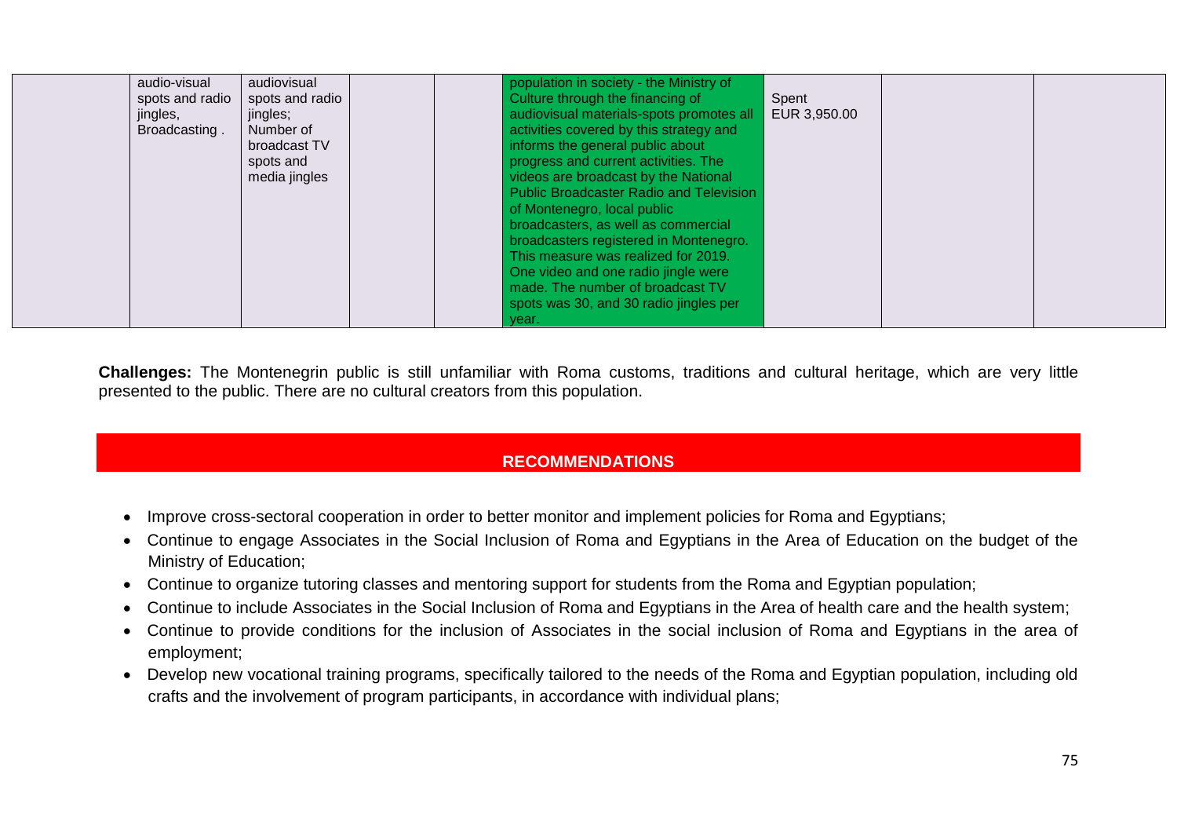|  | audio-visual spots and radio jingles, Broadcasting . | audiovisual spots and radio jingles; Number of broadcast TV spots and media jingles |  |  | population in society - the Ministry of Culture through the financing of audiovisual materials-spots promotes all activities covered by this strategy and informs the general public about progress and current activities. The videos are broadcast by the National Public Broadcaster Radio and Television of Montenegro, local public broadcasters, as well as commercial broadcasters registered in Montenegro. This measure was realized for 2019. One video and one radio jingle were made. The number of broadcast TV spots was 30, and 30 radio jingles per year. | Spent EUR 3,950.00 |  |  |
|---|---|---|---|---|---|---|---|---|

**Challenges:** The Montenegrin public is still unfamiliar with Roma customs, traditions and cultural heritage, which are very little presented to the public. There are no cultural creators from this population.

## RECOMMENDATIONS

- Improve cross-sectoral cooperation in order to better monitor and implement policies for Roma and Egyptians;
- Continue to engage Associates in the Social Inclusion of Roma and Egyptians in the Area of Education on the budget of the Ministry of Education;
- Continue to organize tutoring classes and mentoring support for students from the Roma and Egyptian population;
- Continue to include Associates in the Social Inclusion of Roma and Egyptians in the Area of health care and the health system;
- Continue to provide conditions for the inclusion of Associates in the social inclusion of Roma and Egyptians in the area of employment;
- Develop new vocational training programs, specifically tailored to the needs of the Roma and Egyptian population, including old crafts and the involvement of program participants, in accordance with individual plans;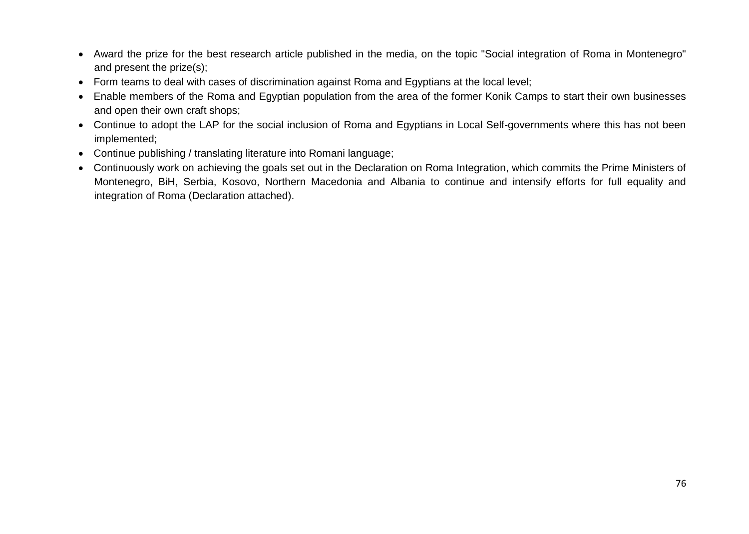- Award the prize for the best research article published in the media, on the topic "Social integration of Roma in Montenegro" and present the prize(s);
- Form teams to deal with cases of discrimination against Roma and Egyptians at the local level;
- Enable members of the Roma and Egyptian population from the area of the former Konik Camps to start their own businesses and open their own craft shops;
- Continue to adopt the LAP for the social inclusion of Roma and Egyptians in Local Self-governments where this has not been implemented;
- Continue publishing / translating literature into Romani language;
- Continuously work on achieving the goals set out in the Declaration on Roma Integration, which commits the Prime Ministers of Montenegro, BiH, Serbia, Kosovo, Northern Macedonia and Albania to continue and intensify efforts for full equality and integration of Roma (Declaration attached).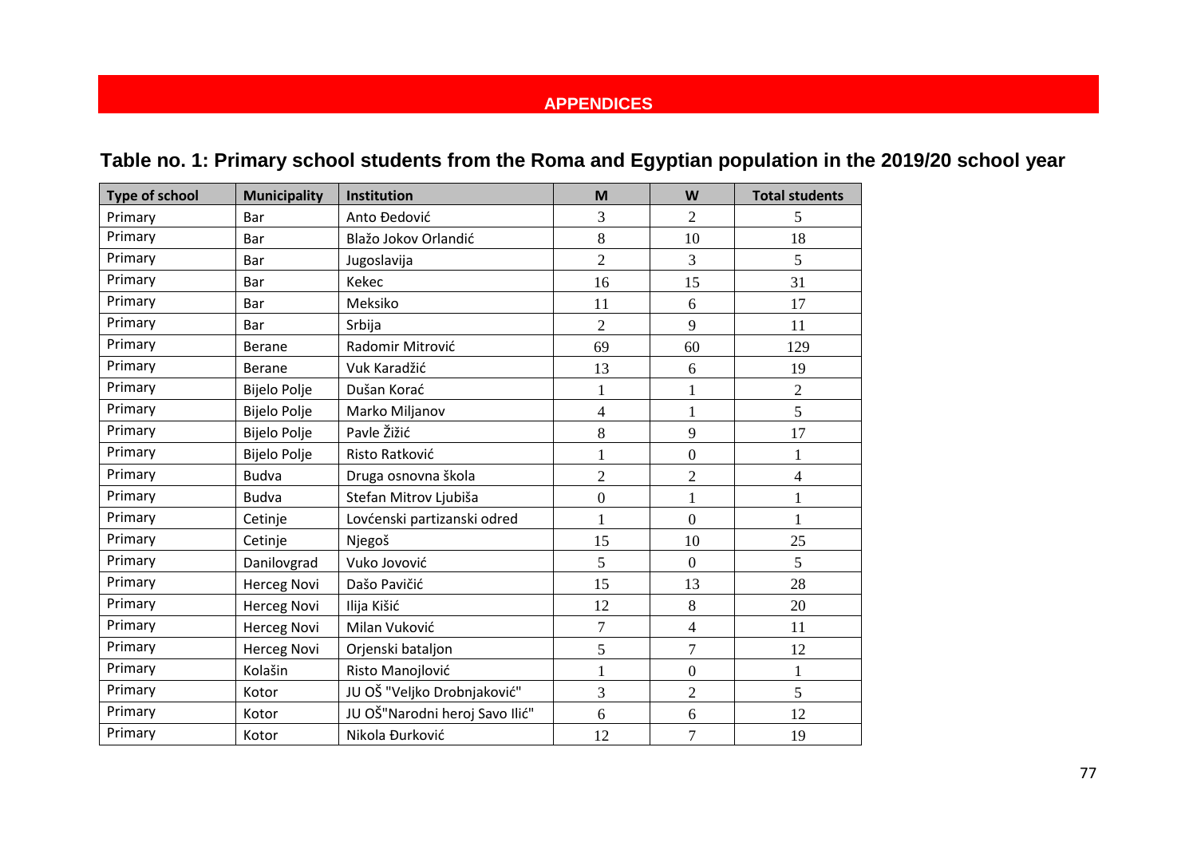# APPENDICES

## Table no. 1: Primary school students from the Roma and Egyptian population in the 2019/20 school year

| Type of school | Municipality | Institution | M | W | Total students |
|---|---|---|---|---|---|
| Primary | Bar | Anto Đedović | 3 | 2 | 5 |
| Primary | Bar | Blažo Jokov Orlandić | 8 | 10 | 18 |
| Primary | Bar | Jugoslavija | 2 | 3 | 5 |
| Primary | Bar | Kekec | 16 | 15 | 31 |
| Primary | Bar | Meksiko | 11 | 6 | 17 |
| Primary | Bar | Srbija | 2 | 9 | 11 |
| Primary | Berane | Radomir Mitrović | 69 | 60 | 129 |
| Primary | Berane | Vuk Karadžić | 13 | 6 | 19 |
| Primary | Bijelo Polje | Dušan Korać | 1 | 1 | 2 |
| Primary | Bijelo Polje | Marko Miljanov | 4 | 1 | 5 |
| Primary | Bijelo Polje | Pavle Žižić | 8 | 9 | 17 |
| Primary | Bijelo Polje | Risto Ratković | 1 | 0 | 1 |
| Primary | Budva | Druga osnovna škola | 2 | 2 | 4 |
| Primary | Budva | Stefan Mitrov Ljubiša | 0 | 1 | 1 |
| Primary | Cetinje | Lovćenski partizanski odred | 1 | 0 | 1 |
| Primary | Cetinje | Njegoš | 15 | 10 | 25 |
| Primary | Danilovgrad | Vuko Jovović | 5 | 0 | 5 |
| Primary | Herceg Novi | Dašo Pavičić | 15 | 13 | 28 |
| Primary | Herceg Novi | Ilija Kišić | 12 | 8 | 20 |
| Primary | Herceg Novi | Milan Vuković | 7 | 4 | 11 |
| Primary | Herceg Novi | Orjenski bataljon | 5 | 7 | 12 |
| Primary | Kolašin | Risto Manojlović | 1 | 0 | 1 |
| Primary | Kotor | JU OŠ "Veljko Drobnjaković" | 3 | 2 | 5 |
| Primary | Kotor | JU OŠ"Narodni heroj Savo Ilić" | 6 | 6 | 12 |
| Primary | Kotor | Nikola Đurković | 12 | 7 | 19 |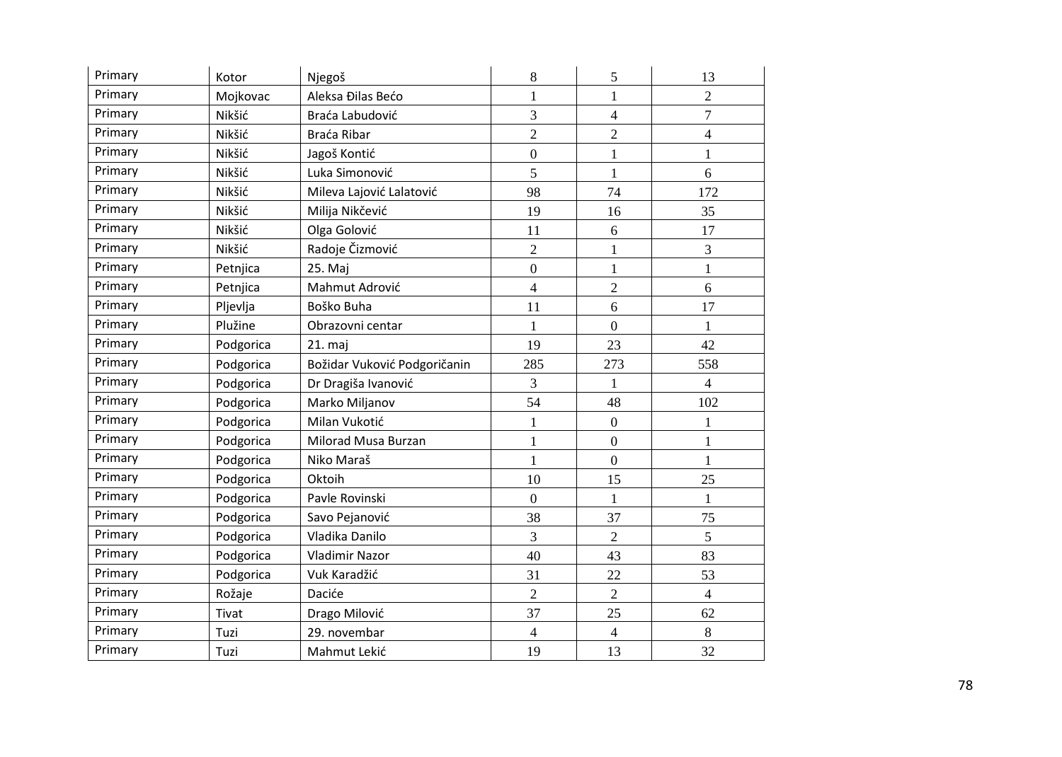| Primary | Kotor | Njegoš | 8 | 5 | 13 |
|---|---|---|---|---|---|
| Primary | Mojkovac | Aleksa Đilas Bećo | 1 | 1 | 2 |
| Primary | Nikšić | Braća Labudović | 3 | 4 | 7 |
| Primary | Nikšić | Braća Ribar | 2 | 2 | 4 |
| Primary | Nikšić | Jagoš Kontić | 0 | 1 | 1 |
| Primary | Nikšić | Luka Simonović | 5 | 1 | 6 |
| Primary | Nikšić | Mileva Lajović Lalatović | 98 | 74 | 172 |
| Primary | Nikšić | Milija Nikčević | 19 | 16 | 35 |
| Primary | Nikšić | Olga Golović | 11 | 6 | 17 |
| Primary | Nikšić | Radoje Čizmović | 2 | 1 | 3 |
| Primary | Petnjica | 25. Maj | 0 | 1 | 1 |
| Primary | Petnjica | Mahmut Adrović | 4 | 2 | 6 |
| Primary | Pljevlja | Boško Buha | 11 | 6 | 17 |
| Primary | Plužine | Obrazovni centar | 1 | 0 | 1 |
| Primary | Podgorica | 21. maj | 19 | 23 | 42 |
| Primary | Podgorica | Božidar Vuković Podgoričanin | 285 | 273 | 558 |
| Primary | Podgorica | Dr Dragiša Ivanović | 3 | 1 | 4 |
| Primary | Podgorica | Marko Miljanov | 54 | 48 | 102 |
| Primary | Podgorica | Milan Vukotić | 1 | 0 | 1 |
| Primary | Podgorica | Milorad Musa Burzan | 1 | 0 | 1 |
| Primary | Podgorica | Niko Maraš | 1 | 0 | 1 |
| Primary | Podgorica | Oktoih | 10 | 15 | 25 |
| Primary | Podgorica | Pavle Rovinski | 0 | 1 | 1 |
| Primary | Podgorica | Savo Pejanović | 38 | 37 | 75 |
| Primary | Podgorica | Vladika Danilo | 3 | 2 | 5 |
| Primary | Podgorica | Vladimir Nazor | 40 | 43 | 83 |
| Primary | Podgorica | Vuk Karadžić | 31 | 22 | 53 |
| Primary | Rožaje | Daciće | 2 | 2 | 4 |
| Primary | Tivat | Drago Milović | 37 | 25 | 62 |
| Primary | Tuzi | 29. novembar | 4 | 4 | 8 |
| Primary | Tuzi | Mahmut Lekić | 19 | 13 | 32 |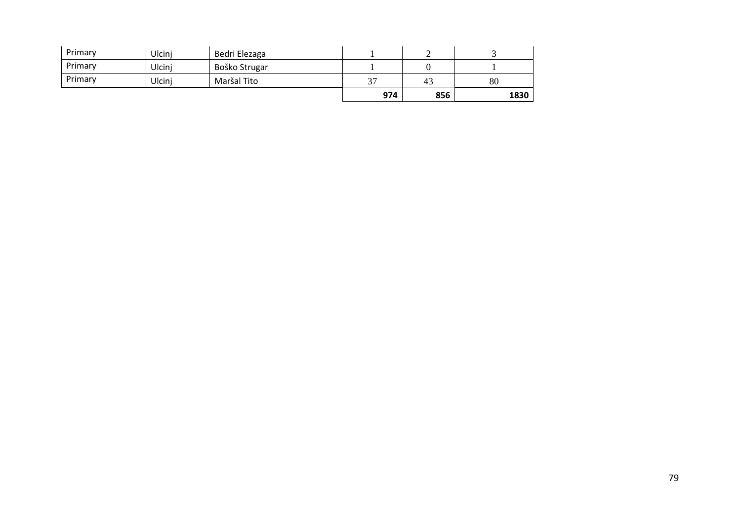| | | | | | |
|---|---|---|---|---|---|
| Primary | Ulcinj | Bedri Elezaga | 1 | 2 | 3 |
| Primary | Ulcinj | Boško Strugar | 1 | 0 | 1 |
| Primary | Ulcinj | Maršal Tito | 37 | 43 | 80 |
| | | | **974** | **856** | **1830** |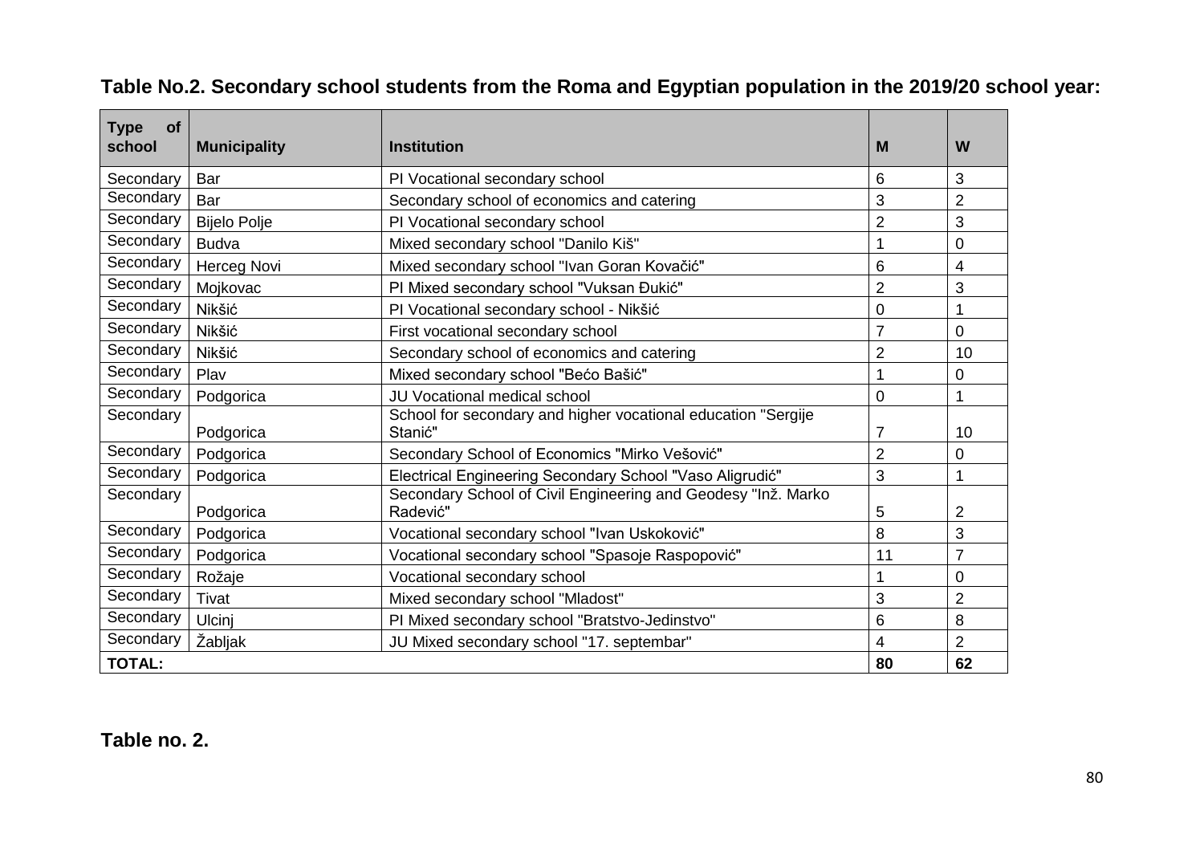**Table No.2. Secondary school students from the Roma and Egyptian population in the 2019/20 school year:**

| Type of school | Municipality | Institution | M | W |
|---|---|---|---|---|
| Secondary | Bar | PI Vocational secondary school | 6 | 3 |
| Secondary | Bar | Secondary school of economics and catering | 3 | 2 |
| Secondary | Bijelo Polje | PI Vocational secondary school | 2 | 3 |
| Secondary | Budva | Mixed secondary school "Danilo Kiš" | 1 | 0 |
| Secondary | Herceg Novi | Mixed secondary school "Ivan Goran Kovačić" | 6 | 4 |
| Secondary | Mojkovac | PI Mixed secondary school "Vuksan Đukić" | 2 | 3 |
| Secondary | Nikšić | PI Vocational secondary school - Nikšić | 0 | 1 |
| Secondary | Nikšić | First vocational secondary school | 7 | 0 |
| Secondary | Nikšić | Secondary school of economics and catering | 2 | 10 |
| Secondary | Plav | Mixed secondary school "Bećo Bašić" | 1 | 0 |
| Secondary | Podgorica | JU Vocational medical school | 0 | 1 |
| Secondary | Podgorica | School for secondary and higher vocational education "Sergije Stanić" | 7 | 10 |
| Secondary | Podgorica | Secondary School of Economics "Mirko Vešović" | 2 | 0 |
| Secondary | Podgorica | Electrical Engineering Secondary School "Vaso Aligrudić" | 3 | 1 |
| Secondary | Podgorica | Secondary School of Civil Engineering and Geodesy "Inž. Marko Radević" | 5 | 2 |
| Secondary | Podgorica | Vocational secondary school "Ivan Uskoković" | 8 | 3 |
| Secondary | Podgorica | Vocational secondary school "Spasoje Raspopović" | 11 | 7 |
| Secondary | Rožaje | Vocational secondary school | 1 | 0 |
| Secondary | Tivat | Mixed secondary school "Mladost" | 3 | 2 |
| Secondary | Ulcinj | PI Mixed secondary school "Bratstvo-Jedinstvo" | 6 | 8 |
| Secondary | Žabljak | JU Mixed secondary school "17. septembar" | 4 | 2 |
| **TOTAL:** | | | **80** | **62** |

**Table no. 2.**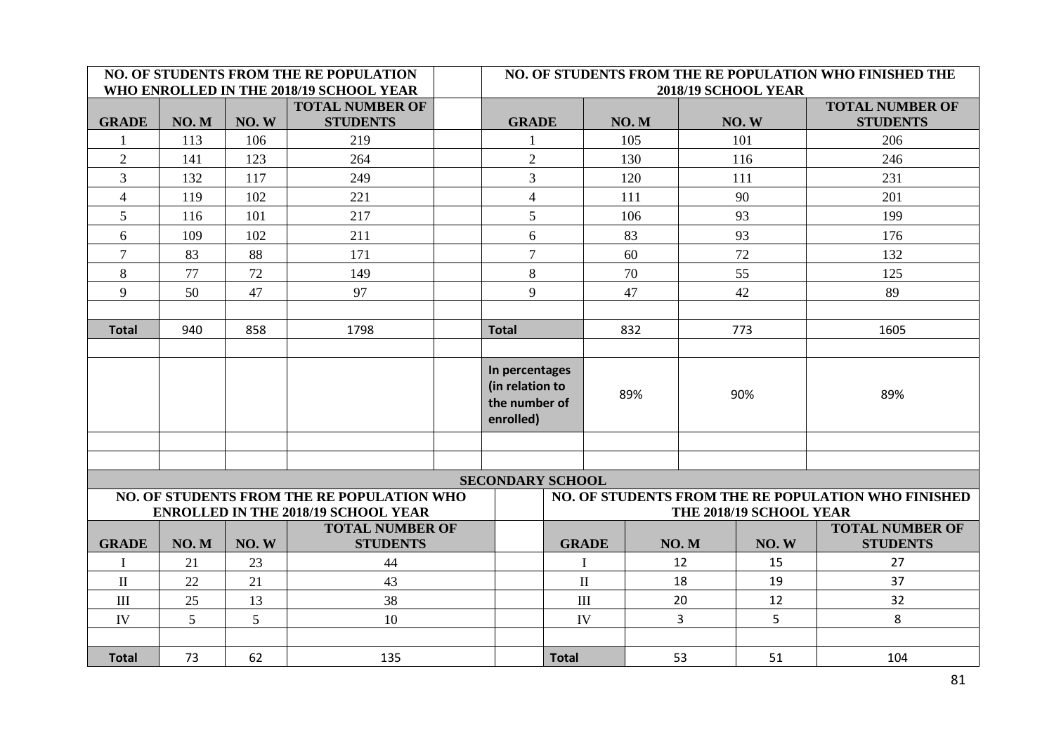| NO. OF STUDENTS FROM THE RE POPULATION WHO ENROLLED IN THE 2018/19 SCHOOL YEAR | | | | | NO. OF STUDENTS FROM THE RE POPULATION WHO FINISHED THE 2018/19 SCHOOL YEAR | | | |
|---|---|---|---|---|---|---|---|---|
| **GRADE** | **NO. M** | **NO. W** | **TOTAL NUMBER OF STUDENTS** | | **GRADE** | **NO. M** | **NO. W** | **TOTAL NUMBER OF STUDENTS** |
| 1 | 113 | 106 | 219 | | 1 | 105 | 101 | 206 |
| 2 | 141 | 123 | 264 | | 2 | 130 | 116 | 246 |
| 3 | 132 | 117 | 249 | | 3 | 120 | 111 | 231 |
| 4 | 119 | 102 | 221 | | 4 | 111 | 90 | 201 |
| 5 | 116 | 101 | 217 | | 5 | 106 | 93 | 199 |
| 6 | 109 | 102 | 211 | | 6 | 83 | 93 | 176 |
| 7 | 83 | 88 | 171 | | 7 | 60 | 72 | 132 |
| 8 | 77 | 72 | 149 | | 8 | 70 | 55 | 125 |
| 9 | 50 | 47 | 97 | | 9 | 47 | 42 | 89 |
| | | | | | | | | |
| **Total** | 940 | 858 | 1798 | | **Total** | 832 | 773 | 1605 |
| | | | | | | | | |
| | | | | | **In percentages (in relation to the number of enrolled)** | 89% | 90% | 89% |

**SECONDARY SCHOOL**

| NO. OF STUDENTS FROM THE RE POPULATION WHO ENROLLED IN THE 2018/19 SCHOOL YEAR | | | | | NO. OF STUDENTS FROM THE RE POPULATION WHO FINISHED THE 2018/19 SCHOOL YEAR | | | |
|---|---|---|---|---|---|---|---|---|
| **GRADE** | **NO. M** | **NO. W** | **TOTAL NUMBER OF STUDENTS** | | **GRADE** | **NO. M** | **NO. W** | **TOTAL NUMBER OF STUDENTS** |
| I | 21 | 23 | 44 | | I | 12 | 15 | 27 |
| II | 22 | 21 | 43 | | II | 18 | 19 | 37 |
| III | 25 | 13 | 38 | | III | 20 | 12 | 32 |
| IV | 5 | 5 | 10 | | IV | 3 | 5 | 8 |
| | | | | | | | | |
| **Total** | 73 | 62 | 135 | | **Total** | 53 | 51 | 104 |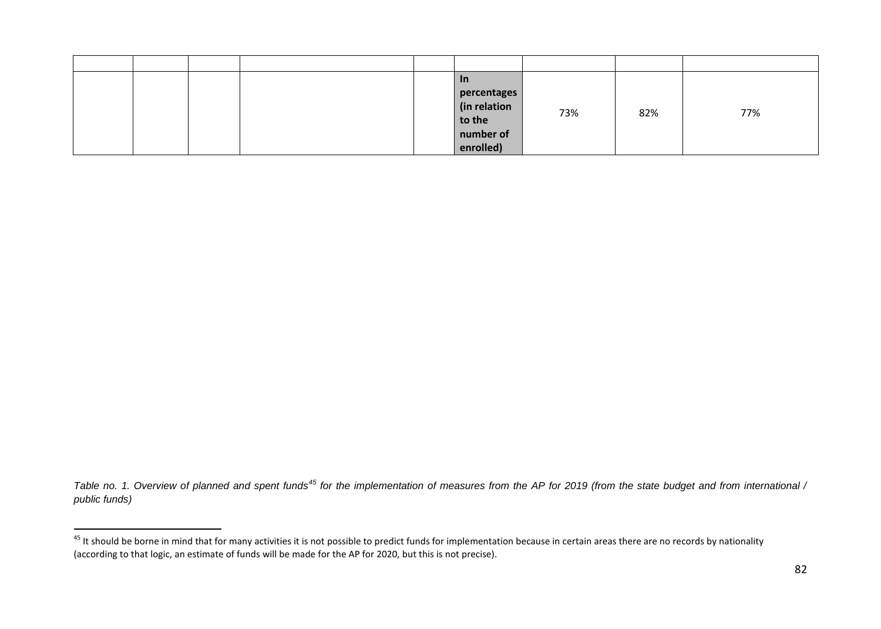| | | | | | | | | |
|---|---|---|---|---|---|---|---|---|
| | | | | | **In percentages (in relation to the number of enrolled)** | 73% | 82% | 77% |

*Table no. 1. Overview of planned and spent funds[45] for the implementation of measures from the AP for 2019 (from the state budget and from international / public funds)*

[45] It should be borne in mind that for many activities it is not possible to predict funds for implementation because in certain areas there are no records by nationality (according to that logic, an estimate of funds will be made for the AP for 2020, but this is not precise).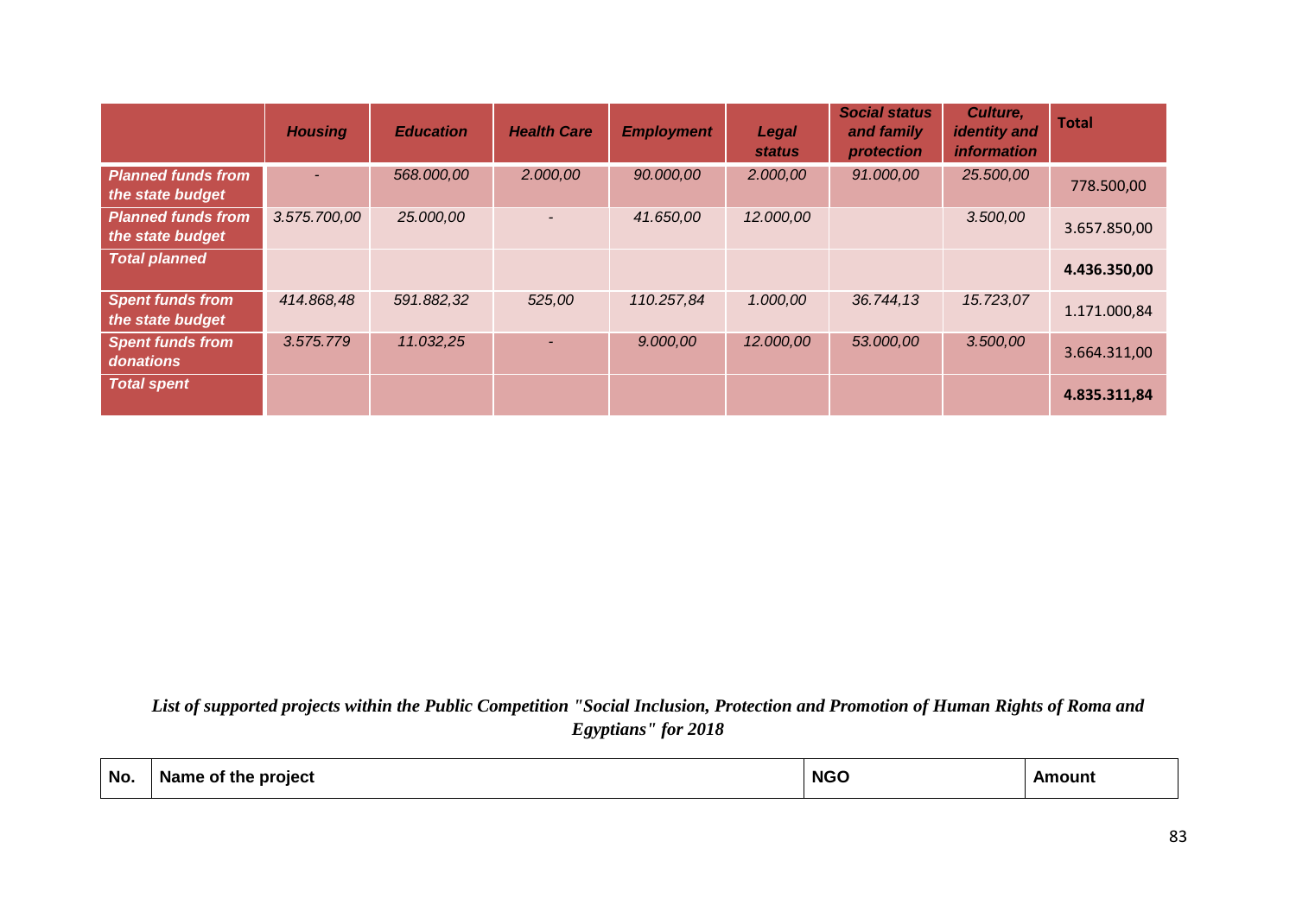| | *Housing* | *Education* | *Health Care* | *Employment* | *Legal status* | *Social status and family protection* | *Culture, identity and information* | Total |
|---|---|---|---|---|---|---|---|---|
| ***Planned funds from the state budget*** | - | *568.000,00* | *2.000,00* | *90.000,00* | *2.000,00* | *91.000,00* | *25.500,00* | 778.500,00 |
| ***Planned funds from the state budget*** | *3.575.700,00* | *25.000,00* | - | *41.650,00* | *12.000,00* | | *3.500,00* | 3.657.850,00 |
| ***Total planned*** | | | | | | | | **4.436.350,00** |
| ***Spent funds from the state budget*** | *414.868,48* | *591.882,32* | *525,00* | *110.257,84* | *1.000,00* | *36.744,13* | *15.723,07* | 1.171.000,84 |
| ***Spent funds from donations*** | *3.575.779* | *11.032,25* | - | *9.000,00* | *12.000,00* | *53.000,00* | *3.500,00* | 3.664.311,00 |
| ***Total spent*** | | | | | | | | **4.835.311,84** |

***List of supported projects within the Public Competition "Social Inclusion, Protection and Promotion of Human Rights of Roma and Egyptians" for 2018***

| No. | Name of the project | NGO | Amount |
|---|---|---|---|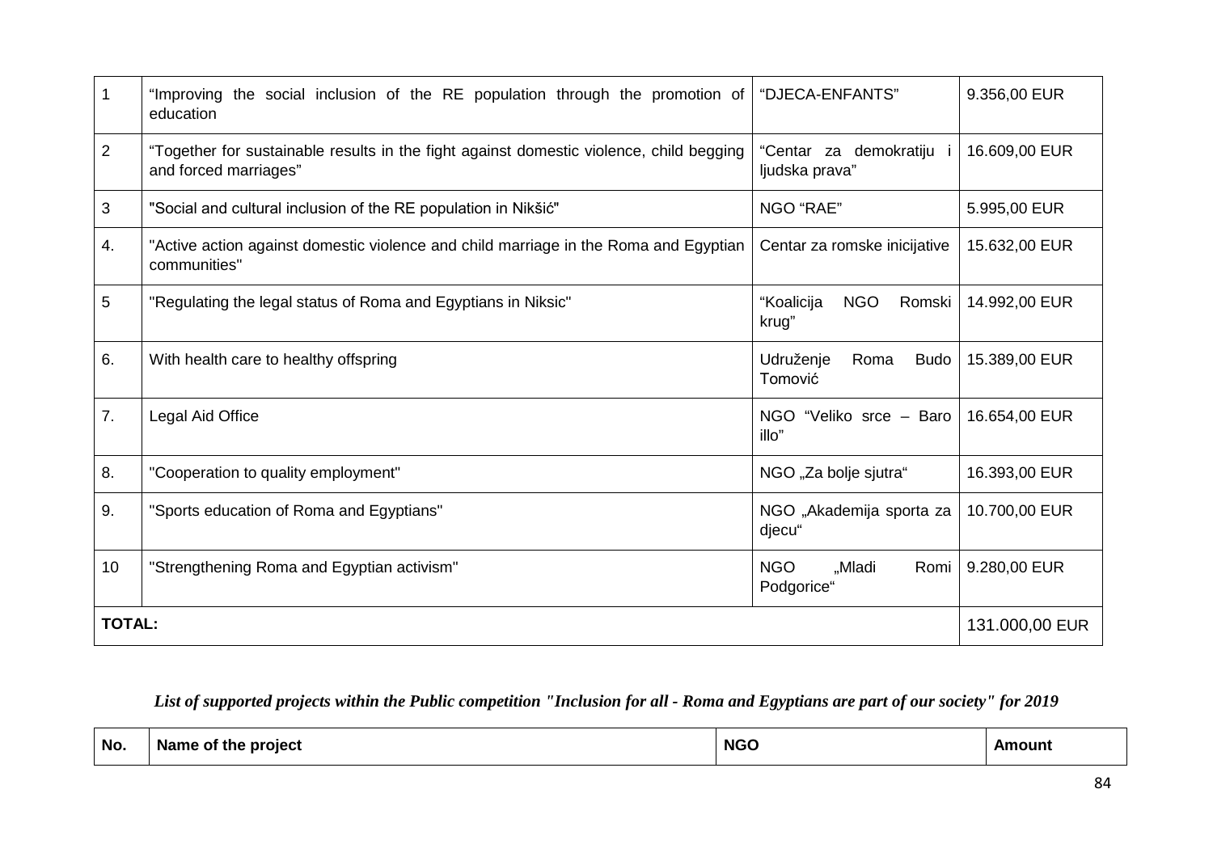| 1 | "Improving the social inclusion of the RE population through the promotion of education | "DJECA-ENFANTS" | 9.356,00 EUR |
|---|---|---|---|
| 2 | "Together for sustainable results in the fight against domestic violence, child begging and forced marriages" | "Centar za demokratiju i ljudska prava" | 16.609,00 EUR |
| 3 | "Social and cultural inclusion of the RE population in Nikšić" | NGO "RAE" | 5.995,00 EUR |
| 4. | "Active action against domestic violence and child marriage in the Roma and Egyptian communities" | Centar za romske inicijative | 15.632,00 EUR |
| 5 | "Regulating the legal status of Roma and Egyptians in Niksic" | "Koalicija NGO Romski krug" | 14.992,00 EUR |
| 6. | With health care to healthy offspring | Udruženje Roma Budo Tomović | 15.389,00 EUR |
| 7. | Legal Aid Office | NGO "Veliko srce – Baro illo" | 16.654,00 EUR |
| 8. | "Cooperation to quality employment" | NGO „Za bolje sjutra" | 16.393,00 EUR |
| 9. | "Sports education of Roma and Egyptians" | NGO „Akademija sporta za djecu" | 10.700,00 EUR |
| 10 | "Strengthening Roma and Egyptian activism" | NGO „Mladi Romi Podgorice" | 9.280,00 EUR |
| **TOTAL:** | | | 131.000,00 EUR |

***List of supported projects within the Public competition "Inclusion for all - Roma and Egyptians are part of our society" for 2019***

| No. | Name of the project | NGO | Amount |
|---|---|---|---|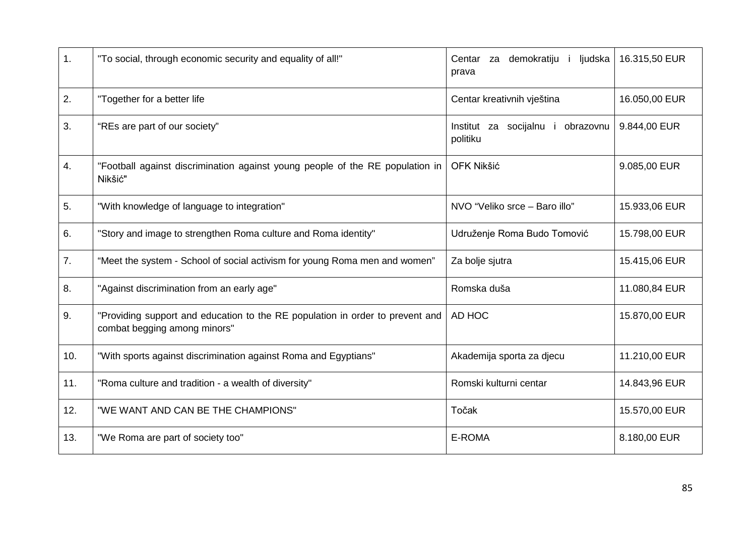| 1. | "To social, through economic security and equality of all!" | Centar za demokratiju i ljudska prava | 16.315,50 EUR |
|---|---|---|---|
| 2. | "Together for a better life | Centar kreativnih vještina | 16.050,00 EUR |
| 3. | “REs are part of our society” | Institut za socijalnu i obrazovnu politiku | 9.844,00 EUR |
| 4. | "Football against discrimination against young people of the RE population in Nikšić" | OFK Nikšić | 9.085,00 EUR |
| 5. | "With knowledge of language to integration" | NVO “Veliko srce – Baro illo” | 15.933,06 EUR |
| 6. | "Story and image to strengthen Roma culture and Roma identity" | Udruženje Roma Budo Tomović | 15.798,00 EUR |
| 7. | “Meet the system - School of social activism for young Roma men and women” | Za bolje sjutra | 15.415,06 EUR |
| 8. | "Against discrimination from an early age" | Romska duša | 11.080,84 EUR |
| 9. | "Providing support and education to the RE population in order to prevent and combat begging among minors" | AD HOC | 15.870,00 EUR |
| 10. | "With sports against discrimination against Roma and Egyptians" | Akademija sporta za djecu | 11.210,00 EUR |
| 11. | "Roma culture and tradition - a wealth of diversity" | Romski kulturni centar | 14.843,96 EUR |
| 12. | "WE WANT AND CAN BE THE CHAMPIONS" | Točak | 15.570,00 EUR |
| 13. | "We Roma are part of society too" | E-ROMA | 8.180,00 EUR |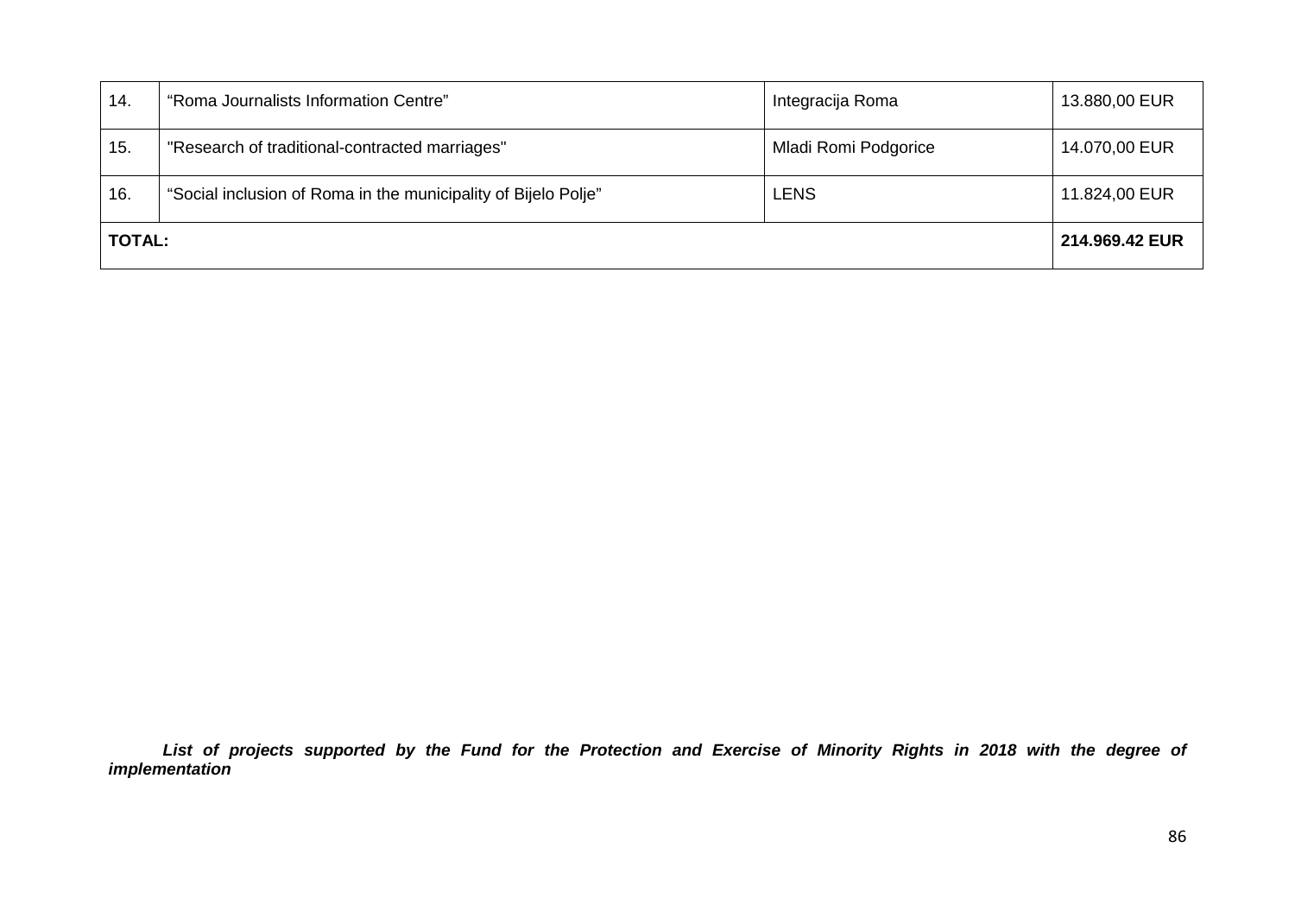| 14. | “Roma Journalists Information Centre” | Integracija Roma | 13.880,00 EUR |
|---|---|---|---|
| 15. | "Research of traditional-contracted marriages" | Mladi Romi Podgorice | 14.070,00 EUR |
| 16. | “Social inclusion of Roma in the municipality of Bijelo Polje” | LENS | 11.824,00 EUR |
| **TOTAL:** | | | **214.969.42 EUR** |

***List of projects supported by the Fund for the Protection and Exercise of Minority Rights in 2018 with the degree of implementation***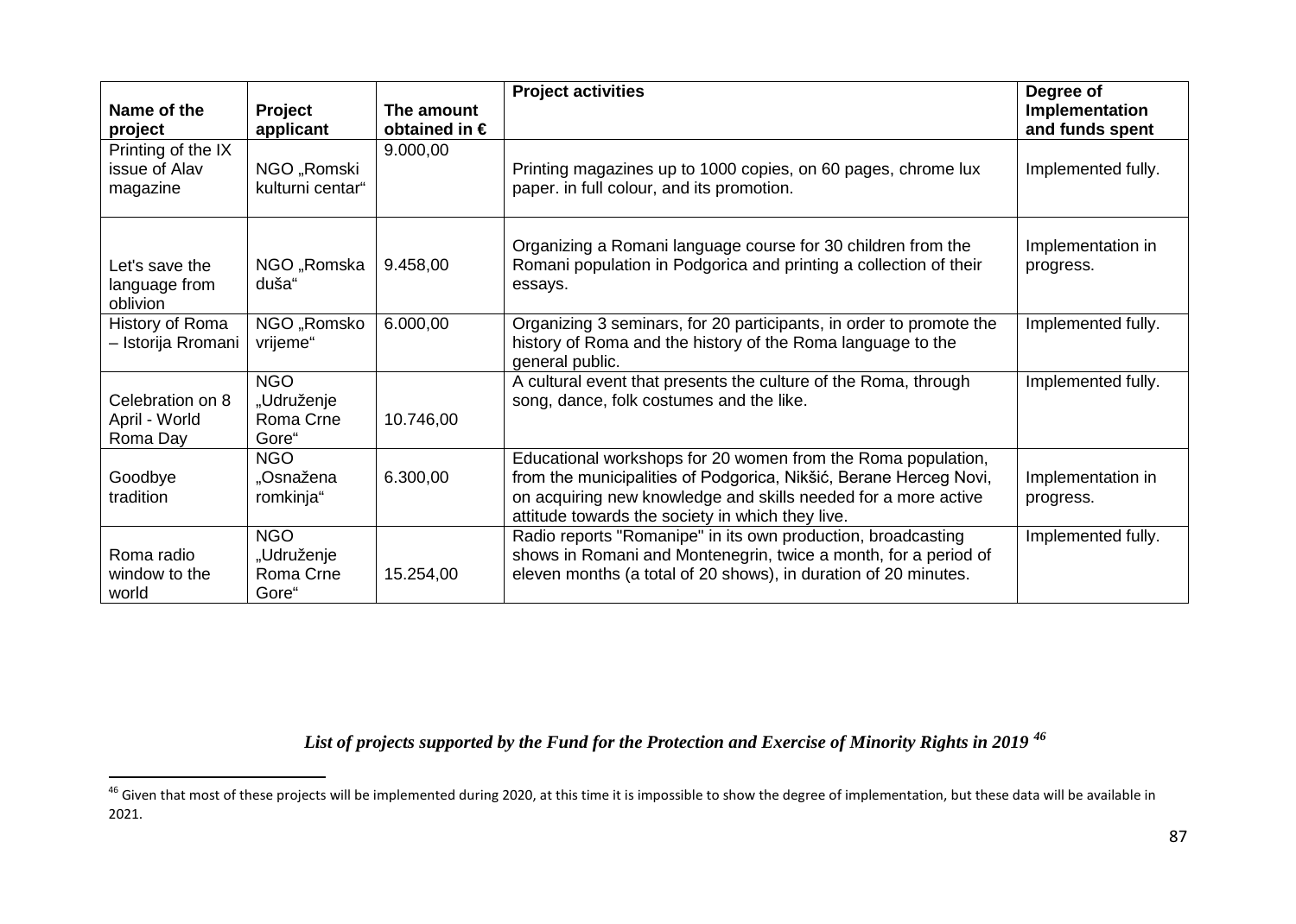| Name of the project | Project applicant | The amount obtained in € | Project activities | Degree of Implementation and funds spent |
|---|---|---|---|---|
| Printing of the IX issue of Alav magazine | NGO „Romski kulturni centar“ | 9.000,00 | Printing magazines up to 1000 copies, on 60 pages, chrome lux paper. in full colour, and its promotion. | Implemented fully. |
| Let's save the language from oblivion | NGO „Romska duša“ | 9.458,00 | Organizing a Romani language course for 30 children from the Romani population in Podgorica and printing a collection of their essays. | Implementation in progress. |
| History of Roma – Istorija Rromani | NGO „Romsko vrijeme“ | 6.000,00 | Organizing 3 seminars, for 20 participants, in order to promote the history of Roma and the history of the Roma language to the general public. | Implemented fully. |
| Celebration on 8 April - World Roma Day | NGO „Udruženje Roma Crne Gore“ | 10.746,00 | A cultural event that presents the culture of the Roma, through song, dance, folk costumes and the like. | Implemented fully. |
| Goodbye tradition | NGO „Osnažena romkinja“ | 6.300,00 | Educational workshops for 20 women from the Roma population, from the municipalities of Podgorica, Nikšić, Berane Herceg Novi, on acquiring new knowledge and skills needed for a more active attitude towards the society in which they live. | Implementation in progress. |
| Roma radio window to the world | NGO „Udruženje Roma Crne Gore“ | 15.254,00 | Radio reports "Romanipe" in its own production, broadcasting shows in Romani and Montenegrin, twice a month, for a period of eleven months (a total of 20 shows), in duration of 20 minutes. | Implemented fully. |

***List of projects supported by the Fund for the Protection and Exercise of Minority Rights in 2019*** [46]

[46] Given that most of these projects will be implemented during 2020, at this time it is impossible to show the degree of implementation, but these data will be available in 2021.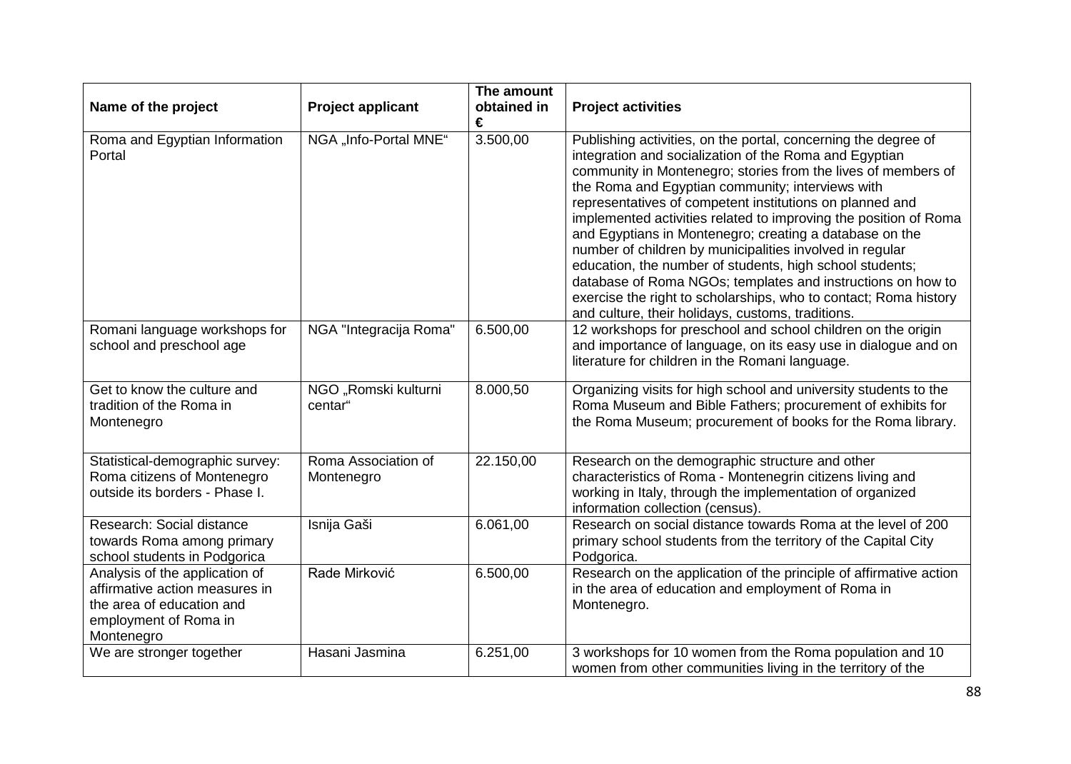| Name of the project | Project applicant | The amount obtained in € | Project activities |
|---|---|---|---|
| Roma and Egyptian Information Portal | NGA „Info-Portal MNE“ | 3.500,00 | Publishing activities, on the portal, concerning the degree of integration and socialization of the Roma and Egyptian community in Montenegro; stories from the lives of members of the Roma and Egyptian community; interviews with representatives of competent institutions on planned and implemented activities related to improving the position of Roma and Egyptians in Montenegro; creating a database on the number of children by municipalities involved in regular education, the number of students, high school students; database of Roma NGOs; templates and instructions on how to exercise the right to scholarships, who to contact; Roma history and culture, their holidays, customs, traditions. |
| Romani language workshops for school and preschool age | NGA "Integracija Roma" | 6.500,00 | 12 workshops for preschool and school children on the origin and importance of language, on its easy use in dialogue and on literature for children in the Romani language. |
| Get to know the culture and tradition of the Roma in Montenegro | NGO „Romski kulturni centar“ | 8.000,50 | Organizing visits for high school and university students to the Roma Museum and Bible Fathers; procurement of exhibits for the Roma Museum; procurement of books for the Roma library. |
| Statistical-demographic survey: Roma citizens of Montenegro outside its borders - Phase I. | Roma Association of Montenegro | 22.150,00 | Research on the demographic structure and other characteristics of Roma - Montenegrin citizens living and working in Italy, through the implementation of organized information collection (census). |
| Research: Social distance towards Roma among primary school students in Podgorica | Isnija Gaši | 6.061,00 | Research on social distance towards Roma at the level of 200 primary school students from the territory of the Capital City Podgorica. |
| Analysis of the application of affirmative action measures in the area of education and employment of Roma in Montenegro | Rade Mirković | 6.500,00 | Research on the application of the principle of affirmative action in the area of education and employment of Roma in Montenegro. |
| We are stronger together | Hasani Jasmina | 6.251,00 | 3 workshops for 10 women from the Roma population and 10 women from other communities living in the territory of the |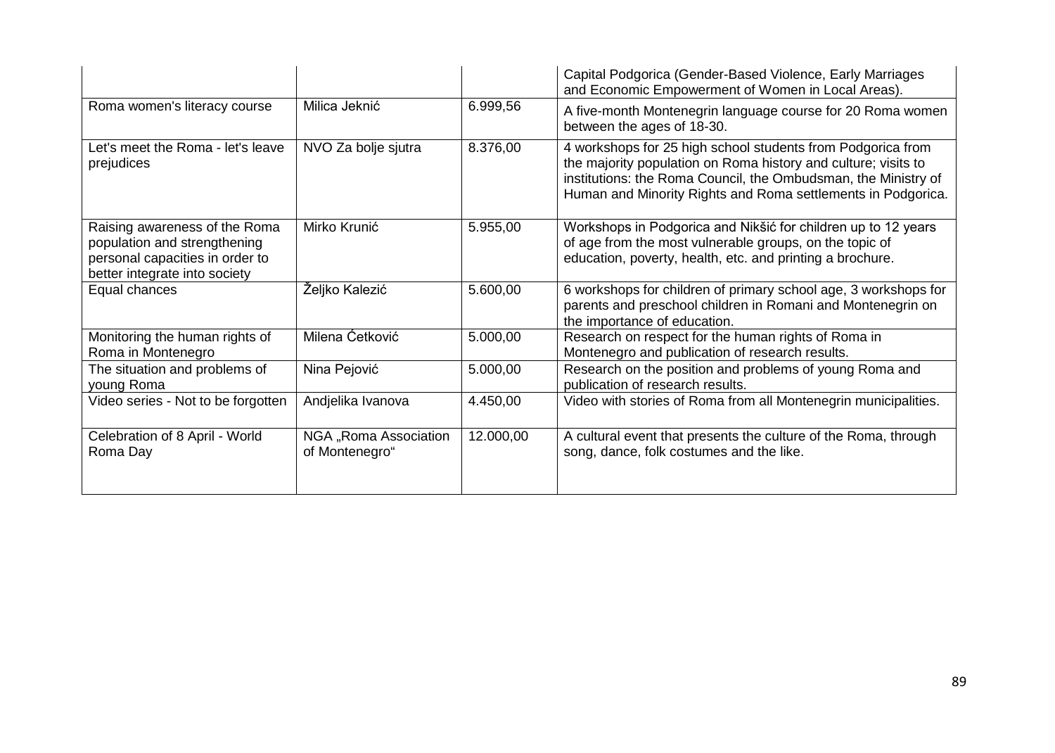| | | | |
|---|---|---|---|
| | | | Capital Podgorica (Gender-Based Violence, Early Marriages and Economic Empowerment of Women in Local Areas). |
| Roma women's literacy course | Milica Jeknić | 6.999,56 | A five-month Montenegrin language course for 20 Roma women between the ages of 18-30. |
| Let's meet the Roma - let's leave prejudices | NVO Za bolje sjutra | 8.376,00 | 4 workshops for 25 high school students from Podgorica from the majority population on Roma history and culture; visits to institutions: the Roma Council, the Ombudsman, the Ministry of Human and Minority Rights and Roma settlements in Podgorica. |
| Raising awareness of the Roma population and strengthening personal capacities in order to better integrate into society | Mirko Krunić | 5.955,00 | Workshops in Podgorica and Nikšić for children up to 12 years of age from the most vulnerable groups, on the topic of education, poverty, health, etc. and printing a brochure. |
| Equal chances | Željko Kalezić | 5.600,00 | 6 workshops for children of primary school age, 3 workshops for parents and preschool children in Romani and Montenegrin on the importance of education. |
| Monitoring the human rights of Roma in Montenegro | Milena Ćetković | 5.000,00 | Research on respect for the human rights of Roma in Montenegro and publication of research results. |
| The situation and problems of young Roma | Nina Pejović | 5.000,00 | Research on the position and problems of young Roma and publication of research results. |
| Video series - Not to be forgotten | Andjelika Ivanova | 4.450,00 | Video with stories of Roma from all Montenegrin municipalities. |
| Celebration of 8 April - World Roma Day | NGA „Roma Association of Montenegro“ | 12.000,00 | A cultural event that presents the culture of the Roma, through song, dance, folk costumes and the like. |